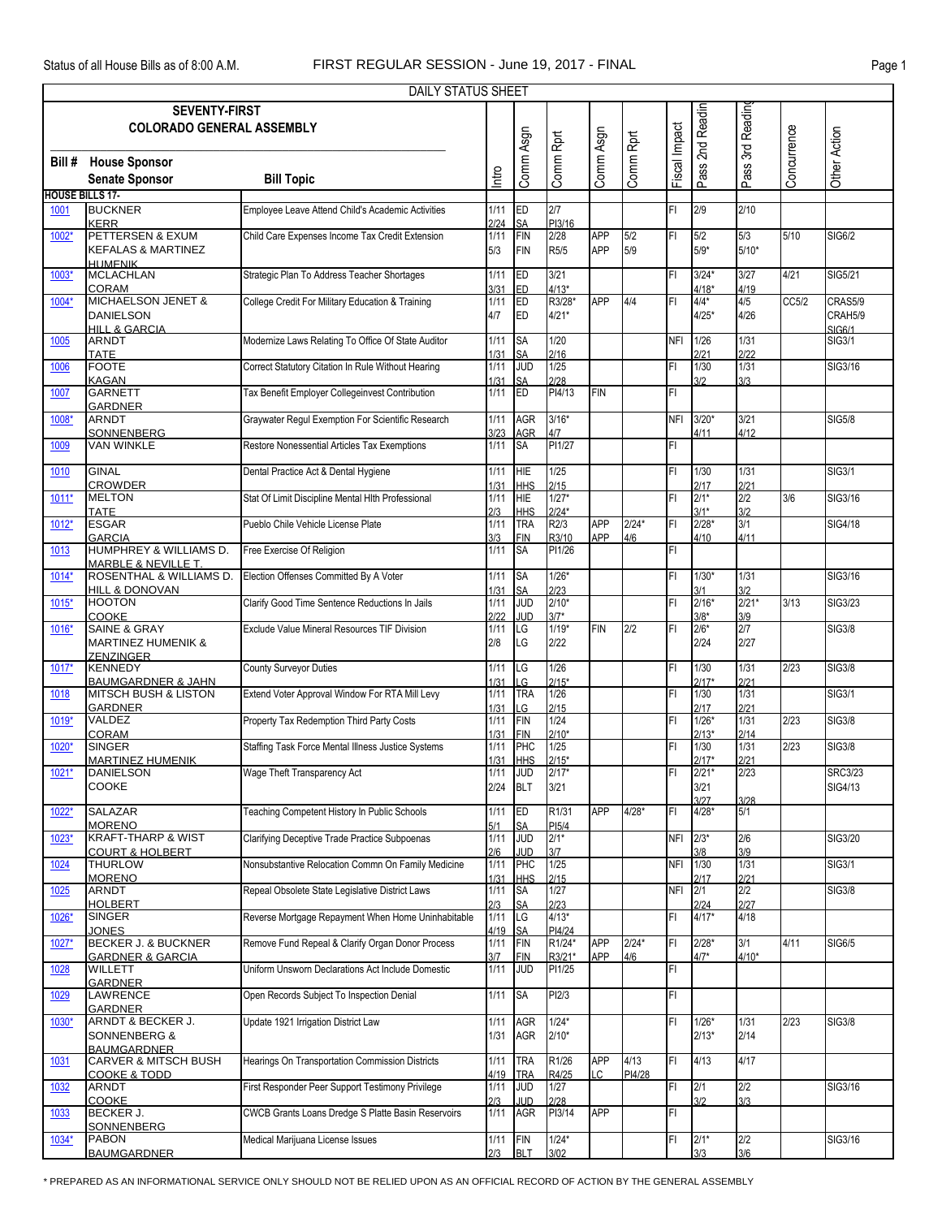Status of all House Bills as of 8:00 A.M. — FIRST REGULAR SESSION - June 19, 2017 - FINAL

DAILY STATUS SHEET

**SEVENTY-FIRST COLORADO GENERAL ASSEMBLY**

| Bill # | House Sponsor / Senate Sponsor | Bill Topic | Intro | Comm Asgn | Comm Rpt | Comm Asgn | Comm Rpt | Fiscal Impact | Pass 2nd Reading | Pass 3rd Reading | Concurrence | Other Action |
|---|---|---|---|---|---|---|---|---|---|---|---|---|
| **HOUSE BILLS 17-** | | | | | | | | | | | | |
| 1001 | BUCKNER / KERR | Employee Leave Attend Child's Academic Activities | 1/11 / 2/24 | ED / SA | 2/7 / PI3/16 | | | FI | 2/9 | 2/10 | | |
| 1002* | PETTERSEN & EXUM / KEFALAS & MARTINEZ HUMENIK | Child Care Expenses Income Tax Credit Extension | 1/11 / 5/3 | FIN / FIN | 2/28 / R5/5 | APP / APP | 5/2 / 5/9 | FI | 5/2 / 5/9* | 5/3 / 5/10* | 5/10 | SIG6/2 |
| 1003* | MCLACHLAN / CORAM | Strategic Plan To Address Teacher Shortages | 1/11 / 3/31 | ED / ED | 3/21 / 4/13* | | | FI | 3/24* / 4/18* | 3/27 / 4/19 | 4/21 | SIG5/21 |
| 1004* | MICHAELSON JENET & DANIELSON / HILL & GARCIA | College Credit For Military Education & Training | 1/11 / 4/7 | ED / ED | R3/28* / 4/21* | APP | 4/4 | FI | 4/4* / 4/25* | 4/5 / 4/26 | CC5/2 | CRAS5/9 CRAH5/9 SIG6/1 |
| 1005 | ARNDT / TATE | Modernize Laws Relating To Office Of State Auditor | 1/11 / 1/31 | SA / SA | 1/20 / 2/16 | | | NFI | 1/26 / 2/21 | 1/31 / 2/22 | | SIG3/1 |
| 1006 | FOOTE / KAGAN | Correct Statutory Citation In Rule Without Hearing | 1/11 / 1/31 | JUD / SA | 1/25 / 2/28 | | | FI | 1/30 / 3/2 | 1/31 / 3/3 | | SIG3/16 |
| 1007 | GARNETT / GARDNER | Tax Benefit Employer Collegeinvest Contribution | 1/11 | ED | PI4/13 | FIN | | FI | | | | |
| 1008* | ARNDT / SONNENBERG | Graywater Regul Exemption For Scientific Research | 1/11 / 3/23 | AGR / AGR | 3/16* / 4/7 | | | NFI | 3/20* / 4/11 | 3/21 / 4/12 | | SIG5/8 |
| 1009 | VAN WINKLE | Restore Nonessential Articles Tax Exemptions | 1/11 | SA | PI1/27 | | | FI | | | | |
| 1010 | GINAL / CROWDER | Dental Practice Act & Dental Hygiene | 1/11 / 1/31 | HIE / HHS | 1/25 / 2/15 | | | FI | 1/30 / 2/17 | 1/31 / 2/21 | | SIG3/1 |
| 1011* | MELTON / TATE | Stat Of Limit Discipline Mental Hlth Professional | 1/11 / 2/3 | HIE / HHS | 1/27* / 2/24* | | | FI | 2/1* / 3/1* | 2/2 / 3/2 | 3/6 | SIG3/16 |
| 1012* | ESGAR / GARCIA | Pueblo Chile Vehicle License Plate | 1/11 / 3/3 | TRA / FIN | R2/3 / R3/10 | APP / APP | 2/24* / 4/6 | FI | 2/28* / 4/10 | 3/1 / 4/11 | | SIG4/18 |
| 1013 | HUMPHREY & WILLIAMS D. / MARBLE & NEVILLE T. | Free Exercise Of Religion | 1/11 | SA | PI1/26 | | | FI | | | | |
| 1014* | ROSENTHAL & WILLIAMS D. / HILL & DONOVAN | Election Offenses Committed By A Voter | 1/11 / 1/31 | SA / SA | 1/26* / 2/23 | | | FI | 1/30* / 3/1 | 1/31 / 3/2 | | SIG3/16 |
| 1015* | HOOTON / COOKE | Clarify Good Time Sentence Reductions In Jails | 1/11 / 2/22 | JUD / JUD | 2/10* / 3/7* | | | FI | 2/16* / 3/8* | 2/21* / 3/9 | 3/13 | SIG3/23 |
| 1016* | SAINE & GRAY / MARTINEZ HUMENIK & ZENZINGER | Exclude Value Mineral Resources TIF Division | 1/11 / 2/8 | LG / LG | 1/19* / 2/22 | FIN | 2/2 | FI | 2/6* / 2/24 | 2/7 / 2/27 | | SIG3/8 |
| 1017* | KENNEDY / BAUMGARDNER & JAHN | County Surveyor Duties | 1/11 / 1/31 | LG / LG | 1/26 / 2/15* | | | FI | 1/30 / 2/17* | 1/31 / 2/21 | 2/23 | SIG3/8 |
| 1018 | MITSCH BUSH & LISTON / GARDNER | Extend Voter Approval Window For RTA Mill Levy | 1/11 / 1/31 | TRA / LG | 1/26 / 2/15 | | | FI | 1/30 / 2/17 | 1/31 / 2/21 | | SIG3/1 |
| 1019* | VALDEZ / CORAM | Property Tax Redemption Third Party Costs | 1/11 / 1/31 | FIN / FIN | 1/24 / 2/10* | | | FI | 1/26* / 2/13* | 1/31 / 2/14 | 2/23 | SIG3/8 |
| 1020* | SINGER / MARTINEZ HUMENIK | Staffing Task Force Mental Illness Justice Systems | 1/11 / 1/31 | PHC / HHS | 1/25 / 2/15* | | | FI | 1/30 / 2/17* | 1/31 / 2/21 | 2/23 | SIG3/8 |
| 1021* | DANIELSON / COOKE | Wage Theft Transparency Act | 1/11 / 2/24 | JUD / BLT | 2/17* / 3/21 | | | FI | 2/21* / 3/21 3/27 | 2/23 / 3/28 | | SRC3/23 SIG4/13 |
| 1022* | SALAZAR / MORENO | Teaching Competent History In Public Schools | 1/11 / 5/1 | ED / SA | R1/31 / PI5/4 | APP | 4/28* | FI | 4/28* | 5/1 | | |
| 1023* | KRAFT-THARP & WIST / COURT & HOLBERT | Clarifying Deceptive Trade Practice Subpoenas | 1/11 / 2/6 | JUD / JUD | 2/1* / 3/7 | | | NFI | 2/3* / 3/8 | 2/6 / 3/9 | | SIG3/20 |
| 1024 | THURLOW / MORENO | Nonsubstantive Relocation Commn On Family Medicine | 1/11 / 1/31 | PHC / HHS | 1/25 / 2/15 | | | NFI | 1/30 / 2/17 | 1/31 / 2/21 | | SIG3/1 |
| 1025 | ARNDT / HOLBERT | Repeal Obsolete State Legislative District Laws | 1/11 / 2/3 | SA / SA | 1/27 / 2/23 | | | NFI | 2/1 / 2/24 | 2/2 / 2/27 | | SIG3/8 |
| 1026* | SINGER / JONES | Reverse Mortgage Repayment When Home Uninhabitable | 1/11 / 4/19 | LG / SA | 4/13* / PI4/24 | | | FI | 4/17* | 4/18 | | |
| 1027* | BECKER J. & BUCKNER / GARDNER & GARCIA | Remove Fund Repeal & Clarify Organ Donor Process | 1/11 / 3/7 | FIN / FIN | R1/24* / R3/21* | APP / APP | 2/24* / 4/6 | FI | 2/28* / 4/7* | 3/1 / 4/10* | 4/11 | SIG6/5 |
| 1028 | WILLETT / GARDNER | Uniform Unsworn Declarations Act Include Domestic | 1/11 | JUD | PI1/25 | | | FI | | | | |
| 1029 | LAWRENCE / GARDNER | Open Records Subject To Inspection Denial | 1/11 | SA | PI2/3 | | | FI | | | | |
| 1030* | ARNDT & BECKER J. / SONNENBERG & BAUMGARDNER | Update 1921 Irrigation District Law | 1/11 / 1/31 | AGR / AGR | 1/24* / 2/10* | | | FI | 1/26* / 2/13* | 1/31 / 2/14 | 2/23 | SIG3/8 |
| 1031 | CARVER & MITSCH BUSH / COOKE & TODD | Hearings On Transportation Commission Districts | 1/11 / 4/19 | TRA / TRA | R1/26 / R4/25 | APP / LC | 4/13 / PI4/28 | FI | 4/13 | 4/17 | | |
| 1032 | ARNDT / COOKE | First Responder Peer Support Testimony Privilege | 1/11 / 2/3 | JUD / JUD | 1/27 / 2/28 | | | FI | 2/1 / 3/2 | 2/2 / 3/3 | | SIG3/16 |
| 1033 | BECKER J. / SONNENBERG | CWCB Grants Loans Dredge S Platte Basin Reservoirs | 1/11 | AGR | PI3/14 | APP | | FI | | | | |
| 1034* | PABON / BAUMGARDNER | Medical Marijuana License Issues | 1/11 / 2/3 | FIN / BLT | 1/24* / 3/02 | | | FI | 2/1* / 3/3 | 2/2 / 3/6 | | SIG3/16 |

\* PREPARED AS AN INFORMATIONAL SERVICE ONLY SHOULD NOT BE RELIED UPON AS AN OFFICIAL RECORD OF ACTION BY THE GENERAL ASSEMBLY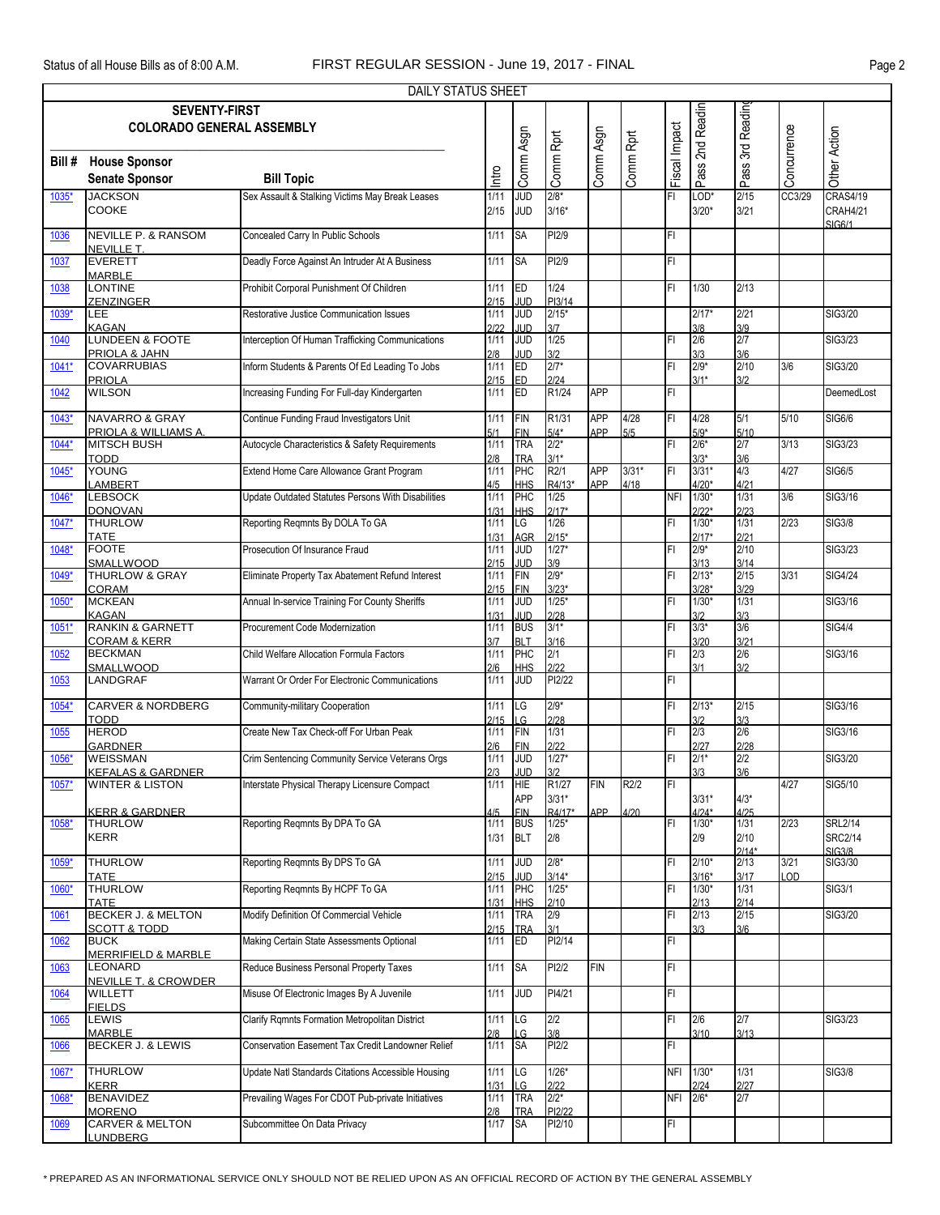## DAILY STATUS SHEET

**SEVENTY-FIRST COLORADO GENERAL ASSEMBLY**

| Bill # | House Sponsor / Senate Sponsor | Bill Topic | Intro | Comm Asgn | Comm Rpt | Comm Asgn | Comm Rpt | Fiscal Impact | Pass 2nd Reading | Pass 3rd Reading | Concurrence | Other Action |
|---|---|---|---|---|---|---|---|---|---|---|---|---|
| 1035* | JACKSON / COOKE | Sex Assault & Stalking Victims May Break Leases | 1/11 2/15 | JUD JUD | 2/8* 3/16* | | | FI | LOD* 3/20* | 2/15 3/21 | CC3/29 | CRAS4/19 CRAH4/21 SIG6/1 |
| 1036 | NEVILLE P. & RANSOM / NEVILLE T. | Concealed Carry In Public Schools | 1/11 | SA | PI2/9 | | | FI | | | | |
| 1037 | EVERETT / MARBLE | Deadly Force Against An Intruder At A Business | 1/11 | SA | PI2/9 | | | FI | | | | |
| 1038 | LONTINE / ZENZINGER | Prohibit Corporal Punishment Of Children | 1/11 2/15 | ED JUD | 1/24 PI3/14 | | | FI | 1/30 | 2/13 | | |
| 1039* | LEE / KAGAN | Restorative Justice Communication Issues | 1/11 2/22 | JUD JUD | 2/15* 3/7 | | | | 2/17* 3/8 | 2/21 3/9 | | SIG3/20 |
| 1040 | LUNDEEN & FOOTE / PRIOLA & JAHN | Interception Of Human Trafficking Communications | 1/11 2/8 | JUD JUD | 1/25 3/2 | | | FI | 2/6 3/3 | 2/7 3/6 | | SIG3/23 |
| 1041* | COVARRUBIAS / PRIOLA | Inform Students & Parents Of Ed Leading To Jobs | 1/11 2/15 | ED ED | 2/7* 2/24 | | | FI | 2/9* 3/1* | 2/10 3/2 | 3/6 | SIG3/20 |
| 1042 | WILSON | Increasing Funding For Full-day Kindergarten | 1/11 | ED | R1/24 | APP | | FI | | | | DeemedLost |
| 1043* | NAVARRO & GRAY / PRIOLA & WILLIAMS A. | Continue Funding Fraud Investigators Unit | 1/11 5/1 | FIN FIN | R1/31 5/4* | APP APP | 4/28 5/5 | FI | 4/28 5/9* | 5/1 5/10 | 5/10 | SIG6/6 |
| 1044* | MITSCH BUSH / TODD | Autocycle Characteristics & Safety Requirements | 1/11 2/8 | TRA TRA | 2/2* 3/1* | | | FI | 2/6* 3/3* | 2/7 3/6 | 3/13 | SIG3/23 |
| 1045* | YOUNG / LAMBERT | Extend Home Care Allowance Grant Program | 1/11 4/5 | PHC HHS | R2/1 R4/13* | APP APP | 3/31* 4/18 | FI | 3/31* 4/20* | 4/3 4/21 | 4/27 | SIG6/5 |
| 1046* | LEBSOCK / DONOVAN | Update Outdated Statutes Persons With Disabilities | 1/11 1/31 | PHC HHS | 1/25 2/17* | | | NFI | 1/30* 2/22* | 1/31 2/23 | 3/6 | SIG3/16 |
| 1047* | THURLOW / TATE | Reporting Reqmnts By DOLA To GA | 1/11 1/31 | LG AGR | 1/26 2/15* | | | FI | 1/30* 2/17* | 1/31 2/21 | 2/23 | SIG3/8 |
| 1048* | FOOTE / SMALLWOOD | Prosecution Of Insurance Fraud | 1/11 2/15 | JUD JUD | 1/27* 3/9 | | | FI | 2/9* 3/13 | 2/10 3/14 | | SIG3/23 |
| 1049* | THURLOW & GRAY / CORAM | Eliminate Property Tax Abatement Refund Interest | 1/11 2/15 | FIN FIN | 2/9* 3/23* | | | FI | 2/13* 3/28* | 2/15 3/29 | 3/31 | SIG4/24 |
| 1050* | MCKEAN / KAGAN | Annual In-service Training For County Sheriffs | 1/11 1/31 | JUD JUD | 1/25* 2/28 | | | FI | 1/30* 3/2 | 1/31 3/3 | | SIG3/16 |
| 1051* | RANKIN & GARNETT / CORAM & KERR | Procurement Code Modernization | 1/11 3/7 | BUS BLT | 3/1* 3/16 | | | FI | 3/3* 3/20 | 3/6 3/21 | | SIG4/4 |
| 1052 | BECKMAN / SMALLWOOD | Child Welfare Allocation Formula Factors | 1/11 2/6 | PHC HHS | 2/1 2/22 | | | FI | 2/3 3/1 | 2/6 3/2 | | SIG3/16 |
| 1053 | LANDGRAF | Warrant Or Order For Electronic Communications | 1/11 | JUD | PI2/22 | | | FI | | | | |
| 1054* | CARVER & NORDBERG / TODD | Community-military Cooperation | 1/11 2/15 | LG LG | 2/9* 2/28 | | | FI | 2/13* 3/2 | 2/15 3/3 | | SIG3/16 |
| 1055 | HEROD / GARDNER | Create New Tax Check-off For Urban Peak | 1/11 2/6 | FIN FIN | 1/31 2/22 | | | FI | 2/3 2/27 | 2/6 2/28 | | SIG3/16 |
| 1056* | WEISSMAN / KEFALAS & GARDNER | Crim Sentencing Community Service Veterans Orgs | 1/11 2/3 | JUD JUD | 1/27* 3/2 | | | FI | 2/1* 3/3 | 2/2 3/6 | | SIG3/20 |
| 1057* | WINTER & LISTON / KERR & GARDNER | Interstate Physical Therapy Licensure Compact | 1/11 4/5 | HIE APP FIN | R1/27 3/31* R4/17* | FIN APP | R2/2 4/20 | FI | 3/31* 4/24* | 4/3* 4/25 | 4/27 | SIG5/10 |
| 1058* | THURLOW / KERR | Reporting Reqmnts By DPA To GA | 1/11 1/31 | BUS BLT | 1/25* 2/8 | | | FI | 1/30* 2/9 | 1/31 2/10 2/14* | 2/23 | SRL2/14 SRC2/14 SIG3/8 |
| 1059* | THURLOW / TATE | Reporting Reqmnts By DPS To GA | 1/11 2/15 | JUD JUD | 2/8* 3/14* | | | FI | 2/10* 3/16* | 2/13 3/17 | 3/21 LOD | SIG3/30 |
| 1060* | THURLOW / TATE | Reporting Reqmnts By HCPF To GA | 1/11 1/31 | PHC HHS | 1/25* 2/10 | | | FI | 1/30* 2/13 | 1/31 2/14 | | SIG3/1 |
| 1061 | BECKER J. & MELTON / SCOTT & TODD | Modify Definition Of Commercial Vehicle | 1/11 2/15 | TRA TRA | 2/9 3/1 | | | FI | 2/13 3/3 | 2/15 3/6 | | SIG3/20 |
| 1062 | BUCK / MERRIFIELD & MARBLE | Making Certain State Assessments Optional | 1/11 | ED | PI2/14 | | | FI | | | | |
| 1063 | LEONARD / NEVILLE T. & CROWDER | Reduce Business Personal Property Taxes | 1/11 | SA | PI2/2 | FIN | | FI | | | | |
| 1064 | WILLETT / FIELDS | Misuse Of Electronic Images By A Juvenile | 1/11 | JUD | PI4/21 | | | FI | | | | |
| 1065 | LEWIS / MARBLE | Clarify Rqmnts Formation Metropolitan District | 1/11 2/8 | LG LG | 2/2 3/8 | | | FI | 2/6 3/10 | 2/7 3/13 | | SIG3/23 |
| 1066 | BECKER J. & LEWIS | Conservation Easement Tax Credit Landowner Relief | 1/11 | SA | PI2/2 | | | FI | | | | |
| 1067* | THURLOW / KERR | Update Natl Standards Citations Accessible Housing | 1/11 1/31 | LG LG | 1/26* 2/22 | | | NFI | 1/30* 2/24 | 1/31 2/27 | | SIG3/8 |
| 1068* | BENAVIDEZ / MORENO | Prevailing Wages For CDOT Pub-private Initiatives | 1/11 2/8 | TRA TRA | 2/2* PI2/22 | | | NFI | 2/6* | 2/7 | | |
| 1069 | CARVER & MELTON / LUNDBERG | Subcommittee On Data Privacy | 1/17 | SA | PI2/10 | | | FI | | | | |

\* PREPARED AS AN INFORMATIONAL SERVICE ONLY SHOULD NOT BE RELIED UPON AS AN OFFICIAL RECORD OF ACTION BY THE GENERAL ASSEMBLY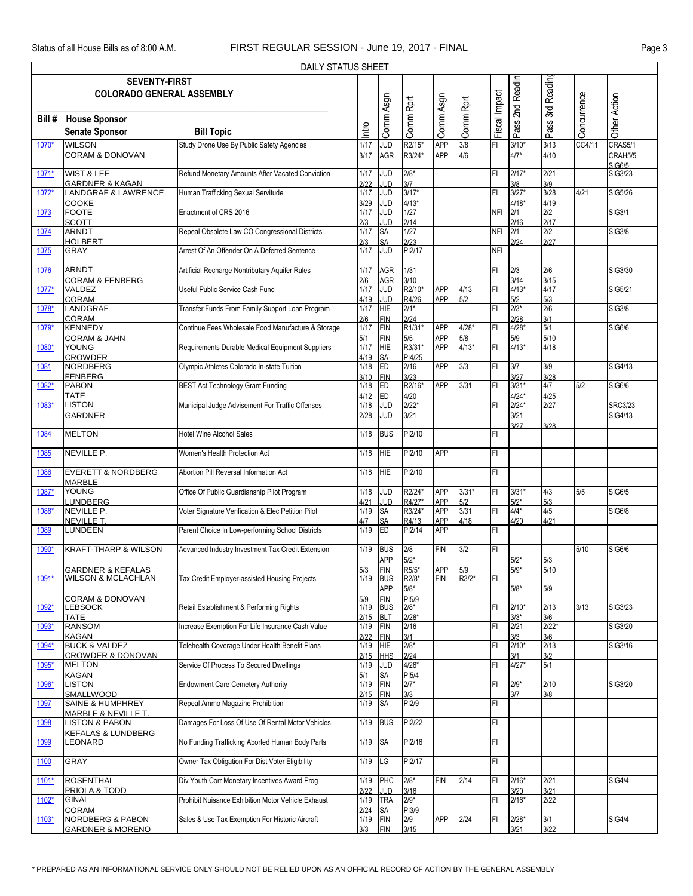DAILY STATUS SHEET

| Bill # | House Sponsor / Senate Sponsor | Bill Topic | Intro | Comm Asgn | Comm Rpt | Comm Asgn | Comm Rpt | Fiscal Impact | Pass 2nd Reading | Pass 3rd Reading | Concurrence | Other Action |
|---|---|---|---|---|---|---|---|---|---|---|---|---|
| 1070* | WILSON / CORAM & DONOVAN | Study Drone Use By Public Safety Agencies | 1/17 3/17 | JUD AGR | R2/15* R3/24* | APP APP | 3/8 4/6 | FI | 3/10* 4/7* | 3/13 4/10 | CC4/11 | CRAS5/1 CRAH5/5 SIG6/5 |
| 1071* | WIST & LEE / GARDNER & KAGAN | Refund Monetary Amounts After Vacated Conviction | 1/17 2/22 | JUD JUD | 2/8* 3/7 | | | FI | 2/17* 3/8 | 2/21 3/9 | | SIG3/23 |
| 1072* | LANDGRAF & LAWRENCE / COOKE | Human Trafficking Sexual Servitude | 1/17 3/29 | JUD JUD | 3/17* 4/13* | | | FI | 3/27* 4/18* | 3/28 4/19 | 4/21 | SIG5/26 |
| 1073 | FOOTE / SCOTT | Enactment of CRS 2016 | 1/17 2/3 | JUD JUD | 1/27 2/14 | | | NFI | 2/1 2/16 | 2/2 2/17 | | SIG3/1 |
| 1074 | ARNDT / HOLBERT | Repeal Obsolete Law CO Congressional Districts | 1/17 2/3 | SA SA | 1/27 2/23 | | | NFI | 2/1 2/24 | 2/2 2/27 | | SIG3/8 |
| 1075 | GRAY | Arrest Of An Offender On A Deferred Sentence | 1/17 | JUD | PI2/17 | | | NFI | | | | |
| 1076 | ARNDT / CORAM & FENBERG | Artificial Recharge Nontributary Aquifer Rules | 1/17 2/6 | AGR AGR | 1/31 3/10 | | | FI | 2/3 3/14 | 2/6 3/15 | | SIG3/30 |
| 1077* | VALDEZ / CORAM | Useful Public Service Cash Fund | 1/17 4/19 | JUD JUD | R2/10* R4/26 | APP APP | 4/13 5/2 | FI | 4/13* 5/2 | 4/17 5/3 | | SIG5/21 |
| 1078* | LANDGRAF / CORAM | Transfer Funds From Family Support Loan Program | 1/17 2/6 | HIE FIN | 2/1* 2/24 | | | FI | 2/3* 2/28 | 2/6 3/1 | | SIG3/8 |
| 1079* | KENNEDY / CORAM & JAHN | Continue Fees Wholesale Food Manufacture & Storage | 1/17 5/1 | FIN FIN | R1/31* 5/5 | APP APP | 4/28* 5/8 | FI | 4/28* 5/9 | 5/1 5/10 | | SIG6/6 |
| 1080* | YOUNG / CROWDER | Requirements Durable Medical Equipment Suppliers | 1/17 4/19 | HIE SA | R3/31* PI4/25 | APP | 4/13* | FI | 4/13* | 4/18 | | |
| 1081 | NORDBERG / FENBERG | Olympic Athletes Colorado In-state Tuition | 1/18 3/10 | ED FIN | 2/16 3/23 | APP | 3/3 | FI | 3/7 3/27 | 3/9 3/28 | | SIG4/13 |
| 1082* | PABON / TATE | BEST Act Technology Grant Funding | 1/18 4/12 | ED ED | R2/16* 4/20 | APP | 3/31 | FI | 3/31* 4/24* | 4/7 4/25 | 5/2 | SIG6/6 |
| 1083* | LISTON / GARDNER | Municipal Judge Advisement For Traffic Offenses | 1/18 2/28 | JUD JUD | 2/22* 3/21 | | | FI | 2/24* 3/21 3/27 | 2/27 3/28 | | SRC3/23 SIG4/13 |
| 1084 | MELTON | Hotel Wine Alcohol Sales | 1/18 | BUS | PI2/10 | | | FI | | | | |
| 1085 | NEVILLE P. | Women's Health Protection Act | 1/18 | HIE | PI2/10 | APP | | FI | | | | |
| 1086 | EVERETT & NORDBERG / MARBLE | Abortion Pill Reversal Information Act | 1/18 | HIE | PI2/10 | | | FI | | | | |
| 1087* | YOUNG / LUNDBERG | Office Of Public Guardianship Pilot Program | 1/18 4/21 | JUD JUD | R2/24* R4/27* | APP APP | 3/31* 5/2 | FI | 3/31* 5/2* | 4/3 5/3 | 5/5 | SIG6/5 |
| 1088* | NEVILLE P. / NEVILLE T. | Voter Signature Verification & Elec Petition Pilot | 1/19 4/7 | SA SA | R3/24* R4/13 | APP APP | 3/31 4/18 | FI | 4/4* 4/20 | 4/5 4/21 | | SIG6/8 |
| 1089 | LUNDEEN | Parent Choice In Low-performing School Districts | 1/19 | ED | PI2/14 | APP | | FI | | | | |
| 1090* | KRAFT-THARP & WILSON / GARDNER & KEFALAS | Advanced Industry Investment Tax Credit Extension | 1/19 5/3 | BUS APP FIN | 2/8 5/2* R5/5* | FIN APP | 3/2 5/9 | FI | 5/2* 5/9* | 5/3 5/10 | 5/10 | SIG6/6 |
| 1091* | WILSON & MCLACHLAN / CORAM & DONOVAN | Tax Credit Employer-assisted Housing Projects | 1/19 5/9 | BUS APP FIN | R2/8* 5/8* PI5/9 | FIN | R3/2* | FI | 5/8* | 5/9 | | |
| 1092* | LEBSOCK / TATE | Retail Establishment & Performing Rights | 1/19 2/15 | BUS BLT | 2/8* 2/28* | | | FI | 2/10* 3/3* | 2/13 3/6 | 3/13 | SIG3/23 |
| 1093* | RANSOM / KAGAN | Increase Exemption For Life Insurance Cash Value | 1/19 2/22 | FIN FIN | 2/16 3/1 | | | FI | 2/21 3/3 | 2/22* 3/6 | | SIG3/20 |
| 1094* | BUCK & VALDEZ / CROWDER & DONOVAN | Telehealth Coverage Under Health Benefit Plans | 1/19 2/15 | HIE HHS | 2/8* 2/24 | | | FI | 2/10* 3/1 | 2/13 3/2 | | SIG3/16 |
| 1095* | MELTON / KAGAN | Service Of Process To Secured Dwellings | 1/19 5/1 | JUD SA | 4/26* PI5/4 | | | FI | 4/27* | 5/1 | | |
| 1096* | LISTON / SMALLWOOD | Endowment Care Cemetery Authority | 1/19 2/15 | FIN FIN | 2/7* 3/3 | | | FI | 2/9* 3/7 | 2/10 3/8 | | SIG3/20 |
| 1097 | SAINE & HUMPHREY / MARBLE & NEVILLE T. | Repeal Ammo Magazine Prohibition | 1/19 | SA | PI2/9 | | | FI | | | | |
| 1098 | LISTON & PABON / KEFALAS & LUNDBERG | Damages For Loss Of Use Of Rental Motor Vehicles | 1/19 | BUS | PI2/22 | | | FI | | | | |
| 1099 | LEONARD | No Funding Trafficking Aborted Human Body Parts | 1/19 | SA | PI2/16 | | | FI | | | | |
| 1100 | GRAY | Owner Tax Obligation For Dist Voter Eligibility | 1/19 | LG | PI2/17 | | | FI | | | | |
| 1101* | ROSENTHAL / PRIOLA & TODD | Div Youth Corr Monetary Incentives Award Prog | 1/19 2/22 | PHC JUD | 2/8* 3/16 | FIN | 2/14 | FI | 2/16* 3/20 | 2/21 3/21 | | SIG4/4 |
| 1102* | GINAL / CORAM | Prohibit Nuisance Exhibition Motor Vehicle Exhaust | 1/19 2/24 | TRA SA | 2/9* PI3/9 | | | FI | 2/16* | 2/22 | | |
| 1103* | NORDBERG & PABON / GARDNER & MORENO | Sales & Use Tax Exemption For Historic Aircraft | 1/19 3/3 | FIN FIN | 2/9 3/15 | APP | 2/24 | FI | 2/28* 3/21 | 3/1 3/22 | | SIG4/4 |

* PREPARED AS AN INFORMATIONAL SERVICE ONLY SHOULD NOT BE RELIED UPON AS AN OFFICIAL RECORD OF ACTION BY THE GENERAL ASSEMBLY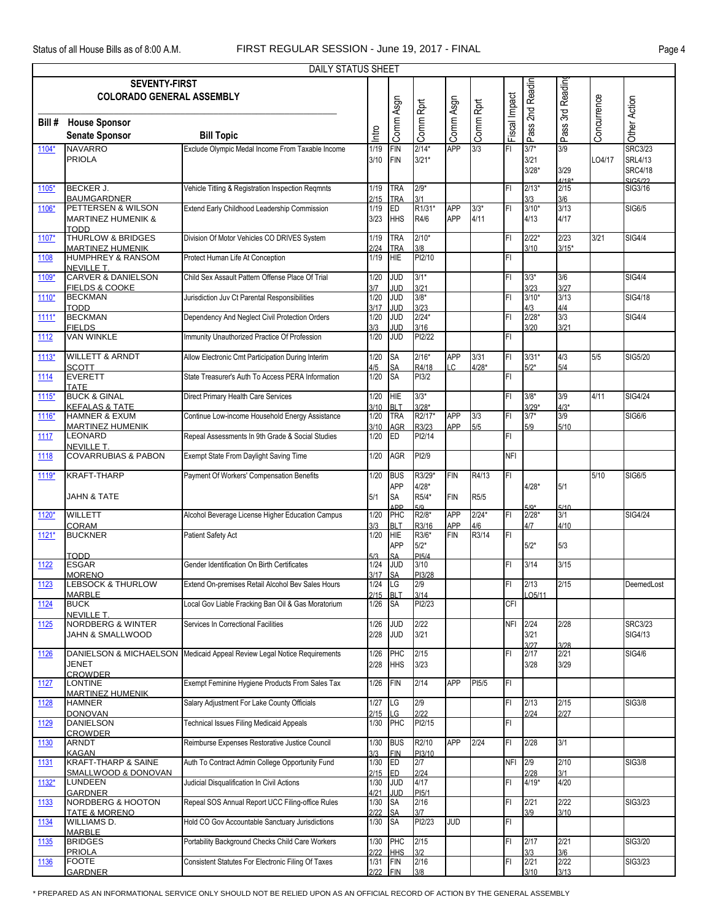DAILY STATUS SHEET

| Bill # | House Sponsor / Senate Sponsor | Bill Topic | Intro | Comm Asgn | Comm Rpt | Comm Asgn | Comm Rpt | Fiscal Impact | Pass 2nd Readin | Pass 3rd Reading | Concurrence | Other Action |
|---|---|---|---|---|---|---|---|---|---|---|---|---|
| **SEVENTY-FIRST COLORADO GENERAL ASSEMBLY** | | | | | | | | | | | | |
| 1104* | NAVARRO<br>PRIOLA | Exclude Olympic Medal Income From Taxable Income | 1/19<br>3/10 | FIN<br>FIN | 2/14*<br>3/21* | APP | 3/3 | FI | 3/7*<br>3/21<br>3/28* | 3/9<br><br>3/29<br>4/18* | <br>LO4/17 | SRC3/23<br>SRL4/13<br>SRC4/18<br>SIG5/22 |
| 1105* | BECKER J.<br>BAUMGARDNER | Vehicle Titling & Registration Inspection Reqmnts | 1/19<br>2/15 | TRA<br>TRA | 2/9*<br>3/1 | | | FI | 2/13*<br>3/3 | 2/15<br>3/6 | | SIG3/16 |
| 1106* | PETTERSEN & WILSON<br>MARTINEZ HUMENIK & TODD | Extend Early Childhood Leadership Commission | 1/19<br>3/23 | ED<br>HHS | R1/31*<br>R4/6 | APP<br>APP | 3/3*<br>4/11 | FI | 3/10*<br>4/13 | 3/13<br>4/17 | | SIG6/5 |
| 1107* | THURLOW & BRIDGES<br>MARTINEZ HUMENIK | Division Of Motor Vehicles CO DRIVES System | 1/19<br>2/24 | TRA<br>TRA | 2/10*<br>3/8 | | | FI | 2/22*<br>3/10 | 2/23<br>3/15* | 3/21 | SIG4/4 |
| 1108 | HUMPHREY & RANSOM<br>NEVILLE T. | Protect Human Life At Conception | 1/19 | HIE | PI2/10 | | | FI | | | | |
| 1109* | CARVER & DANIELSON<br>FIELDS & COOKE | Child Sex Assault Pattern Offense Place Of Trial | 1/20<br>3/7 | JUD<br>JUD | 3/1*<br>3/21 | | | FI | 3/3*<br>3/23 | 3/6<br>3/27 | | SIG4/4 |
| 1110* | BECKMAN<br>TODD | Jurisdiction Juv Ct Parental Responsibilities | 1/20<br>3/17 | JUD<br>JUD | 3/8*<br>3/23 | | | FI | 3/10*<br>4/3 | 3/13<br>4/4 | | SIG4/18 |
| 1111* | BECKMAN<br>FIELDS | Dependency And Neglect Civil Protection Orders | 1/20<br>3/3 | JUD<br>JUD | 2/24*<br>3/16 | | | FI | 2/28*<br>3/20 | 3/3<br>3/21 | | SIG4/4 |
| 1112 | VAN WINKLE | Immunity Unauthorized Practice Of Profession | 1/20 | JUD | PI2/22 | | | FI | | | | |
| 1113* | WILLETT & ARNDT<br>SCOTT | Allow Electronic Cmt Participation During Interim | 1/20<br>4/5 | SA<br>SA | 2/16*<br>R4/18 | APP<br>LC | 3/31<br>4/28* | FI | 3/31*<br>5/2* | 4/3<br>5/4 | 5/5 | SIG5/20 |
| 1114 | EVERETT<br>TATE | State Treasurer's Auth To Access PERA Information | 1/20 | SA | PI3/2 | | | FI | | | | |
| 1115* | BUCK & GINAL<br>KEFALAS & TATE | Direct Primary Health Care Services | 1/20<br>3/10 | HIE<br>BLT | 3/3*<br>3/28* | | | FI | 3/8*<br>3/29* | 3/9<br>4/3* | 4/11 | SIG4/24 |
| 1116* | HAMNER & EXUM<br>MARTINEZ HUMENIK | Continue Low-income Household Energy Assistance | 1/20<br>3/10 | TRA<br>AGR | R2/17*<br>R3/23 | APP<br>APP | 3/3<br>5/5 | FI | 3/7*<br>5/9 | 3/9<br>5/10 | | SIG6/6 |
| 1117 | LEONARD<br>NEVILLE T. | Repeal Assessments In 9th Grade & Social Studies | 1/20 | ED | PI2/14 | | | FI | | | | |
| 1118 | COVARRUBIAS & PABON | Exempt State From Daylight Saving Time | 1/20 | AGR | PI2/9 | | | NFI | | | | |
| 1119* | KRAFT-THARP<br><br>JAHN & TATE | Payment Of Workers' Compensation Benefits | 1/20<br><br>5/1 | BUS<br>APP<br>SA<br>APP | R3/29*<br>4/28*<br>R5/4*<br>5/9 | FIN<br><br>FIN | R4/13<br><br>R5/5 | FI | <br>4/28*<br><br>5/9* | <br>5/1<br><br>5/10 | 5/10 | SIG6/5 |
| 1120* | WILLETT<br>CORAM | Alcohol Beverage License Higher Education Campus | 1/20<br>3/3 | PHC<br>BLT | R2/8*<br>R3/16 | APP<br>APP | 2/24*<br>4/6 | FI | 2/28*<br>4/7 | 3/1<br>4/10 | | SIG4/24 |
| 1121* | BUCKNER<br><br>TODD | Patient Safety Act | 1/20<br><br>5/3 | HIE<br>APP<br>SA | R3/6*<br>5/2*<br>PI5/4 | FIN | R3/14 | FI | <br>5/2* | <br>5/3 | | |
| 1122 | ESGAR<br>MORENO | Gender Identification On Birth Certificates | 1/24<br>3/17 | JUD<br>SA | 3/10<br>PI3/28 | | | FI | 3/14 | 3/15 | | |
| 1123 | LEBSOCK & THURLOW<br>MARBLE | Extend On-premises Retail Alcohol Bev Sales Hours | 1/24<br>2/15 | LG<br>BLT | 2/9<br>3/14 | | | FI | 2/13<br>LO5/11 | 2/15 | | DeemedLost |
| 1124 | BUCK<br>NEVILLE T. | Local Gov Liable Fracking Ban Oil & Gas Moratorium | 1/26 | SA | PI2/23 | | | CFI | | | | |
| 1125 | NORDBERG & WINTER<br>JAHN & SMALLWOOD | Services In Correctional Facilities | 1/26<br>2/28 | JUD<br>JUD | 2/22<br>3/21 | | | NFI | 2/24<br>3/21<br>3/27 | 2/28<br><br>3/28 | | SRC3/23<br>SIG4/13 |
| 1126 | DANIELSON & MICHAELSON JENET<br>CROWDER | Medicaid Appeal Review Legal Notice Requirements | 1/26<br>2/28 | PHC<br>HHS | 2/15<br>3/23 | | | FI | 2/17<br>3/28 | 2/21<br>3/29 | | SIG4/6 |
| 1127 | LONTINE<br>MARTINEZ HUMENIK | Exempt Feminine Hygiene Products From Sales Tax | 1/26 | FIN | 2/14 | APP | PI5/5 | FI | | | | |
| 1128 | HAMNER<br>DONOVAN | Salary Adjustment For Lake County Officials | 1/27<br>2/15 | LG<br>LG | 2/9<br>2/22 | | | FI | 2/13<br>2/24 | 2/15<br>2/27 | | SIG3/8 |
| 1129 | DANIELSON<br>CROWDER | Technical Issues Filing Medicaid Appeals | 1/30 | PHC | PI2/15 | | | FI | | | | |
| 1130 | ARNDT<br>KAGAN | Reimburse Expenses Restorative Justice Council | 1/30<br>3/3 | BUS<br>FIN | R2/10<br>PI3/10 | APP | 2/24 | FI | 2/28 | 3/1 | | |
| 1131 | KRAFT-THARP & SAINE<br>SMALLWOOD & DONOVAN | Auth To Contract Admin College Opportunity Fund | 1/30<br>2/15 | ED<br>ED | 2/7<br>2/24 | | | NFI | 2/9<br>2/28 | 2/10<br>3/1 | | SIG3/8 |
| 1132* | LUNDEEN<br>GARDNER | Judicial Disqualification In Civil Actions | 1/30<br>4/21 | JUD<br>JUD | 4/17<br>PI5/1 | | | FI | 4/19* | 4/20 | | |
| 1133 | NORDBERG & HOOTON<br>TATE & MORENO | Repeal SOS Annual Report UCC Filing-office Rules | 1/30<br>2/22 | SA<br>SA | 2/16<br>3/7 | | | FI | 2/21<br>3/9 | 2/22<br>3/10 | | SIG3/23 |
| 1134 | WILLIAMS D.<br>MARBLE | Hold CO Gov Accountable Sanctuary Jurisdictions | 1/30 | SA | PI2/23 | JUD | | FI | | | | |
| 1135 | BRIDGES<br>PRIOLA | Portability Background Checks Child Care Workers | 1/30<br>2/22 | PHC<br>HHS | 2/15<br>3/2 | | | FI | 2/17<br>3/3 | 2/21<br>3/6 | | SIG3/20 |
| 1136 | FOOTE<br>GARDNER | Consistent Statutes For Electronic Filing Of Taxes | 1/31<br>2/22 | FIN<br>FIN | 2/16<br>3/8 | | | FI | 2/21<br>3/10 | 2/22<br>3/13 | | SIG3/23 |

* PREPARED AS AN INFORMATIONAL SERVICE ONLY SHOULD NOT BE RELIED UPON AS AN OFFICIAL RECORD OF ACTION BY THE GENERAL ASSEMBLY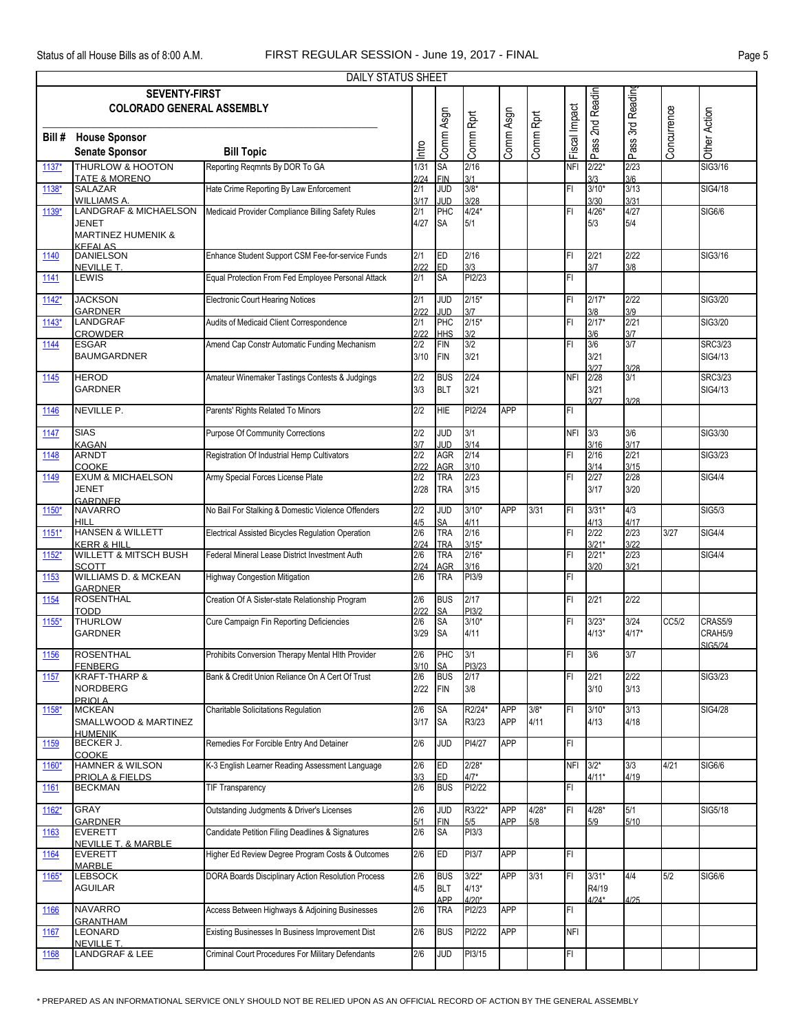DAILY STATUS SHEET

**SEVENTY-FIRST COLORADO GENERAL ASSEMBLY**

| Bill # | House Sponsor / Senate Sponsor | Bill Topic | Intro | Comm Asgn | Comm Rpt | Comm Asgn | Comm Rpt | Fiscal Impact | Pass 2nd Reading | Pass 3rd Reading | Concurrence | Other Action |
|---|---|---|---|---|---|---|---|---|---|---|---|---|
| 1137* | THURLOW & HOOTON<br>TATE & MORENO | Reporting Reqmnts By DOR To GA | 1/31<br>2/24 | SA<br>FIN | 2/16<br>3/1 | | | NFI | 2/22*<br>3/3 | 2/23<br>3/6 | | SIG3/16 |
| 1138* | SALAZAR<br>WILLIAMS A. | Hate Crime Reporting By Law Enforcement | 2/1<br>3/17 | JUD<br>JUD | 3/8*<br>3/28 | | | FI | 3/10*<br>3/30 | 3/13<br>3/31 | | SIG4/18 |
| 1139* | LANDGRAF & MICHAELSON JENET<br>MARTINEZ HUMENIK & KEFALAS | Medicaid Provider Compliance Billing Safety Rules | 2/1<br>4/27 | PHC<br>SA | 4/24*<br>5/1 | | | FI | 4/26*<br>5/3 | 4/27<br>5/4 | | SIG6/6 |
| 1140 | DANIELSON<br>NEVILLE T. | Enhance Student Support CSM Fee-for-service Funds | 2/1<br>2/22 | ED<br>ED | 2/16<br>3/3 | | | FI | 2/21<br>3/7 | 2/22<br>3/8 | | SIG3/16 |
| 1141 | LEWIS | Equal Protection From Fed Employee Personal Attack | 2/1 | SA | PI2/23 | | | FI | | | | |
| 1142* | JACKSON<br>GARDNER | Electronic Court Hearing Notices | 2/1<br>2/22 | JUD<br>JUD | 2/15*<br>3/7 | | | FI | 2/17*<br>3/8 | 2/22<br>3/9 | | SIG3/20 |
| 1143* | LANDGRAF<br>CROWDER | Audits of Medicaid Client Correspondence | 2/1<br>2/22 | PHC<br>HHS | 2/15*<br>3/2 | | | FI | 2/17*<br>3/6 | 2/21<br>3/7 | | SIG3/20 |
| 1144 | ESGAR<br>BAUMGARDNER | Amend Cap Constr Automatic Funding Mechanism | 2/2<br>3/10 | FIN<br>FIN | 3/2<br>3/21 | | | FI | 3/6<br>3/21<br>3/27 | 3/7<br>3/28 | | SRC3/23<br>SIG4/13 |
| 1145 | HEROD<br>GARDNER | Amateur Winemaker Tastings Contests & Judgings | 2/2<br>3/3 | BUS<br>BLT | 2/24<br>3/21 | | | NFI | 2/28<br>3/21<br>3/27 | 3/1<br>3/28 | | SRC3/23<br>SIG4/13 |
| 1146 | NEVILLE P. | Parents' Rights Related To Minors | 2/2 | HIE | PI2/24 | APP | | FI | | | | |
| 1147 | SIAS<br>KAGAN | Purpose Of Community Corrections | 2/2<br>3/7 | JUD<br>JUD | 3/1<br>3/14 | | | NFI | 3/3<br>3/16 | 3/6<br>3/17 | | SIG3/30 |
| 1148 | ARNDT<br>COOKE | Registration Of Industrial Hemp Cultivators | 2/2<br>2/22 | AGR<br>AGR | 2/14<br>3/10 | | | FI | 2/16<br>3/14 | 2/21<br>3/15 | | SIG3/23 |
| 1149 | EXUM & MICHAELSON JENET<br>GARDNER | Army Special Forces License Plate | 2/2<br>2/28 | TRA<br>TRA | 2/23<br>3/15 | | | FI | 2/27<br>3/17 | 2/28<br>3/20 | | SIG4/4 |
| 1150* | NAVARRO<br>HILL | No Bail For Stalking & Domestic Violence Offenders | 2/2<br>4/5 | JUD<br>SA | 3/10*<br>4/11 | APP | 3/31 | FI | 3/31*<br>4/13 | 4/3<br>4/17 | | SIG5/3 |
| 1151* | HANSEN & WILLETT<br>KERR & HILL | Electrical Assisted Bicycles Regulation Operation | 2/6<br>2/24 | TRA<br>TRA | 2/16<br>3/15* | | | FI | 2/22<br>3/21* | 2/23<br>3/22 | 3/27 | SIG4/4 |
| 1152* | WILLETT & MITSCH BUSH<br>SCOTT | Federal Mineral Lease District Investment Auth | 2/6<br>2/24 | TRA<br>AGR | 2/16*<br>3/16 | | | FI | 2/21*<br>3/20 | 2/23<br>3/21 | | SIG4/4 |
| 1153 | WILLIAMS D. & MCKEAN<br>GARDNER | Highway Congestion Mitigation | 2/6 | TRA | PI3/9 | | | FI | | | | |
| 1154 | ROSENTHAL<br>TODD | Creation Of A Sister-state Relationship Program | 2/6<br>2/22 | BUS<br>SA | 2/17<br>PI3/2 | | | FI | 2/21 | 2/22 | | |
| 1155* | THURLOW<br>GARDNER | Cure Campaign Fin Reporting Deficiencies | 2/6<br>3/29 | SA<br>SA | 3/10*<br>4/11 | | | FI | 3/23*<br>4/13* | 3/24<br>4/17* | CC5/2 | CRAS5/9<br>CRAH5/9<br>SIG5/24 |
| 1156 | ROSENTHAL<br>FENBERG | Prohibits Conversion Therapy Mental Hlth Provider | 2/6<br>3/10 | PHC<br>SA | 3/1<br>PI3/23 | | | FI | 3/6 | 3/7 | | |
| 1157 | KRAFT-THARP &<br>NORDBERG<br>PRIOLA | Bank & Credit Union Reliance On A Cert Of Trust | 2/6<br>2/22 | BUS<br>FIN | 2/17<br>3/8 | | | FI | 2/21<br>3/10 | 2/22<br>3/13 | | SIG3/23 |
| 1158* | MCKEAN<br>SMALLWOOD & MARTINEZ HUMENIK | Charitable Solicitations Regulation | 2/6<br>3/17 | SA<br>SA | R2/24*<br>R3/23 | APP<br>APP | 3/8*<br>4/11 | FI | 3/10*<br>4/13 | 3/13<br>4/18 | | SIG4/28 |
| 1159 | BECKER J.<br>COOKE | Remedies For Forcible Entry And Detainer | 2/6 | JUD | PI4/27 | APP | | FI | | | | |
| 1160* | HAMNER & WILSON<br>PRIOLA & FIELDS | K-3 English Learner Reading Assessment Language | 2/6<br>3/3 | ED<br>ED | 2/28*<br>4/7* | | | NFI | 3/2*<br>4/11* | 3/3<br>4/19 | 4/21 | SIG6/6 |
| 1161 | BECKMAN | TIF Transparency | 2/6 | BUS | PI2/22 | | | FI | | | | |
| 1162* | GRAY<br>GARDNER | Outstanding Judgments & Driver's Licenses | 2/6<br>5/1 | JUD<br>FIN | R3/22*<br>5/5 | APP<br>APP | 4/28*<br>5/8 | FI | 4/28*<br>5/9 | 5/1<br>5/10 | | SIG5/18 |
| 1163 | EVERETT<br>NEVILLE T. & MARBLE | Candidate Petition Filing Deadlines & Signatures | 2/6 | SA | PI3/3 | | | | | | | |
| 1164 | EVERETT<br>MARBLE | Higher Ed Review Degree Program Costs & Outcomes | 2/6 | ED | PI3/7 | APP | | FI | | | | |
| 1165* | LEBSOCK<br>AGUILAR | DORA Boards Disciplinary Action Resolution Process | 2/6<br>4/5 | BUS<br>BLT<br>APP | 3/22*<br>4/13*<br>4/20* | APP | 3/31 | FI | 3/31*<br>R4/19<br>4/24* | 4/4<br>4/25 | 5/2 | SIG6/6 |
| 1166 | NAVARRO<br>GRANTHAM | Access Between Highways & Adjoining Businesses | 2/6 | TRA | PI2/23 | APP | | FI | | | | |
| 1167 | LEONARD<br>NEVILLE T. | Existing Businesses In Business Improvement Dist | 2/6 | BUS | PI2/22 | APP | | NFI | | | | |
| 1168 | LANDGRAF & LEE | Criminal Court Procedures For Military Defendants | 2/6 | JUD | PI3/15 | | | FI | | | | |

* PREPARED AS AN INFORMATIONAL SERVICE ONLY SHOULD NOT BE RELIED UPON AS AN OFFICIAL RECORD OF ACTION BY THE GENERAL ASSEMBLY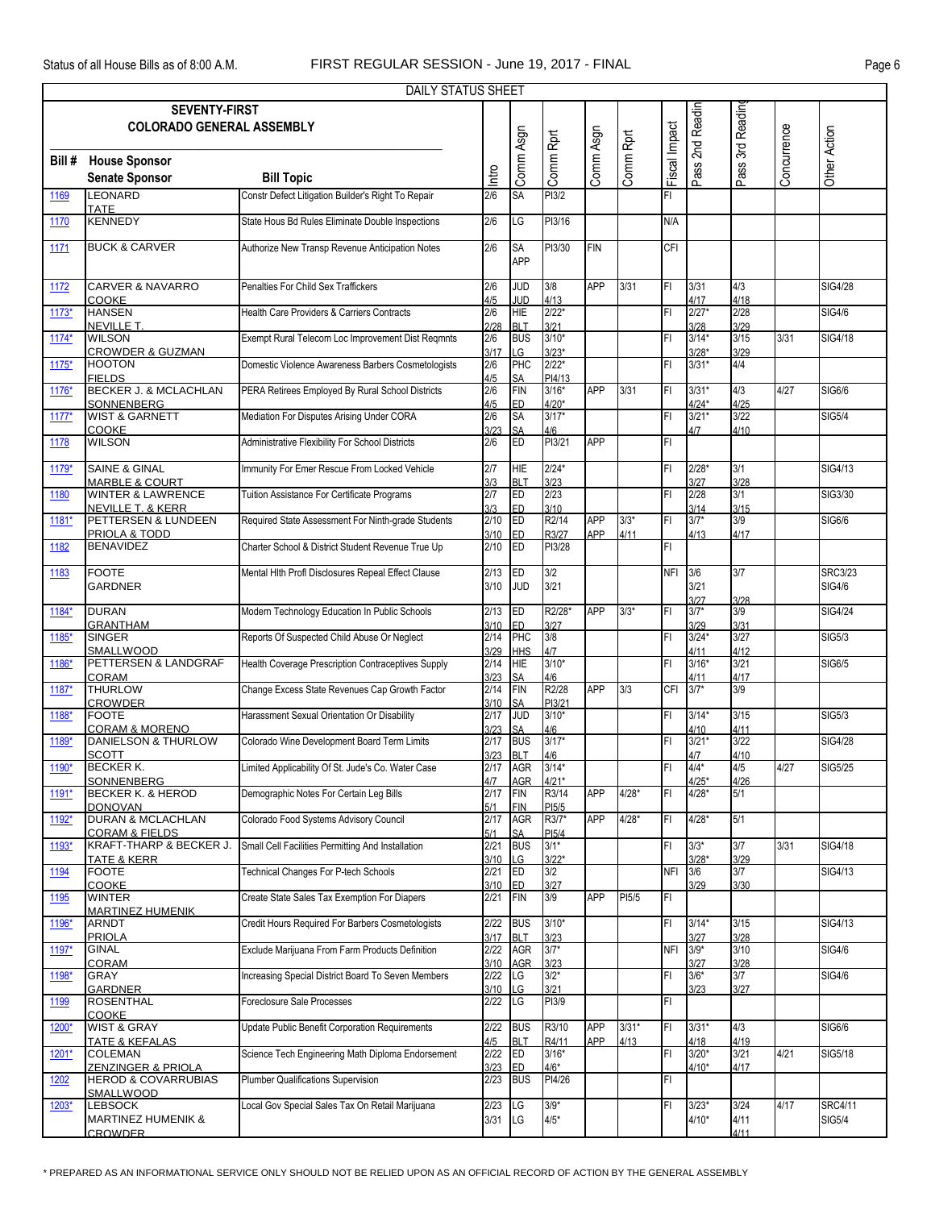| Bill # | House Sponsor / Senate Sponsor | Bill Topic | Intro | Comm Asgn | Comm Rpt | Comm Asgn | Comm Rpt | Fiscal Impact | Pass 2nd Reading | Pass 3rd Reading | Concurrence | Other Action |
|---|---|---|---|---|---|---|---|---|---|---|---|---|
| 1169 | LEONARD / TATE | Constr Defect Litigation Builder's Right To Repair | 2/6 | SA | PI3/2 | | | FI | | | | |
| 1170 | KENNEDY | State Hous Bd Rules Eliminate Double Inspections | 2/6 | LG | PI3/16 | | | N/A | | | | |
| 1171 | BUCK & CARVER | Authorize New Transp Revenue Anticipation Notes | 2/6 | SA / APP | PI3/30 | FIN | | CFI | | | | |
| 1172 | CARVER & NAVARRO / COOKE | Penalties For Child Sex Traffickers | 2/6 / 4/5 | JUD / JUD | 3/8 / 4/13 | APP | 3/31 | FI | 3/31 / 4/17 | 4/3 / 4/18 | | SIG4/28 |
| 1173* | HANSEN / NEVILLE T. | Health Care Providers & Carriers Contracts | 2/6 / 2/28 | HIE / BLT | 2/22* / 3/21 | | | FI | 2/27* / 3/28 | 2/28 / 3/29 | | SIG4/6 |
| 1174* | WILSON / CROWDER & GUZMAN | Exempt Rural Telecom Loc Improvement Dist Reqmnts | 2/6 / 3/17 | BUS / LG | 3/10* / 3/23* | | | FI | 3/14* / 3/28* | 3/15 / 3/29 | 3/31 | SIG4/18 |
| 1175* | HOOTON / FIELDS | Domestic Violence Awareness Barbers Cosmetologists | 2/6 / 4/5 | PHC / SA | 2/22* / PI4/13 | | | FI | 3/31* | 4/4 | | |
| 1176* | BECKER J. & MCLACHLAN / SONNENBERG | PERA Retirees Employed By Rural School Districts | 2/6 / 4/5 | FIN / ED | 3/16* / 4/20* | APP | 3/31 | FI | 3/31* / 4/24* | 4/3 / 4/25 | 4/27 | SIG6/6 |
| 1177* | WIST & GARNETT / COOKE | Mediation For Disputes Arising Under CORA | 2/6 / 3/23 | SA / SA | 3/17* / 4/6 | | | FI | 3/21* / 4/7 | 3/22 / 4/10 | | SIG5/4 |
| 1178 | WILSON | Administrative Flexibility For School Districts | 2/6 | ED | PI3/21 | APP | | FI | | | | |
| 1179* | SAINE & GINAL / MARBLE & COURT | Immunity For Emer Rescue From Locked Vehicle | 2/7 / 3/3 | HIE / BLT | 2/24* / 3/23 | | | FI | 2/28* / 3/27 | 3/1 / 3/28 | | SIG4/13 |
| 1180 | WINTER & LAWRENCE / NEVILLE T. & KERR | Tuition Assistance For Certificate Programs | 2/7 / 3/3 | ED / ED | 2/23 / 3/10 | | | FI | 2/28 / 3/14 | 3/1 / 3/15 | | SIG3/30 |
| 1181* | PETTERSEN & LUNDEEN / PRIOLA & TODD | Required State Assessment For Ninth-grade Students | 2/10 / 3/10 | ED / ED | R2/14 / R3/27 | APP / APP | 3/3* / 4/11 | FI | 3/7* / 4/13 | 3/9 / 4/17 | | SIG6/6 |
| 1182 | BENAVIDEZ | Charter School & District Student Revenue True Up | 2/10 | ED | PI3/28 | | | FI | | | | |
| 1183 | FOOTE / GARDNER | Mental Hlth Profl Disclosures Repeal Effect Clause | 2/13 / 3/10 | ED / JUD | 3/2 / 3/21 | | | NFI | 3/6 / 3/21 / 3/27 | 3/7 / 3/28 | | SRC3/23 / SIG4/6 |
| 1184* | DURAN / GRANTHAM | Modern Technology Education In Public Schools | 2/13 / 3/10 | ED / ED | R2/28* / 3/27 | APP | 3/3* | FI | 3/7* / 3/29 | 3/9 / 3/31 | | SIG4/24 |
| 1185* | SINGER / SMALLWOOD | Reports Of Suspected Child Abuse Or Neglect | 2/14 / 3/29 | PHC / HHS | 3/8 / 4/7 | | | FI | 3/24* / 4/11 | 3/27 / 4/12 | | SIG5/3 |
| 1186* | PETTERSEN & LANDGRAF / CORAM | Health Coverage Prescription Contraceptives Supply | 2/14 / 3/23 | HIE / SA | 3/10* / 4/6 | | | FI | 3/16* / 4/11 | 3/21 / 4/17 | | SIG6/5 |
| 1187* | THURLOW / CROWDER | Change Excess State Revenues Cap Growth Factor | 2/14 / 3/10 | FIN / SA | R2/28 / PI3/21 | APP | 3/3 | CFI | 3/7* | 3/9 | | |
| 1188* | FOOTE / CORAM & MORENO | Harassment Sexual Orientation Or Disability | 2/17 / 3/23 | JUD / SA | 3/10* / 4/6 | | | FI | 3/14* / 4/10 | 3/15 / 4/11 | | SIG5/3 |
| 1189* | DANIELSON & THURLOW / SCOTT | Colorado Wine Development Board Term Limits | 2/17 / 3/23 | BUS / BLT | 3/17* / 4/6 | | | FI | 3/21* / 4/7 | 3/22 / 4/10 | | SIG4/28 |
| 1190* | BECKER K. / SONNENBERG | Limited Applicability Of St. Jude's Co. Water Case | 2/17 / 4/7 | AGR / AGR | 3/14* / 4/21* | | | FI | 4/4* / 4/25* | 4/5 / 4/26 | 4/27 | SIG5/25 |
| 1191* | BECKER K. & HEROD / DONOVAN | Demographic Notes For Certain Leg Bills | 2/17 / 5/1 | FIN / FIN | R3/14 / PI5/5 | APP | 4/28* | FI | 4/28* | 5/1 | | |
| 1192* | DURAN & MCLACHLAN / CORAM & FIELDS | Colorado Food Systems Advisory Council | 2/17 / 5/1 | AGR / SA | R3/7* / PI5/4 | APP | 4/28* | FI | 4/28* | 5/1 | | |
| 1193* | KRAFT-THARP & BECKER J. / TATE & KERR | Small Cell Facilities Permitting And Installation | 2/21 / 3/10 | BUS / LG | 3/1* / 3/22* | | | FI | 3/3* / 3/28* | 3/7 / 3/29 | 3/31 | SIG4/18 |
| 1194 | FOOTE / COOKE | Technical Changes For P-tech Schools | 2/21 / 3/10 | ED / ED | 3/2 / 3/27 | | | NFI | 3/6 / 3/29 | 3/7 / 3/30 | | SIG4/13 |
| 1195 | WINTER / MARTINEZ HUMENIK | Create State Sales Tax Exemption For Diapers | 2/21 | FIN | 3/9 | APP | PI5/5 | FI | | | | |
| 1196* | ARNDT / PRIOLA | Credit Hours Required For Barbers Cosmetologists | 2/22 / 3/17 | BUS / BLT | 3/10* / 3/23 | | | FI | 3/14* / 3/27 | 3/15 / 3/28 | | SIG4/13 |
| 1197* | GINAL / CORAM | Exclude Marijuana From Farm Products Definition | 2/22 / 3/10 | AGR / AGR | 3/7* / 3/23 | | | NFI | 3/9* / 3/27 | 3/10 / 3/28 | | SIG4/6 |
| 1198* | GRAY / GARDNER | Increasing Special District Board To Seven Members | 2/22 / 3/10 | LG / LG | 3/2* / 3/21 | | | FI | 3/6* / 3/23 | 3/7 / 3/27 | | SIG4/6 |
| 1199 | ROSENTHAL / COOKE | Foreclosure Sale Processes | 2/22 | LG | PI3/9 | | | FI | | | | |
| 1200* | WIST & GRAY / TATE & KEFALAS | Update Public Benefit Corporation Requirements | 2/22 / 4/5 | BUS / BLT | R3/10 / R4/11 | APP / APP | 3/31* / 4/13 | FI | 3/31* / 4/18 | 4/3 / 4/19 | | SIG6/6 |
| 1201* | COLEMAN / ZENZINGER & PRIOLA | Science Tech Engineering Math Diploma Endorsement | 2/22 / 3/23 | ED / ED | 3/16* / 4/6* | | | FI | 3/20* / 4/10* | 3/21 / 4/17 | 4/21 | SIG5/18 |
| 1202 | HEROD & COVARRUBIAS / SMALLWOOD | Plumber Qualifications Supervision | 2/23 | BUS | PI4/26 | | | FI | | | | |
| 1203* | LEBSOCK / MARTINEZ HUMENIK & CROWDER | Local Gov Special Sales Tax On Retail Marijuana | 2/23 / 3/31 | LG / LG | 3/9* / 4/5* | | | FI | 3/23* / 4/10* | 3/24 / 4/11 / 4/11 | 4/17 | SRC4/11 / SIG5/4 |

* PREPARED AS AN INFORMATIONAL SERVICE ONLY SHOULD NOT BE RELIED UPON AS AN OFFICIAL RECORD OF ACTION BY THE GENERAL ASSEMBLY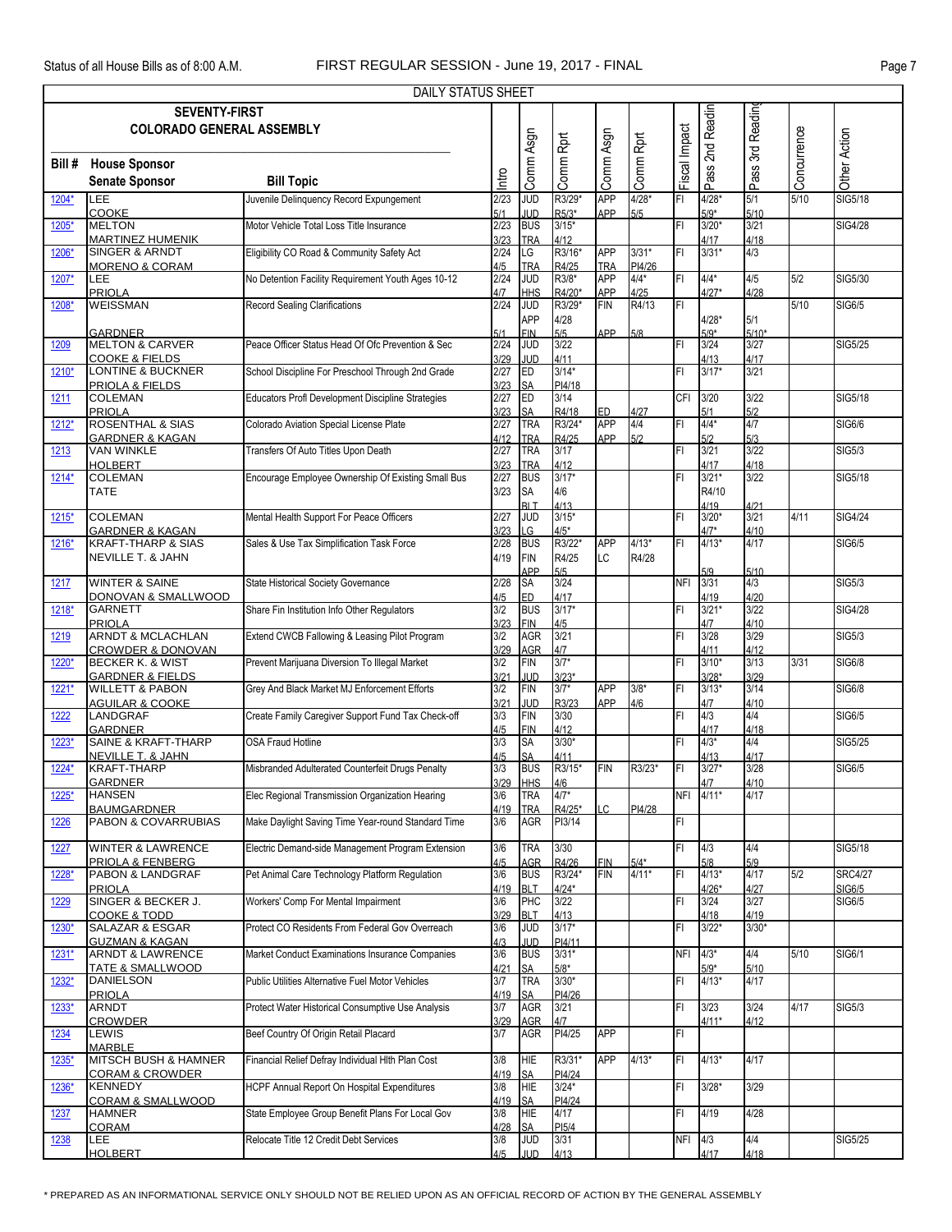DAILY STATUS SHEET

| Bill # | SEVENTY-FIRST COLORADO GENERAL ASSEMBLY<br>House Sponsor<br>Senate Sponsor | Bill Topic | Intro | Comm Asgn | Comm Rpt | Comm Asgn | Comm Rpt | Fiscal Impact | Pass 2nd Readin | Pass 3rd Reading | Concurrence | Other Action |
|---|---|---|---|---|---|---|---|---|---|---|---|---|
| 1204* | LEE<br>COOKE | Juvenile Delinquency Record Expungement | 2/23<br>5/1 | JUD<br>JUD | R3/29*<br>R5/3* | APP<br>APP | 4/28*<br>5/5 | FI | 4/28*<br>5/9* | 5/1<br>5/10 | 5/10 | SIG5/18 |
| 1205* | MELTON<br>MARTINEZ HUMENIK | Motor Vehicle Total Loss Title Insurance | 2/23<br>3/23 | BUS<br>TRA | 3/15*<br>4/12 | | | FI | 3/20*<br>4/17 | 3/21<br>4/18 | | SIG4/28 |
| 1206* | SINGER & ARNDT<br>MORENO & CORAM | Eligibility CO Road & Community Safety Act | 2/24<br>4/5 | LG<br>TRA | R3/16*<br>R4/25 | APP<br>TRA | 3/31*<br>PI4/26 | FI | 3/31* | 4/3 | | |
| 1207* | LEE<br>PRIOLA | No Detention Facility Requirement Youth Ages 10-12 | 2/24<br>4/7 | JUD<br>HHS | R3/8*<br>R4/20* | APP<br>APP | 4/4*<br>4/25 | FI | 4/4*<br>4/27* | 4/5<br>4/28 | 5/2 | SIG5/30 |
| 1208* | WEISSMAN<br>GARDNER | Record Sealing Clarifications | 2/24<br>5/1 | JUD<br>APP<br>FIN | R3/29*<br>4/28<br>5/5 | FIN<br>APP | R4/13<br>5/8 | FI | 4/28*<br>5/9* | 5/1<br>5/10* | 5/10 | SIG6/5 |
| 1209 | MELTON & CARVER<br>COOKE & FIELDS | Peace Officer Status Head Of Ofc Prevention & Sec | 2/24<br>3/29 | JUD<br>JUD | 3/22<br>4/11 | | | FI | 3/24<br>4/13 | 3/27<br>4/17 | | SIG5/25 |
| 1210* | LONTINE & BUCKNER<br>PRIOLA & FIELDS | School Discipline For Preschool Through 2nd Grade | 2/27<br>3/23 | ED<br>SA | 3/14*<br>PI4/18 | | | FI | 3/17* | 3/21 | | |
| 1211 | COLEMAN<br>PRIOLA | Educators Profl Development Discipline Strategies | 2/27<br>3/23 | ED<br>SA | 3/14<br>R4/18 | ED | 4/27 | CFI | 3/20<br>5/1 | 3/22<br>5/2 | | SIG5/18 |
| 1212* | ROSENTHAL & SIAS<br>GARDNER & KAGAN | Colorado Aviation Special License Plate | 2/27<br>4/12 | TRA<br>TRA | R3/24*<br>R4/25 | APP<br>APP | 4/4<br>5/2 | FI | 4/4*<br>5/2 | 4/7<br>5/3 | | SIG6/6 |
| 1213 | VAN WINKLE<br>HOLBERT | Transfers Of Auto Titles Upon Death | 2/27<br>3/23 | TRA<br>TRA | 3/17<br>4/12 | | | FI | 3/21<br>4/17 | 3/22<br>4/18 | | SIG5/3 |
| 1214* | COLEMAN<br>TATE | Encourage Employee Ownership Of Existing Small Bus | 2/27<br>3/23 | BUS<br>SA<br>BLT | 3/17*<br>4/6<br>4/13 | | | FI | 3/21*<br>R4/10<br>4/19 | 3/22<br>4/21 | | SIG5/18 |
| 1215* | COLEMAN<br>GARDNER & KAGAN | Mental Health Support For Peace Officers | 2/27<br>3/23 | JUD<br>LG | 3/15*<br>4/5* | | | FI | 3/20*<br>4/7* | 3/21<br>4/10 | 4/11 | SIG4/24 |
| 1216* | KRAFT-THARP & SIAS<br>NEVILLE T. & JAHN | Sales & Use Tax Simplification Task Force | 2/28<br>4/19 | BUS<br>FIN<br>APP | R3/22*<br>R4/25<br>5/5 | APP<br>LC | 4/13*<br>R4/28 | FI | 4/13*<br>5/9 | 4/17<br>5/10 | | SIG6/5 |
| 1217 | WINTER & SAINE<br>DONOVAN & SMALLWOOD | State Historical Society Governance | 2/28<br>4/5 | SA<br>ED | 3/24<br>4/17 | | | NFI | 3/31<br>4/19 | 4/3<br>4/20 | | SIG5/3 |
| 1218* | GARNETT<br>PRIOLA | Share Fin Institution Info Other Regulators | 3/2<br>3/23 | BUS<br>FIN | 3/17*<br>4/5 | | | FI | 3/21*<br>4/7 | 3/22<br>4/10 | | SIG4/28 |
| 1219 | ARNDT & MCLACHLAN<br>CROWDER & DONOVAN | Extend CWCB Fallowing & Leasing Pilot Program | 3/2<br>3/29 | AGR<br>AGR | 3/21<br>4/7 | | | FI | 3/28<br>4/11 | 3/29<br>4/12 | | SIG5/3 |
| 1220* | BECKER K. & WIST<br>GARDNER & FIELDS | Prevent Marijuana Diversion To Illegal Market | 3/2<br>3/21 | FIN<br>JUD | 3/7*<br>3/23* | | | FI | 3/10*<br>3/28* | 3/13<br>3/29 | 3/31 | SIG6/8 |
| 1221* | WILLETT & PABON<br>AGUILAR & COOKE | Grey And Black Market MJ Enforcement Efforts | 3/2<br>3/21 | FIN<br>JUD | 3/7*<br>R3/23 | APP<br>APP | 3/8*<br>4/6 | FI | 3/13*<br>4/7 | 3/14<br>4/10 | | SIG6/8 |
| 1222 | LANDGRAF<br>GARDNER | Create Family Caregiver Support Fund Tax Check-off | 3/3<br>4/5 | FIN<br>FIN | 3/30<br>4/12 | | | FI | 4/3<br>4/17 | 4/4<br>4/18 | | SIG6/5 |
| 1223* | SAINE & KRAFT-THARP<br>NEVILLE T. & JAHN | OSA Fraud Hotline | 3/3<br>4/5 | SA<br>SA | 3/30*<br>4/11 | | | FI | 4/3*<br>4/13 | 4/4<br>4/17 | | SIG5/25 |
| 1224* | KRAFT-THARP<br>GARDNER | Misbranded Adulterated Counterfeit Drugs Penalty | 3/3<br>3/29 | BUS<br>HHS | R3/15*<br>4/6 | FIN | R3/23* | FI | 3/27*<br>4/7 | 3/28<br>4/10 | | SIG6/5 |
| 1225* | HANSEN<br>BAUMGARDNER | Elec Regional Transmission Organization Hearing | 3/6<br>4/19 | TRA<br>TRA | 4/7*<br>R4/25* | LC | PI4/28 | NFI | 4/11* | 4/17 | | |
| 1226 | PABON & COVARRUBIAS | Make Daylight Saving Time Year-round Standard Time | 3/6 | AGR | PI3/14 | | | FI | | | | |
| 1227 | WINTER & LAWRENCE<br>PRIOLA & FENBERG | Electric Demand-side Management Program Extension | 3/6<br>4/5 | TRA<br>AGR | 3/30<br>R4/26 | FIN | 5/4* | FI | 4/3<br>5/8 | 4/4<br>5/9 | | SIG5/18 |
| 1228* | PABON & LANDGRAF<br>PRIOLA | Pet Animal Care Technology Platform Regulation | 3/6<br>4/19 | BUS<br>BLT | R3/24*<br>4/24* | FIN | 4/11* | FI | 4/13*<br>4/26* | 4/17<br>4/27 | 5/2 | SRC4/27<br>SIG6/5 |
| 1229 | SINGER & BECKER J.<br>COOKE & TODD | Workers' Comp For Mental Impairment | 3/6<br>3/29 | PHC<br>BLT | 3/22<br>4/13 | | | FI | 3/24<br>4/18 | 3/27<br>4/19 | | SIG6/5 |
| 1230* | SALAZAR & ESGAR<br>GUZMAN & KAGAN | Protect CO Residents From Federal Gov Overreach | 3/6<br>4/3 | JUD<br>JUD | 3/17*<br>PI4/11 | | | FI | 3/22* | 3/30* | | |
| 1231* | ARNDT & LAWRENCE<br>TATE & SMALLWOOD | Market Conduct Examinations Insurance Companies | 3/6<br>4/21 | BUS<br>SA | 3/31*<br>5/8* | | | NFI | 4/3*<br>5/9* | 4/4<br>5/10 | 5/10 | SIG6/1 |
| 1232* | DANIELSON<br>PRIOLA | Public Utilities Alternative Fuel Motor Vehicles | 3/7<br>4/19 | TRA<br>SA | 3/30*<br>PI4/26 | | | FI | 4/13* | 4/17 | | |
| 1233* | ARNDT<br>CROWDER | Protect Water Historical Consumptive Use Analysis | 3/7<br>3/29 | AGR<br>AGR | 3/21<br>4/7 | | | FI | 3/23<br>4/11* | 3/24<br>4/12 | 4/17 | SIG5/3 |
| 1234 | LEWIS<br>MARBLE | Beef Country Of Origin Retail Placard | 3/7 | AGR | PI4/25 | APP | | FI | | | | |
| 1235* | MITSCH BUSH & HAMNER<br>CORAM & CROWDER | Financial Relief Defray Individual Hlth Plan Cost | 3/8<br>4/19 | HIE<br>SA | R3/31*<br>PI4/24 | APP | 4/13* | FI | 4/13* | 4/17 | | |
| 1236* | KENNEDY<br>CORAM & SMALLWOOD | HCPF Annual Report On Hospital Expenditures | 3/8<br>4/19 | HIE<br>SA | 3/24*<br>PI4/24 | | | FI | 3/28* | 3/29 | | |
| 1237 | HAMNER<br>CORAM | State Employee Group Benefit Plans For Local Gov | 3/8<br>4/28 | HIE<br>SA | 4/17<br>PI5/4 | | | FI | 4/19 | 4/28 | | |
| 1238 | LEE<br>HOLBERT | Relocate Title 12 Credit Debt Services | 3/8<br>4/5 | JUD<br>JUD | 3/31<br>4/13 | | | NFI | 4/3<br>4/17 | 4/4<br>4/18 | | SIG5/25 |

* PREPARED AS AN INFORMATIONAL SERVICE ONLY SHOULD NOT BE RELIED UPON AS AN OFFICIAL RECORD OF ACTION BY THE GENERAL ASSEMBLY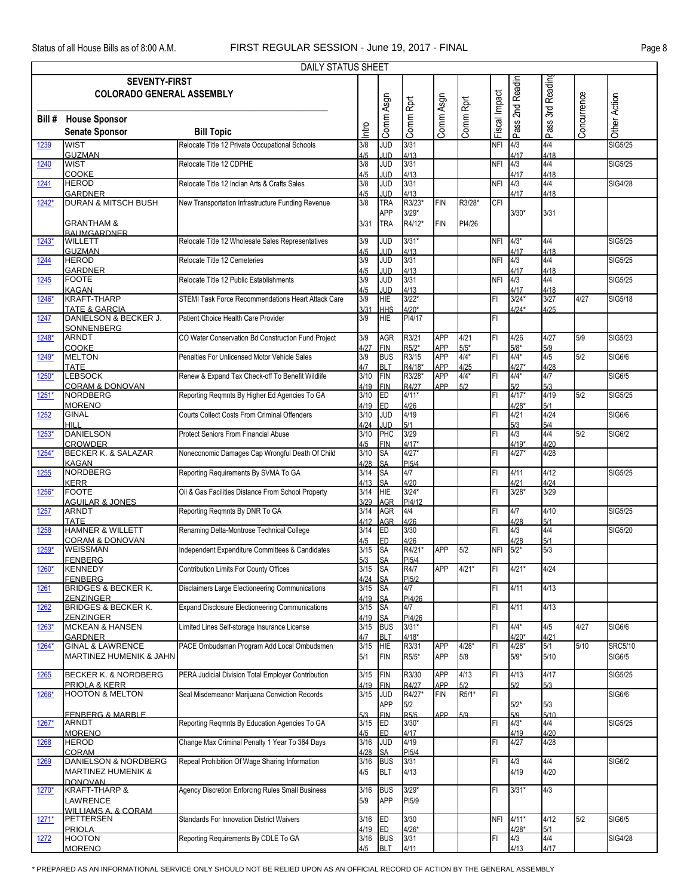DAILY STATUS SHEET

| Bill # | House Sponsor / Senate Sponsor | Bill Topic | Intro | Comm Asgn | Comm Rpt | Comm Asgn | Comm Rpt | Fiscal Impact | Pass 2nd Reading | Pass 3rd Reading | Concurrence | Other Action |
|---|---|---|---|---|---|---|---|---|---|---|---|---|
| **SEVENTY-FIRST COLORADO GENERAL ASSEMBLY** | | | | | | | | | | | | |
| 1239 | WIST / GUZMAN | Relocate Title 12 Private Occupational Schools | 3/8 / 4/5 | JUD / JUD | 3/31 / 4/13 | | | NFI | 4/3 / 4/17 | 4/4 / 4/18 | | SIG5/25 |
| 1240 | WIST / COOKE | Relocate Title 12 CDPHE | 3/8 / 4/5 | JUD / JUD | 3/31 / 4/13 | | | NFI | 4/3 / 4/17 | 4/4 / 4/18 | | SIG5/25 |
| 1241 | HEROD / GARDNER | Relocate Title 12 Indian Arts & Crafts Sales | 3/8 / 4/5 | JUD / JUD | 3/31 / 4/13 | | | NFI | 4/3 / 4/17 | 4/4 / 4/18 | | SIG4/28 |
| 1242* | DURAN & MITSCH BUSH / GRANTHAM & BAUMGARDNER | New Transportation Infrastructure Funding Revenue | 3/8 / 3/31 | TRA / APP / TRA | R3/23* / 3/29* / R4/12* | FIN / FIN | R3/28* / PI4/26 | CFI | 3/30* | 3/31 | | |
| 1243* | WILLETT / GUZMAN | Relocate Title 12 Wholesale Sales Representatives | 3/9 / 4/5 | JUD / JUD | 3/31* / 4/13 | | | NFI | 4/3* / 4/17 | 4/4 / 4/18 | | SIG5/25 |
| 1244 | HEROD / GARDNER | Relocate Title 12 Cemeteries | 3/9 / 4/5 | JUD / JUD | 3/31 / 4/13 | | | NFI | 4/3 / 4/17 | 4/4 / 4/18 | | SIG5/25 |
| 1245 | FOOTE / KAGAN | Relocate Title 12 Public Establishments | 3/9 / 4/5 | JUD / JUD | 3/31 / 4/13 | | | NFI | 4/3 / 4/17 | 4/4 / 4/18 | | SIG5/25 |
| 1246* | KRAFT-THARP / TATE & GARCIA | STEMI Task Force Recommendations Heart Attack Care | 3/9 / 3/31 | HIE / HHS | 3/22* / 4/20* | | | FI | 3/24* / 4/24* | 3/27 / 4/25 | 4/27 | SIG5/18 |
| 1247 | DANIELSON & BECKER J. / SONNENBERG | Patient Choice Health Care Provider | 3/9 | HIE | PI4/17 | | | FI | | | | |
| 1248* | ARNDT / COOKE | CO Water Conservation Bd Construction Fund Project | 3/9 / 4/27 | AGR / FIN | R3/21 / R5/2* | APP / APP | 4/21 / 5/5* | FI | 4/26 / 5/8* | 4/27 / 5/9 | 5/9 | SIG5/23 |
| 1249* | MELTON / TATE | Penalties For Unlicensed Motor Vehicle Sales | 3/9 / 4/7 | BUS / BLT | R3/15 / R4/18* | APP / APP | 4/4* / 4/25 | FI | 4/4* / 4/27* | 4/5 / 4/28 | 5/2 | SIG6/6 |
| 1250* | LEBSOCK / CORAM & DONOVAN | Renew & Expand Tax Check-off To Benefit Wildlife | 3/10 / 4/19 | FIN / FIN | R3/28* / R4/27 | APP / APP | 4/4* / 5/2 | FI | 4/4* / 5/2 | 4/7 / 5/3 | | SIG6/5 |
| 1251* | NORDBERG / MORENO | Reporting Reqmnts By Higher Ed Agencies To GA | 3/10 / 4/19 | ED / ED | 4/11* / 4/26 | | | FI | 4/17* / 4/28* | 4/19 / 5/1 | 5/2 | SIG5/25 |
| 1252 | GINAL / HILL | Courts Collect Costs From Criminal Offenders | 3/10 / 4/24 | JUD / JUD | 4/19 / 5/1 | | | FI | 4/21 / 5/3 | 4/24 / 5/4 | | SIG6/6 |
| 1253* | DANIELSON / CROWDER | Protect Seniors From Financial Abuse | 3/10 / 4/5 | PHC / FIN | 3/29 / 4/17* | | | FI | 4/3 / 4/19* | 4/4 / 4/20 | 5/2 | SIG6/2 |
| 1254* | BECKER K. & SALAZAR / KAGAN | Noneconomic Damages Cap Wrongful Death Of Child | 3/10 / 4/28 | SA / SA | 4/27* / PI5/4 | | | FI | 4/27* | 4/28 | | |
| 1255 | NORDBERG / KERR | Reporting Requirements By SVMA To GA | 3/14 / 4/13 | SA / SA | 4/7 / 4/20 | | | FI | 4/11 / 4/21 | 4/12 / 4/24 | | SIG5/25 |
| 1256* | FOOTE / AGUILAR & JONES | Oil & Gas Facilities Distance From School Property | 3/14 / 3/29 | HIE / AGR | 3/24* / PI4/12 | | | FI | 3/28* | 3/29 | | |
| 1257 | ARNDT / TATE | Reporting Reqmnts By DNR To GA | 3/14 / 4/12 | AGR / AGR | 4/4 / 4/26 | | | FI | 4/7 / 4/28 | 4/10 / 5/1 | | SIG5/25 |
| 1258 | HAMNER & WILLETT / CORAM & DONOVAN | Renaming Delta-Montrose Technical College | 3/14 / 4/5 | ED / ED | 3/30 / 4/26 | | | FI | 4/3 / 4/28 | 4/4 / 5/1 | | SIG5/20 |
| 1259* | WEISSMAN / FENBERG | Independent Expenditure Committees & Candidates | 3/15 / 5/3 | SA / SA | R4/21* / PI5/4 | APP | 5/2 | NFI | 5/2* | 5/3 | | |
| 1260* | KENNEDY / FENBERG | Contribution Limits For County Offices | 3/15 / 4/24 | SA / SA | R4/7 / PI5/2 | APP | 4/21* | FI | 4/21* | 4/24 | | |
| 1261 | BRIDGES & BECKER K. / ZENZINGER | Disclaimers Large Electioneering Communications | 3/15 / 4/19 | SA / SA | 4/7 / PI4/26 | | | FI | 4/11 | 4/13 | | |
| 1262 | BRIDGES & BECKER K. / ZENZINGER | Expand Disclosure Electioneering Communications | 3/15 / 4/19 | SA / SA | 4/7 / PI4/26 | | | FI | 4/11 | 4/13 | | |
| 1263* | MCKEAN & HANSEN / GARDNER | Limited Lines Self-storage Insurance License | 3/15 / 4/7 | BUS / BLT | 3/31* / 4/18* | | | FI | 4/4* / 4/20* | 4/5 / 4/21 | 4/27 | SIG6/6 |
| 1264* | GINAL & LAWRENCE / MARTINEZ HUMENIK & JAHN | PACE Ombudsman Program Add Local Ombudsmen | 3/15 / 5/1 | HIE / FIN | R3/31 / R5/5* | APP / APP | 4/28* / 5/8 | FI | 4/28* / 5/9* | 5/1 / 5/10 | 5/10 | SRC5/10 SIG6/5 |
| 1265 | BECKER K. & NORDBERG / PRIOLA & KERR | PERA Judicial Division Total Employer Contribution | 3/15 / 4/19 | FIN / FIN | R3/30 / R4/27 | APP / APP | 4/13 / 5/2 | FI | 4/13 / 5/2 | 4/17 / 5/3 | | SIG5/25 |
| 1266* | HOOTON & MELTON / FENBERG & MARBLE | Seal Misdemeanor Marijuana Conviction Records | 3/15 / 5/3 | JUD / APP / FIN | R4/27* / 5/2 / R5/5 | FIN / APP | R5/1* / 5/9 | FI | 5/2* / 5/9 | 5/3 / 5/10 | | SIG6/6 |
| 1267* | ARNDT / MORENO | Reporting Reqmnts By Education Agencies To GA | 3/15 / 4/5 | ED / ED | 3/30* / 4/17 | | | FI | 4/3* / 4/19 | 4/4 / 4/20 | | SIG5/25 |
| 1268 | HEROD / CORAM | Change Max Criminal Penalty 1 Year To 364 Days | 3/16 / 4/28 | JUD / SA | 4/19 / PI5/4 | | | FI | 4/27 | 4/28 | | |
| 1269 | DANIELSON & NORDBERG / MARTINEZ HUMENIK & DONOVAN | Repeal Prohibition Of Wage Sharing Information | 3/16 / 4/5 | BUS / BLT | 3/31 / 4/13 | | | FI | 4/3 / 4/19 | 4/4 / 4/20 | | SIG6/2 |
| 1270* | KRAFT-THARP & LAWRENCE / WILLIAMS A. & CORAM | Agency Discretion Enforcing Rules Small Business | 3/16 / 5/9 | BUS / APP | 3/29* / PI5/9 | | | FI | 3/31* | 4/3 | | |
| 1271* | PETTERSEN / PRIOLA | Standards For Innovation District Waivers | 3/16 / 4/19 | ED / ED | 3/30 / 4/26* | | | NFI | 4/11* / 4/28* | 4/12 / 5/1 | 5/2 | SIG6/5 |
| 1272 | HOOTON / MORENO | Reporting Requirements By CDLE To GA | 3/16 / 4/5 | BUS / BLT | 3/31 / 4/11 | | | FI | 4/3 / 4/13 | 4/4 / 4/17 | | SIG4/28 |

\* PREPARED AS AN INFORMATIONAL SERVICE ONLY SHOULD NOT BE RELIED UPON AS AN OFFICIAL RECORD OF ACTION BY THE GENERAL ASSEMBLY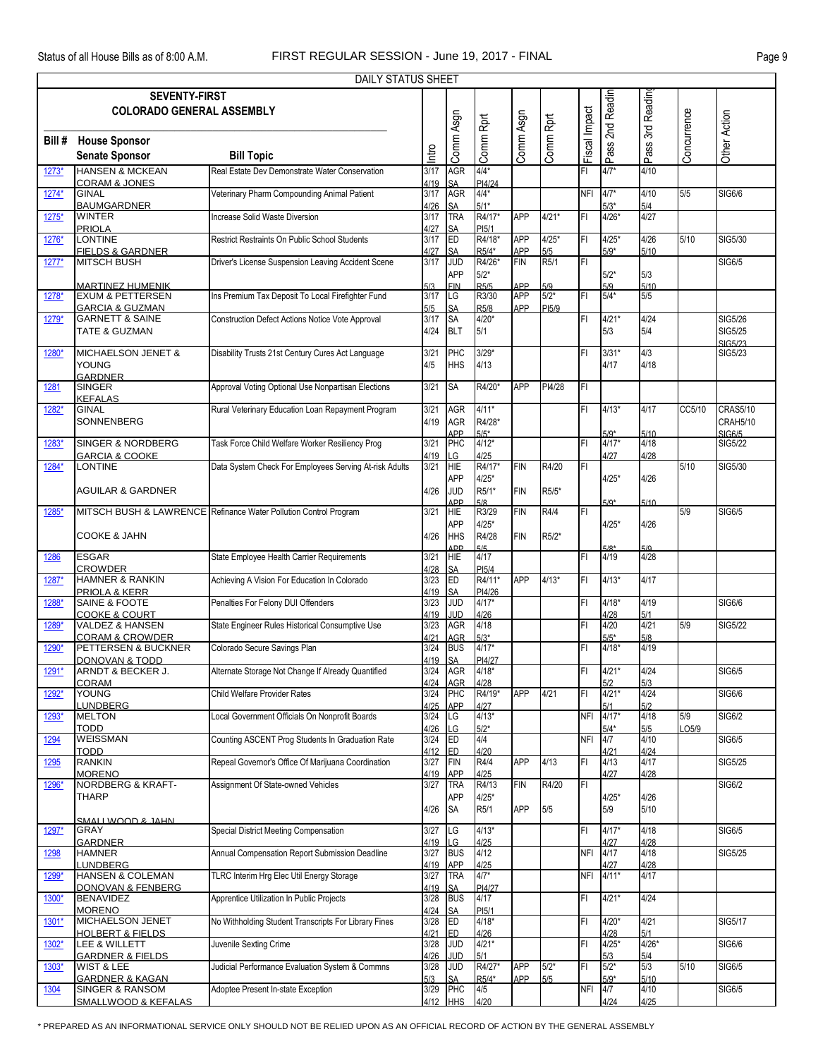DAILY STATUS SHEET

| Bill # | House Sponsor / Senate Sponsor | Bill Topic | Intro | Comm Asgn | Comm Rpt | Comm Asgn | Comm Rpt | Fiscal Impact | Pass 2nd Reading | Pass 3rd Reading | Concurrence | Other Action |
|---|---|---|---|---|---|---|---|---|---|---|---|---|
| 1273* | HANSEN & MCKEAN<br>CORAM & JONES | Real Estate Dev Demonstrate Water Conservation | 3/17<br>4/19 | AGR<br>SA | 4/4*<br>PI4/24 | | | FI | 4/7* | 4/10 | | |
| 1274* | GINAL<br>BAUMGARDNER | Veterinary Pharm Compounding Animal Patient | 3/17<br>4/26 | AGR<br>SA | 4/4*<br>5/1* | | | NFI | 4/7*<br>5/3* | 4/10<br>5/4 | 5/5 | SIG6/6 |
| 1275* | WINTER<br>PRIOLA | Increase Solid Waste Diversion | 3/17<br>4/27 | TRA<br>SA | R4/17*<br>PI5/1 | APP | 4/21* | FI | 4/26* | 4/27 | | |
| 1276* | LONTINE<br>FIELDS & GARDNER | Restrict Restraints On Public School Students | 3/17<br>4/27 | ED<br>SA | R4/18*<br>R5/4* | APP<br>APP | 4/25*<br>5/5 | FI | 4/25*<br>5/9* | 4/26<br>5/10 | 5/10 | SIG5/30 |
| 1277* | MITSCH BUSH<br>MARTINEZ HUMENIK | Driver's License Suspension Leaving Accident Scene | 3/17<br>5/3 | JUD<br>APP<br>FIN | R4/26*<br>5/2*<br>R5/5 | FIN<br>APP | R5/1<br>5/9 | FI | 5/2*<br>5/9 | 5/3<br>5/10 | | SIG6/5 |
| 1278* | EXUM & PETTERSEN<br>GARCIA & GUZMAN | Ins Premium Tax Deposit To Local Firefighter Fund | 3/17<br>5/5 | LG<br>SA | R3/30<br>R5/8 | APP<br>APP | 5/2*<br>PI5/9 | FI | 5/4* | 5/5 | | |
| 1279* | GARNETT & SAINE<br>TATE & GUZMAN | Construction Defect Actions Notice Vote Approval | 3/17<br>4/24 | SA<br>BLT | 4/20*<br>5/1 | | | FI | 4/21*<br>5/3 | 4/24<br>5/4 | | SIG5/26<br>SIG5/25<br>SIG5/23 |
| 1280* | MICHAELSON JENET &<br>YOUNG<br>GARDNER | Disability Trusts 21st Century Cures Act Language | 3/21<br>4/5 | PHC<br>HHS | 3/29*<br>4/13 | | | FI | 3/31*<br>4/17 | 4/3<br>4/18 | | SIG5/23 |
| 1281 | SINGER<br>KEFALAS | Approval Voting Optional Use Nonpartisan Elections | 3/21 | SA | R4/20* | APP | PI4/28 | FI | | | | |
| 1282* | GINAL<br>SONNENBERG | Rural Veterinary Education Loan Repayment Program | 3/21<br>4/19 | AGR<br>AGR<br>APP | 4/11*<br>R4/28*<br>5/5* | | | FI | 4/13*<br>5/9* | 4/17<br>5/10 | CC5/10 | CRAS5/10<br>CRAH5/10<br>SIG6/5 |
| 1283* | SINGER & NORDBERG<br>GARCIA & COOKE | Task Force Child Welfare Worker Resiliency Prog | 3/21<br>4/19 | PHC<br>LG | 4/12*<br>4/25 | | | FI | 4/17*<br>4/27 | 4/18<br>4/28 | | SIG5/22 |
| 1284* | LONTINE<br>AGUILAR & GARDNER | Data System Check For Employees Serving At-risk Adults | 3/21<br>4/26 | HIE<br>APP<br>JUD<br>APP | R4/17*<br>4/25*<br>R5/1*<br>5/8 | FIN<br>FIN | R4/20<br>R5/5* | FI | 4/25*<br>5/9* | 4/26<br>5/10 | 5/10 | SIG5/30 |
| 1285* | MITSCH BUSH & LAWRENCE<br>COOKE & JAHN | Refinance Water Pollution Control Program | 3/21<br>4/26 | HIE<br>APP<br>HHS<br>APP | R3/29<br>4/25*<br>R4/28<br>5/5 | FIN<br>FIN | R4/4<br>R5/2* | FI | 4/25*<br>5/8* | 4/26<br>5/9 | 5/9 | SIG6/5 |
| 1286 | ESGAR<br>CROWDER | State Employee Health Carrier Requirements | 3/21<br>4/28 | HIE<br>SA | 4/17<br>PI5/4 | | | FI | 4/19 | 4/28 | | |
| 1287* | HAMNER & RANKIN<br>PRIOLA & KERR | Achieving A Vision For Education In Colorado | 3/23<br>4/19 | ED<br>SA | R4/11*<br>PI4/26 | APP | 4/13* | FI | 4/13* | 4/17 | | |
| 1288* | SAINE & FOOTE<br>COOKE & COURT | Penalties For Felony DUI Offenders | 3/23<br>4/19 | JUD<br>JUD | 4/17*<br>4/26 | | | FI | 4/18*<br>4/28 | 4/19<br>5/1 | | SIG6/6 |
| 1289* | VALDEZ & HANSEN<br>CORAM & CROWDER | State Engineer Rules Historical Consumptive Use | 3/23<br>4/21 | AGR<br>AGR | 4/18<br>5/3* | | | FI | 4/20<br>5/5* | 4/21<br>5/8 | 5/9 | SIG5/22 |
| 1290* | PETTERSEN & BUCKNER<br>DONOVAN & TODD | Colorado Secure Savings Plan | 3/24<br>4/19 | BUS<br>SA | 4/17*<br>PI4/27 | | | FI | 4/18* | 4/19 | | |
| 1291* | ARNDT & BECKER J.<br>CORAM | Alternate Storage Not Change If Already Quantified | 3/24<br>4/24 | AGR<br>AGR | 4/18*<br>4/28 | | | FI | 4/21*<br>5/2 | 4/24<br>5/3 | | SIG6/5 |
| 1292* | YOUNG<br>LUNDBERG | Child Welfare Provider Rates | 3/24<br>4/25 | PHC<br>APP | R4/19*<br>4/27 | APP | 4/21 | FI | 4/21*<br>5/1 | 4/24<br>5/2 | | SIG6/6 |
| 1293* | MELTON<br>TODD | Local Government Officials On Nonprofit Boards | 3/24<br>4/26 | LG<br>LG | 4/13*<br>5/2* | | | NFI | 4/17*<br>5/4* | 4/18<br>5/5 | 5/9<br>LO5/9 | SIG6/2 |
| 1294 | WEISSMAN<br>TODD | Counting ASCENT Prog Students In Graduation Rate | 3/24<br>4/12 | ED<br>ED | 4/4<br>4/20 | | | NFI | 4/7<br>4/21 | 4/10<br>4/24 | | SIG6/5 |
| 1295 | RANKIN<br>MORENO | Repeal Governor's Office Of Marijuana Coordination | 3/27<br>4/19 | FIN<br>APP | R4/4<br>4/25 | APP | 4/13 | FI | 4/13<br>4/27 | 4/17<br>4/28 | | SIG5/25 |
| 1296* | NORDBERG & KRAFT-<br>THARP<br>SMALLWOOD & JAHN | Assignment Of State-owned Vehicles | 3/27<br>4/26 | TRA<br>APP<br>SA | R4/13<br>4/25*<br>R5/1 | FIN<br>APP | R4/20<br>5/5 | FI | 4/25*<br>5/9 | 4/26<br>5/10 | | SIG6/2 |
| 1297* | GRAY<br>GARDNER | Special District Meeting Compensation | 3/27<br>4/19 | LG<br>LG | 4/13*<br>4/25 | | | FI | 4/17*<br>4/27 | 4/18<br>4/28 | | SIG6/5 |
| 1298 | HAMNER<br>LUNDBERG | Annual Compensation Report Submission Deadline | 3/27<br>4/19 | BUS<br>APP | 4/12<br>4/25 | | | NFI | 4/17<br>4/27 | 4/18<br>4/28 | | SIG5/25 |
| 1299* | HANSEN & COLEMAN<br>DONOVAN & FENBERG | TLRC Interim Hrg Elec Util Energy Storage | 3/27<br>4/19 | TRA<br>SA | 4/7*<br>PI4/27 | | | NFI | 4/11* | 4/17 | | |
| 1300* | BENAVIDEZ<br>MORENO | Apprentice Utilization In Public Projects | 3/28<br>4/24 | BUS<br>SA | 4/17<br>PI5/1 | | | FI | 4/21* | 4/24 | | |
| 1301* | MICHAELSON JENET<br>HOLBERT & FIELDS | No Withholding Student Transcripts For Library Fines | 3/28<br>4/21 | ED<br>ED | 4/18*<br>4/26 | | | FI | 4/20*<br>4/28 | 4/21<br>5/1 | | SIG5/17 |
| 1302* | LEE & WILLETT<br>GARDNER & FIELDS | Juvenile Sexting Crime | 3/28<br>4/26 | JUD<br>JUD | 4/21*<br>5/1 | | | FI | 4/25*<br>5/3 | 4/26*<br>5/4 | | SIG6/6 |
| 1303* | WIST & LEE<br>GARDNER & KAGAN | Judicial Performance Evaluation System & Commns | 3/28<br>5/3 | JUD<br>SA | R4/27*<br>R5/4* | APP<br>APP | 5/2*<br>5/5 | FI | 5/2*<br>5/9* | 5/3<br>5/10 | 5/10 | SIG6/5 |
| 1304 | SINGER & RANSOM<br>SMALLWOOD & KEFALAS | Adoptee Present In-state Exception | 3/29<br>4/12 | PHC<br>HHS | 4/5<br>4/20 | | | NFI | 4/7<br>4/24 | 4/10<br>4/25 | | SIG6/5 |

* PREPARED AS AN INFORMATIONAL SERVICE ONLY SHOULD NOT BE RELIED UPON AS AN OFFICIAL RECORD OF ACTION BY THE GENERAL ASSEMBLY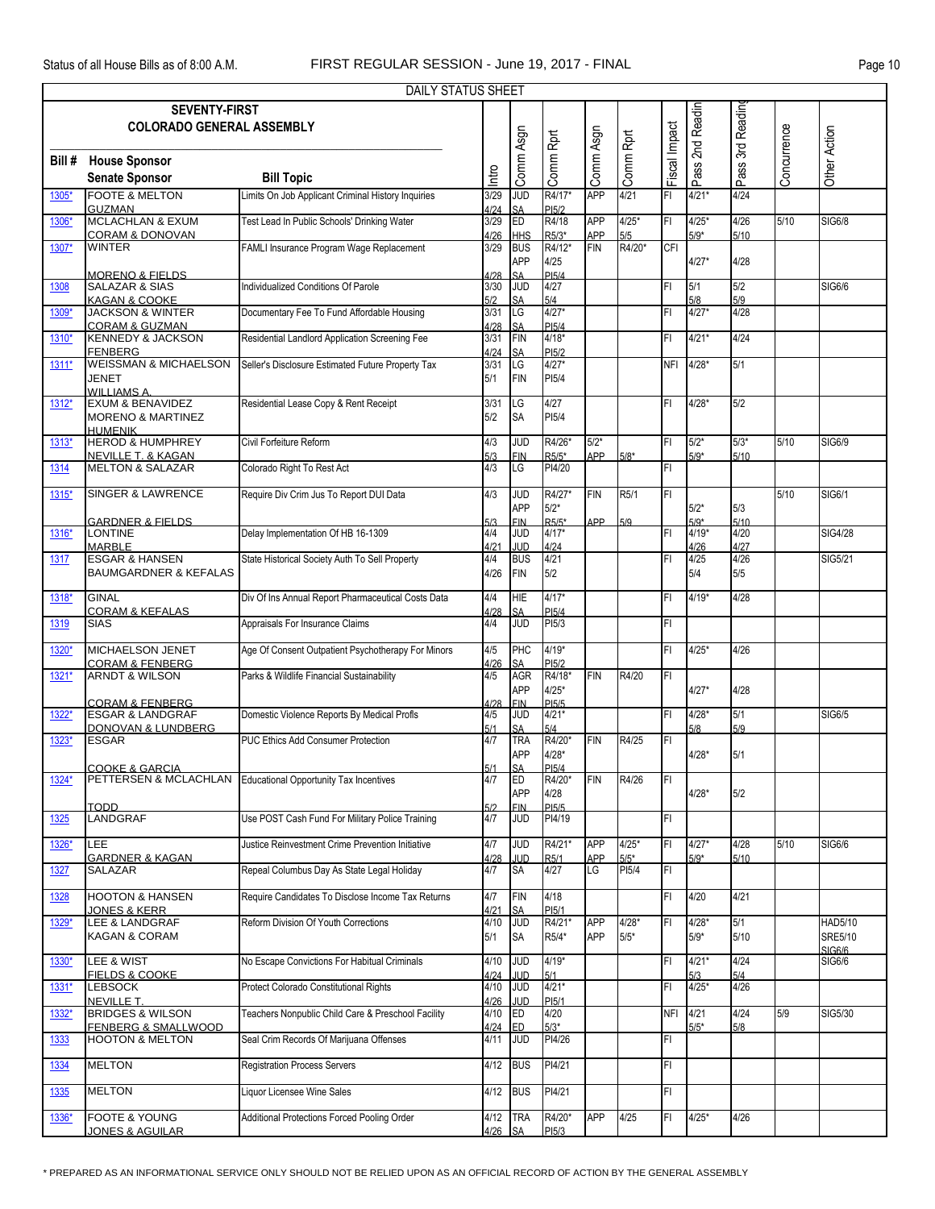DAILY STATUS SHEET

| Bill # | House Sponsor / Senate Sponsor | Bill Topic | Intro | Comm Asgn | Comm Rpt | Comm Asgn | Comm Rpt | Fiscal Impact | Pass 2nd Reading | Pass 3rd Reading | Concurrence | Other Action |
|---|---|---|---|---|---|---|---|---|---|---|---|---|
| **SEVENTY-FIRST COLORADO GENERAL ASSEMBLY** | | | | | | | | | | | | |
| 1305* | FOOTE & MELTON<br>GUZMAN | Limits On Job Applicant Criminal History Inquiries | 3/29<br>4/24 | JUD<br>SA | R4/17*<br>PI5/2 | APP | 4/21 | FI | 4/21* | 4/24 | | |
| 1306* | MCLACHLAN & EXUM<br>CORAM & DONOVAN | Test Lead In Public Schools' Drinking Water | 3/29<br>4/26 | ED<br>HHS | R4/18<br>R5/3* | APP<br>APP | 4/25*<br>5/5 | FI | 4/25*<br>5/9* | 4/26<br>5/10 | 5/10 | SIG6/8 |
| 1307* | WINTER<br>MORENO & FIELDS | FAMLI Insurance Program Wage Replacement | 3/29<br>4/28 | BUS<br>APP<br>SA | R4/12*<br>4/25<br>PI5/4 | FIN | R4/20* | CFI | 4/27* | 4/28 | | |
| 1308 | SALAZAR & SIAS<br>KAGAN & COOKE | Individualized Conditions Of Parole | 3/30<br>5/2 | JUD<br>SA | 4/27<br>5/4 | | | FI | 5/1<br>5/8 | 5/2<br>5/9 | | SIG6/6 |
| 1309* | JACKSON & WINTER<br>CORAM & GUZMAN | Documentary Fee To Fund Affordable Housing | 3/31<br>4/28 | LG<br>SA | 4/27*<br>PI5/4 | | | FI | 4/27* | 4/28 | | |
| 1310* | KENNEDY & JACKSON<br>FENBERG | Residential Landlord Application Screening Fee | 3/31<br>4/24 | FIN<br>SA | 4/18*<br>PI5/2 | | | FI | 4/21* | 4/24 | | |
| 1311* | WEISSMAN & MICHAELSON JENET<br>WILLIAMS A. | Seller's Disclosure Estimated Future Property Tax | 3/31<br>5/1 | LG<br>FIN | 4/27*<br>PI5/4 | | | NFI | 4/28* | 5/1 | | |
| 1312* | EXUM & BENAVIDEZ<br>MORENO & MARTINEZ HUMENIK | Residential Lease Copy & Rent Receipt | 3/31<br>5/2 | LG<br>SA | 4/27<br>PI5/4 | | | FI | 4/28* | 5/2 | | |
| 1313* | HEROD & HUMPHREY<br>NEVILLE T. & KAGAN | Civil Forfeiture Reform | 4/3<br>5/3 | JUD<br>FIN | R4/26*<br>R5/5* | 5/2*<br>APP | 5/8* | FI | 5/2*<br>5/9* | 5/3*<br>5/10 | 5/10 | SIG6/9 |
| 1314 | MELTON & SALAZAR | Colorado Right To Rest Act | 4/3 | LG | PI4/20 | | | FI | | | | |
| 1315* | SINGER & LAWRENCE<br>GARDNER & FIELDS | Require Div Crim Jus To Report DUI Data | 4/3<br>5/3 | JUD<br>APP<br>FIN | R4/27*<br>5/2*<br>R5/5* | FIN<br>APP | R5/1<br>5/9 | FI | 5/2*<br>5/9* | 5/3<br>5/10 | 5/10 | SIG6/1 |
| 1316* | LONTINE<br>MARBLE | Delay Implementation Of HB 16-1309 | 4/4<br>4/21 | JUD<br>JUD | 4/17*<br>4/24 | | | FI | 4/19*<br>4/26 | 4/20<br>4/27 | | SIG4/28 |
| 1317 | ESGAR & HANSEN<br>BAUMGARDNER & KEFALAS | State Historical Society Auth To Sell Property | 4/4<br>4/26 | BUS<br>FIN | 4/21<br>5/2 | | | FI | 4/25<br>5/4 | 4/26<br>5/5 | | SIG5/21 |
| 1318* | GINAL<br>CORAM & KEFALAS | Div Of Ins Annual Report Pharmaceutical Costs Data | 4/4<br>4/28 | HIE<br>SA | 4/17*<br>PI5/4 | | | FI | 4/19* | 4/28 | | |
| 1319 | SIAS | Appraisals For Insurance Claims | 4/4 | JUD | PI5/3 | | | FI | | | | |
| 1320* | MICHAELSON JENET<br>CORAM & FENBERG | Age Of Consent Outpatient Psychotherapy For Minors | 4/5<br>4/26 | PHC<br>SA | 4/19*<br>PI5/2 | | | FI | 4/25* | 4/26 | | |
| 1321* | ARNDT & WILSON<br>CORAM & FENBERG | Parks & Wildlife Financial Sustainability | 4/5<br>4/28 | AGR<br>APP<br>FIN | R4/18*<br>4/25*<br>PI5/5 | FIN | R4/20 | FI | 4/27* | 4/28 | | |
| 1322* | ESGAR & LANDGRAF<br>DONOVAN & LUNDBERG | Domestic Violence Reports By Medical Profls | 4/5<br>5/1 | JUD<br>SA | 4/21*<br>5/4 | | | FI | 4/28*<br>5/8 | 5/1<br>5/9 | | SIG6/5 |
| 1323* | ESGAR<br>COOKE & GARCIA | PUC Ethics Add Consumer Protection | 4/7<br>5/1 | TRA<br>APP<br>SA | R4/20*<br>4/28*<br>PI5/4 | FIN | R4/25 | FI | 4/28* | 5/1 | | |
| 1324* | PETTERSEN & MCLACHLAN<br>TODD | Educational Opportunity Tax Incentives | 4/7<br>5/2 | ED<br>APP<br>FIN | R4/20*<br>4/28<br>PI5/5 | FIN | R4/26 | FI | 4/28* | 5/2 | | |
| 1325 | LANDGRAF | Use POST Cash Fund For Military Police Training | 4/7 | JUD | PI4/19 | | | FI | | | | |
| 1326* | LEE<br>GARDNER & KAGAN | Justice Reinvestment Crime Prevention Initiative | 4/7<br>4/28 | JUD<br>JUD | R4/21*<br>R5/1 | APP<br>APP | 4/25*<br>5/5* | FI | 4/27*<br>5/9* | 4/28<br>5/10 | 5/10 | SIG6/6 |
| 1327 | SALAZAR | Repeal Columbus Day As State Legal Holiday | 4/7 | SA | 4/27 | LG | PI5/4 | FI | | | | |
| 1328 | HOOTON & HANSEN<br>JONES & KERR | Require Candidates To Disclose Income Tax Returns | 4/7<br>4/21 | FIN<br>SA | 4/18<br>PI5/1 | | | FI | 4/20 | 4/21 | | |
| 1329* | LEE & LANDGRAF<br>KAGAN & CORAM | Reform Division Of Youth Corrections | 4/10<br>5/1 | JUD<br>SA | R4/21*<br>R5/4* | APP<br>APP | 4/28*<br>5/5* | FI | 4/28*<br>5/9* | 5/1<br>5/10 | | HAD5/10<br>SRE5/10<br>SIG6/6 |
| 1330* | LEE & WIST<br>FIELDS & COOKE | No Escape Convictions For Habitual Criminals | 4/10<br>4/24 | JUD<br>JUD | 4/19*<br>5/1 | | | FI | 4/21*<br>5/3 | 4/24<br>5/4 | | SIG6/6 |
| 1331* | LEBSOCK<br>NEVILLE T. | Protect Colorado Constitutional Rights | 4/10<br>4/26 | JUD<br>JUD | 4/21*<br>PI5/1 | | | FI | 4/25* | 4/26 | | |
| 1332* | BRIDGES & WILSON<br>FENBERG & SMALLWOOD | Teachers Nonpublic Child Care & Preschool Facility | 4/10<br>4/24 | ED<br>ED | 4/20<br>5/3* | | | NFI | 4/21<br>5/5* | 4/24<br>5/8 | 5/9 | SIG5/30 |
| 1333 | HOOTON & MELTON | Seal Crim Records Of Marijuana Offenses | 4/11 | JUD | PI4/26 | | | FI | | | | |
| 1334 | MELTON | Registration Process Servers | 4/12 | BUS | PI4/21 | | | FI | | | | |
| 1335 | MELTON | Liquor Licensee Wine Sales | 4/12 | BUS | PI4/21 | | | FI | | | | |
| 1336* | FOOTE & YOUNG<br>JONES & AGUILAR | Additional Protections Forced Pooling Order | 4/12<br>4/26 | TRA<br>SA | R4/20*<br>PI5/3 | APP | 4/25 | FI | 4/25* | 4/26 | | |

* PREPARED AS AN INFORMATIONAL SERVICE ONLY SHOULD NOT BE RELIED UPON AS AN OFFICIAL RECORD OF ACTION BY THE GENERAL ASSEMBLY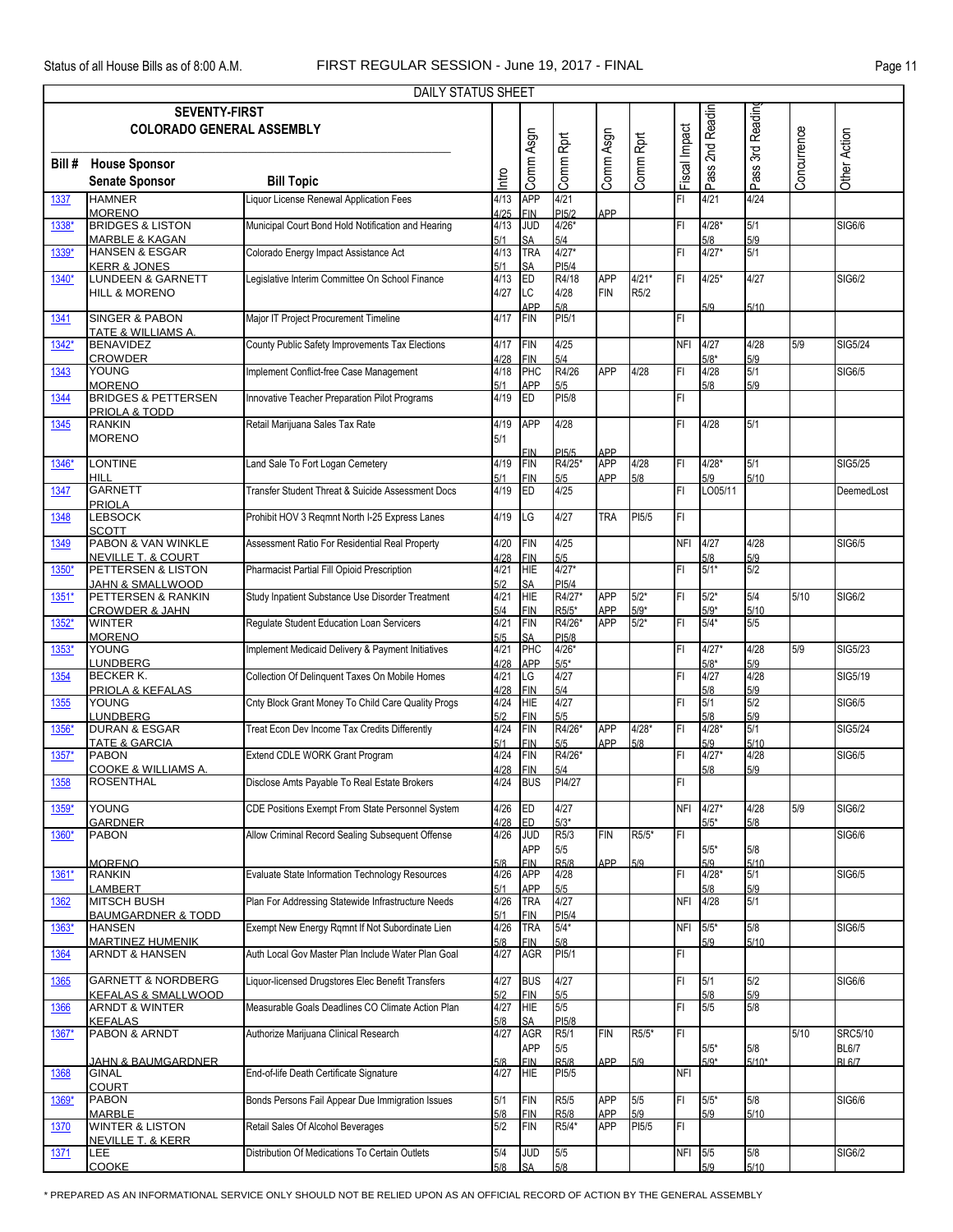DAILY STATUS SHEET

| Bill # | SEVENTY-FIRST COLORADO GENERAL ASSEMBLY House Sponsor / Senate Sponsor | Bill Topic | Intro | Comm Asgn | Comm Rpt | Comm Asgn | Comm Rpt | Fiscal Impact | Pass 2nd Reading | Pass 3rd Reading | Concurrence | Other Action |
|---|---|---|---|---|---|---|---|---|---|---|---|---|
| 1337 | HAMNER<br>MORENO | Liquor License Renewal Application Fees | 4/13<br>4/25 | APP<br>FIN | 4/21<br>PI5/2 | <br>APP | | FI | 4/21 | 4/24 | | |
| 1338* | BRIDGES & LISTON<br>MARBLE & KAGAN | Municipal Court Bond Hold Notification and Hearing | 4/13<br>5/1 | JUD<br>SA | 4/26*<br>5/4 | | | FI | 4/28*<br>5/8 | 5/1<br>5/9 | | SIG6/6 |
| 1339* | HANSEN & ESGAR<br>KERR & JONES | Colorado Energy Impact Assistance Act | 4/13<br>5/1 | TRA<br>SA | 4/27*<br>PI5/4 | | | FI | 4/27* | 5/1 | | |
| 1340* | LUNDEEN & GARNETT<br>HILL & MORENO | Legislative Interim Committee On School Finance | 4/13<br>4/27 | ED<br>LC<br>APP | R4/18<br>4/28<br>5/8 | APP<br>FIN | 4/21*<br>R5/2 | FI | 4/25*<br>5/9 | 4/27<br>5/10 | | SIG6/2 |
| 1341 | SINGER & PABON<br>TATE & WILLIAMS A. | Major IT Project Procurement Timeline | 4/17 | FIN | PI5/1 | | | FI | | | | |
| 1342* | BENAVIDEZ<br>CROWDER | County Public Safety Improvements Tax Elections | 4/17<br>4/28 | FIN<br>FIN | 4/25<br>5/4 | | | NFI | 4/27<br>5/8* | 4/28<br>5/9 | 5/9 | SIG5/24 |
| 1343 | YOUNG<br>MORENO | Implement Conflict-free Case Management | 4/18<br>5/1 | PHC<br>APP | R4/26<br>5/5 | APP | 4/28 | FI | 4/28<br>5/8 | 5/1<br>5/9 | | SIG6/5 |
| 1344 | BRIDGES & PETTERSEN<br>PRIOLA & TODD | Innovative Teacher Preparation Pilot Programs | 4/19 | ED | PI5/8 | | | FI | | | | |
| 1345 | RANKIN<br>MORENO | Retail Marijuana Sales Tax Rate | 4/19<br>5/1 | APP<br>FIN | 4/28<br>PI5/5 | <br>APP | | FI | 4/28 | 5/1 | | |
| 1346* | LONTINE<br>HILL | Land Sale To Fort Logan Cemetery | 4/19<br>5/1 | FIN<br>FIN | R4/25*<br>5/5 | APP<br>APP | 4/28<br>5/8 | FI | 4/28*<br>5/9 | 5/1<br>5/10 | | SIG5/25 |
| 1347 | GARNETT<br>PRIOLA | Transfer Student Threat & Suicide Assessment Docs | 4/19 | ED | 4/25 | | | FI | LO05/11 | | | DeemedLost |
| 1348 | LEBSOCK<br>SCOTT | Prohibit HOV 3 Reqmnt North I-25 Express Lanes | 4/19 | LG | 4/27 | TRA | PI5/5 | FI | | | | |
| 1349 | PABON & VAN WINKLE<br>NEVILLE T. & COURT | Assessment Ratio For Residential Real Property | 4/20<br>4/28 | FIN<br>FIN | 4/25<br>5/5 | | | NFI | 4/27<br>5/8 | 4/28<br>5/9 | | SIG6/5 |
| 1350* | PETTERSEN & LISTON<br>JAHN & SMALLWOOD | Pharmacist Partial Fill Opioid Prescription | 4/21<br>5/2 | HIE<br>SA | 4/27*<br>PI5/4 | | | FI | 5/1* | 5/2 | | |
| 1351* | PETTERSEN & RANKIN<br>CROWDER & JAHN | Study Inpatient Substance Use Disorder Treatment | 4/21<br>5/4 | HIE<br>FIN | R4/27*<br>R5/5* | APP<br>APP | 5/2*<br>5/9* | FI | 5/2*<br>5/9* | 5/4<br>5/10 | 5/10 | SIG6/2 |
| 1352* | WINTER<br>MORENO | Regulate Student Education Loan Servicers | 4/21<br>5/5 | FIN<br>SA | R4/26*<br>PI5/8 | APP | 5/2* | FI | 5/4* | 5/5 | | |
| 1353* | YOUNG<br>LUNDBERG | Implement Medicaid Delivery & Payment Initiatives | 4/21<br>4/28 | PHC<br>APP | 4/26*<br>5/5* | | | FI | 4/27*<br>5/8* | 4/28<br>5/9 | 5/9 | SIG5/23 |
| 1354 | BECKER K.<br>PRIOLA & KEFALAS | Collection Of Delinquent Taxes On Mobile Homes | 4/21<br>4/28 | LG<br>FIN | 4/27<br>5/4 | | | FI | 4/27<br>5/8 | 4/28<br>5/9 | | SIG5/19 |
| 1355 | YOUNG<br>LUNDBERG | Cnty Block Grant Money To Child Care Quality Progs | 4/24<br>5/2 | HIE<br>FIN | 4/27<br>5/5 | | | FI | 5/1<br>5/8 | 5/2<br>5/9 | | SIG6/5 |
| 1356* | DURAN & ESGAR<br>TATE & GARCIA | Treat Econ Dev Income Tax Credits Differently | 4/24<br>5/1 | FIN<br>FIN | R4/26*<br>5/5 | APP<br>APP | 4/28*<br>5/8 | FI | 4/28*<br>5/9 | 5/1<br>5/10 | | SIG5/24 |
| 1357* | PABON<br>COOKE & WILLIAMS A. | Extend CDLE WORK Grant Program | 4/24<br>4/28 | FIN<br>FIN | R4/26*<br>5/4 | | | FI | 4/27*<br>5/8 | 4/28<br>5/9 | | SIG6/5 |
| 1358 | ROSENTHAL | Disclose Amts Payable To Real Estate Brokers | 4/24 | BUS | PI4/27 | | | FI | | | | |
| 1359* | YOUNG<br>GARDNER | CDE Positions Exempt From State Personnel System | 4/26<br>4/28 | ED<br>ED | 4/27<br>5/3* | | | NFI | 4/27*<br>5/5* | 4/28<br>5/8 | 5/9 | SIG6/2 |
| 1360* | PABON<br>MORENO | Allow Criminal Record Sealing Subsequent Offense | 4/26<br>5/8 | JUD<br>APP<br>FIN | R5/3<br>5/5<br>R5/8 | FIN<br><br>APP | R5/5*<br><br>5/9 | FI | 5/5*<br>5/9 | 5/8<br>5/10 | | SIG6/6 |
| 1361* | RANKIN<br>LAMBERT | Evaluate State Information Technology Resources | 4/26<br>5/1 | APP<br>APP | 4/28<br>5/5 | | | FI | 4/28*<br>5/8 | 5/1<br>5/9 | | SIG6/5 |
| 1362 | MITSCH BUSH<br>BAUMGARDNER & TODD | Plan For Addressing Statewide Infrastructure Needs | 4/26<br>5/1 | TRA<br>FIN | 4/27<br>PI5/4 | | | NFI | 4/28 | 5/1 | | |
| 1363* | HANSEN<br>MARTINEZ HUMENIK | Exempt New Energy Rqmnt If Not Subordinate Lien | 4/26<br>5/8 | TRA<br>FIN | 5/4*<br>5/8 | | | NFI | 5/5*<br>5/9 | 5/8<br>5/10 | | SIG6/5 |
| 1364 | ARNDT & HANSEN | Auth Local Gov Master Plan Include Water Plan Goal | 4/27 | AGR | PI5/1 | | | FI | | | | |
| 1365 | GARNETT & NORDBERG<br>KEFALAS & SMALLWOOD | Liquor-licensed Drugstores Elec Benefit Transfers | 4/27<br>5/2 | BUS<br>FIN | 4/27<br>5/5 | | | FI | 5/1<br>5/8 | 5/2<br>5/9 | | SIG6/6 |
| 1366 | ARNDT & WINTER<br>KEFALAS | Measurable Goals Deadlines CO Climate Action Plan | 4/27<br>5/8 | HIE<br>SA | 5/5<br>PI5/8 | | | FI | 5/5 | 5/8 | | |
| 1367* | PABON & ARNDT<br>JAHN & BAUMGARDNER | Authorize Marijuana Clinical Research | 4/27<br>5/8 | AGR<br>APP<br>FIN | R5/1<br>5/5<br>R5/8 | FIN<br><br>APP | R5/5*<br><br>5/9 | FI | 5/5*<br>5/9* | 5/8<br>5/10* | 5/10 | SRC5/10<br>BL6/7<br>BL6/7 |
| 1368 | GINAL<br>COURT | End-of-life Death Certificate Signature | 4/27 | HIE | PI5/5 | | | NFI | | | | |
| 1369* | PABON<br>MARBLE | Bonds Persons Fail Appear Due Immigration Issues | 5/1<br>5/8 | FIN<br>FIN | R5/5<br>R5/8 | APP<br>APP | 5/5<br>5/9 | FI | 5/5*<br>5/9 | 5/8<br>5/10 | | SIG6/6 |
| 1370 | WINTER & LISTON<br>NEVILLE T. & KERR | Retail Sales Of Alcohol Beverages | 5/2 | FIN | R5/4* | APP | PI5/5 | FI | | | | |
| 1371 | LEE<br>COOKE | Distribution Of Medications To Certain Outlets | 5/4<br>5/8 | JUD<br>SA | 5/5<br>5/8 | | | NFI | 5/5<br>5/9 | 5/8<br>5/10 | | SIG6/2 |

* PREPARED AS AN INFORMATIONAL SERVICE ONLY SHOULD NOT BE RELIED UPON AS AN OFFICIAL RECORD OF ACTION BY THE GENERAL ASSEMBLY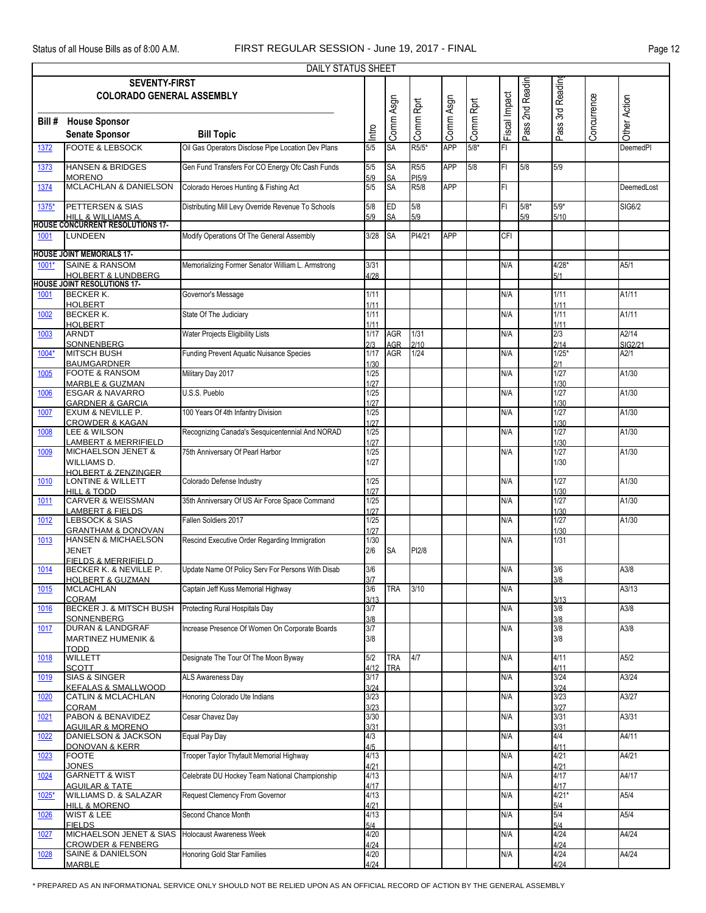| DAILY STATUS SHEET | | | | | | | | | | | | | |
|---|---|---|---|---|---|---|---|---|---|---|---|---|---|
| **SEVENTY-FIRST COLORADO GENERAL ASSEMBLY** | | | | | | | | | | | | | |
| **Bill #** | **House Sponsor** / **Senate Sponsor** | **Bill Topic** | Intro | Comm Asgn | Comm Rpt | Comm Asgn | Comm Rpt | Fiscal Impact | Pass 2nd Readin | Pass 3rd Reading | Concurrence | Other Action |
| 1372 | FOOTE & LEBSOCK | Oil Gas Operators Disclose Pipe Location Dev Plans | 5/5 | SA | R5/5* | APP | 5/8* | FI | | | | DeemedPI |
| 1373 | HANSEN & BRIDGES / MORENO | Gen Fund Transfers For CO Energy Ofc Cash Funds | 5/5 / 5/9 | SA / SA | R5/5 / PI5/9 | APP | 5/8 | FI | 5/8 | 5/9 | | |
| 1374 | MCLACHLAN & DANIELSON | Colorado Heroes Hunting & Fishing Act | 5/5 | SA | R5/8 | APP | | FI | | | | DeemedLost |
| 1375* | PETTERSEN & SIAS / HILL & WILLIAMS A. | Distributing Mill Levy Override Revenue To Schools | 5/8 / 5/9 | ED / SA | 5/8 / 5/9 | | | FI | 5/8* / 5/9 | 5/9* / 5/10 | | SIG6/2 |
| **HOUSE CONCURRENT RESOLUTIONS 17-** | | | | | | | | | | | | |
| 1001 | LUNDEEN | Modify Operations Of The General Assembly | 3/28 | SA | PI4/21 | APP | | CFI | | | | |
| **HOUSE JOINT MEMORIALS 17-** | | | | | | | | | | | | |
| 1001* | SAINE & RANSOM / HOLBERT & LUNDBERG | Memorializing Former Senator William L. Armstrong | 3/31 / 4/28 | | | | | N/A | | 4/28* / 5/1 | | A5/1 |
| **HOUSE JOINT RESOLUTIONS 17-** | | | | | | | | | | | | |
| 1001 | BECKER K. / HOLBERT | Governor's Message | 1/11 / 1/11 | | | | | N/A | | 1/11 / 1/11 | | A1/11 |
| 1002 | BECKER K. / HOLBERT | State Of The Judiciary | 1/11 / 1/11 | | | | | N/A | | 1/11 / 1/11 | | A1/11 |
| 1003 | ARNDT / SONNENBERG | Water Projects Eligibility Lists | 1/17 / 2/3 | AGR / AGR | 1/31 / 2/10 | | | N/A | | 2/3 / 2/14 | | A2/14 / SIG2/21 |
| 1004* | MITSCH BUSH / BAUMGARDNER | Funding Prevent Aquatic Nuisance Species | 1/17 / 1/30 | AGR | 1/24 | | | N/A | | 1/25* / 2/1 | | A2/1 |
| 1005 | FOOTE & RANSOM / MARBLE & GUZMAN | Military Day 2017 | 1/25 / 1/27 | | | | | N/A | | 1/27 / 1/30 | | A1/30 |
| 1006 | ESGAR & NAVARRO / GARDNER & GARCIA | U.S.S. Pueblo | 1/25 / 1/27 | | | | | N/A | | 1/27 / 1/30 | | A1/30 |
| 1007 | EXUM & NEVILLE P. / CROWDER & KAGAN | 100 Years Of 4th Infantry Division | 1/25 / 1/27 | | | | | N/A | | 1/27 / 1/30 | | A1/30 |
| 1008 | LEE & WILSON / LAMBERT & MERRIFIELD | Recognizing Canada's Sesquicentennial And NORAD | 1/25 / 1/27 | | | | | N/A | | 1/27 / 1/30 | | A1/30 |
| 1009 | MICHAELSON JENET & WILLIAMS D. / HOLBERT & ZENZINGER | 75th Anniversary Of Pearl Harbor | 1/25 / 1/27 | | | | | N/A | | 1/27 / 1/30 | | A1/30 |
| 1010 | LONTINE & WILLETT / HILL & TODD | Colorado Defense Industry | 1/25 / 1/27 | | | | | N/A | | 1/27 / 1/30 | | A1/30 |
| 1011 | CARVER & WEISSMAN / LAMBERT & FIELDS | 35th Anniversary Of US Air Force Space Command | 1/25 / 1/27 | | | | | N/A | | 1/27 / 1/30 | | A1/30 |
| 1012 | LEBSOCK & SIAS / GRANTHAM & DONOVAN | Fallen Soldiers 2017 | 1/25 / 1/27 | | | | | N/A | | 1/27 / 1/30 | | A1/30 |
| 1013 | HANSEN & MICHAELSON JENET / FIELDS & MERRIFIELD | Rescind Executive Order Regarding Immigration | 1/30 / 2/6 | SA | PI2/8 | | | N/A | | 1/31 | | |
| 1014 | BECKER K. & NEVILLE P. / HOLBERT & GUZMAN | Update Name Of Policy Serv For Persons With Disab | 3/6 / 3/7 | | | | | N/A | | 3/6 / 3/8 | | A3/8 |
| 1015 | MCLACHLAN / CORAM | Captain Jeff Kuss Memorial Highway | 3/6 / 3/13 | TRA | 3/10 | | | N/A | | 3/13 | | A3/13 |
| 1016 | BECKER J. & MITSCH BUSH / SONNENBERG | Protecting Rural Hospitals Day | 3/7 / 3/8 | | | | | N/A | | 3/8 / 3/8 | | A3/8 |
| 1017 | DURAN & LANDGRAF / MARTINEZ HUMENIK & TODD | Increase Presence Of Women On Corporate Boards | 3/7 / 3/8 | | | | | N/A | | 3/8 / 3/8 | | A3/8 |
| 1018 | WILLETT / SCOTT | Designate The Tour Of The Moon Byway | 5/2 / 4/12 | TRA / TRA | 4/7 | | | N/A | | 4/11 / 4/11 | | A5/2 |
| 1019 | SIAS & SINGER / KEFALAS & SMALLWOOD | ALS Awareness Day | 3/17 / 3/24 | | | | | N/A | | 3/24 / 3/24 | | A3/24 |
| 1020 | CATLIN & MCLACHLAN / CORAM | Honoring Colorado Ute Indians | 3/23 / 3/23 | | | | | N/A | | 3/23 / 3/27 | | A3/27 |
| 1021 | PABON & BENAVIDEZ / AGUILAR & MORENO | Cesar Chavez Day | 3/30 / 3/31 | | | | | N/A | | 3/31 / 3/31 | | A3/31 |
| 1022 | DANIELSON & JACKSON / DONOVAN & KERR | Equal Pay Day | 4/3 / 4/5 | | | | | N/A | | 4/4 / 4/11 | | A4/11 |
| 1023 | FOOTE / JONES | Trooper Taylor Thyfault Memorial Highway | 4/13 / 4/21 | | | | | N/A | | 4/21 / 4/21 | | A4/21 |
| 1024 | GARNETT & WIST / AGUILAR & TATE | Celebrate DU Hockey Team National Championship | 4/13 / 4/17 | | | | | N/A | | 4/17 / 4/17 | | A4/17 |
| 1025* | WILLIAMS D. & SALAZAR / HILL & MORENO | Request Clemency From Governor | 4/13 / 4/21 | | | | | N/A | | 4/21* / 5/4 | | A5/4 |
| 1026 | WIST & LEE / FIELDS | Second Chance Month | 4/13 / 5/4 | | | | | N/A | | 5/4 / 5/4 | | A5/4 |
| 1027 | MICHAELSON JENET & SIAS / CROWDER & FENBERG | Holocaust Awareness Week | 4/20 / 4/24 | | | | | N/A | | 4/24 / 4/24 | | A4/24 |
| 1028 | SAINE & DANIELSON / MARBLE | Honoring Gold Star Families | 4/20 / 4/24 | | | | | N/A | | 4/24 / 4/24 | | A4/24 |

* PREPARED AS AN INFORMATIONAL SERVICE ONLY SHOULD NOT BE RELIED UPON AS AN OFFICIAL RECORD OF ACTION BY THE GENERAL ASSEMBLY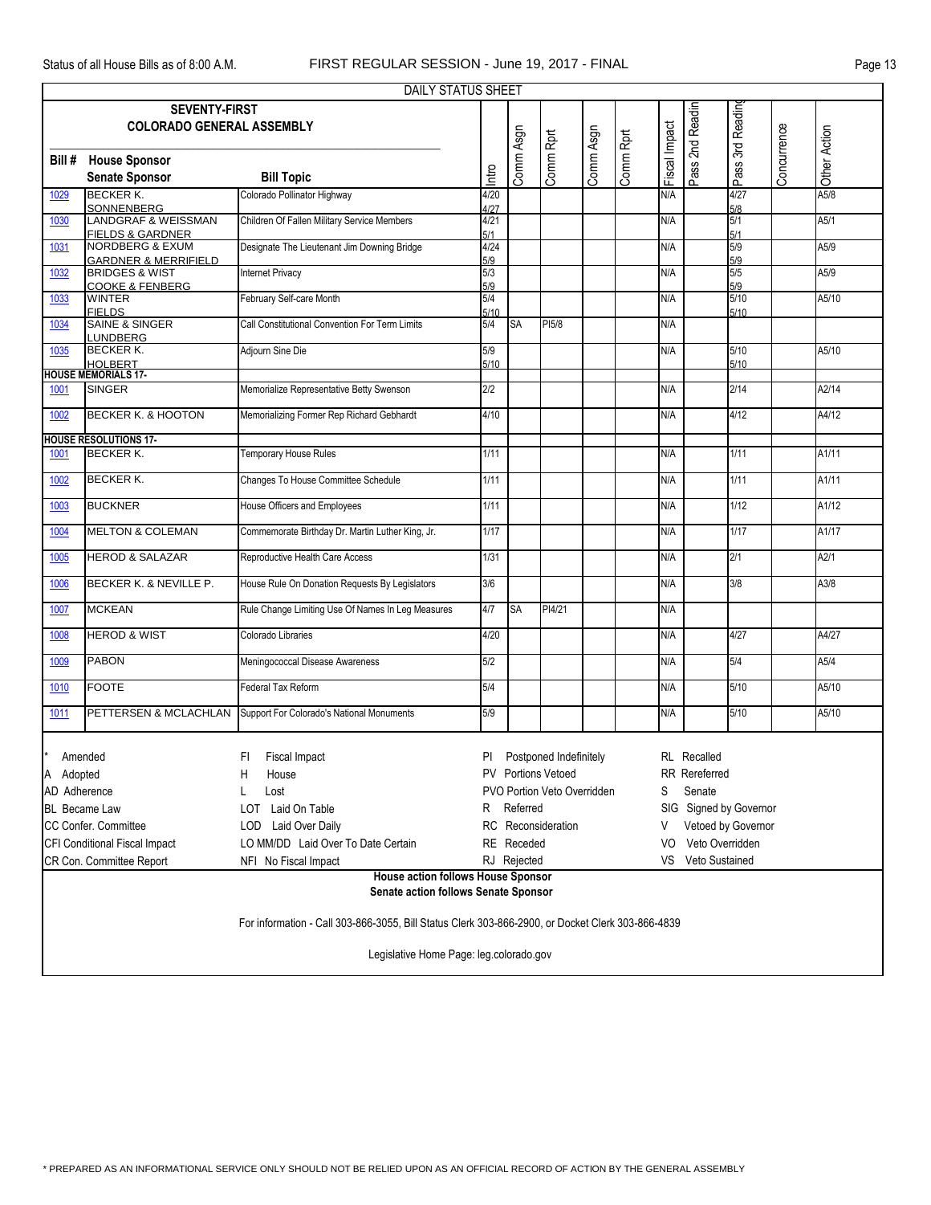| DAILY STATUS SHEET | | | | | | | | | | | | |
|---|---|---|---|---|---|---|---|---|---|---|---|---|
| **SEVENTY-FIRST COLORADO GENERAL ASSEMBLY** | | | | | | | | | | | | |
| **Bill #** | **House Sponsor / Senate Sponsor** | **Bill Topic** | Intro | Comm Asgn | Comm Rpt | Comm Asgn | Comm Rpt | Fiscal Impact | Pass 2nd Reading | Pass 3rd Reading | Concurrence | Other Action |
| 1029 | BECKER K. / SONNENBERG | Colorado Pollinator Highway | 4/20 / 4/27 | | | | | N/A | | 4/27 / 5/8 | | A5/8 |
| 1030 | LANDGRAF & WEISSMAN / FIELDS & GARDNER | Children Of Fallen Military Service Members | 4/21 / 5/1 | | | | | N/A | | 5/1 / 5/1 | | A5/1 |
| 1031 | NORDBERG & EXUM / GARDNER & MERRIFIELD | Designate The Lieutenant Jim Downing Bridge | 4/24 / 5/9 | | | | | N/A | | 5/9 / 5/9 | | A5/9 |
| 1032 | BRIDGES & WIST / COOKE & FENBERG | Internet Privacy | 5/3 / 5/9 | | | | | N/A | | 5/5 / 5/9 | | A5/9 |
| 1033 | WINTER / FIELDS | February Self-care Month | 5/4 / 5/10 | | | | | N/A | | 5/10 / 5/10 | | A5/10 |
| 1034 | SAINE & SINGER / LUNDBERG | Call Constitutional Convention For Term Limits | 5/4 | SA | PI5/8 | | | N/A | | | | |
| 1035 | BECKER K. / HOLBERT | Adjourn Sine Die | 5/9 / 5/10 | | | | | N/A | | 5/10 / 5/10 | | A5/10 |
| **HOUSE MEMORIALS 17-** | | | | | | | | | | | | |
| 1001 | SINGER | Memorialize Representative Betty Swenson | 2/2 | | | | | N/A | | 2/14 | | A2/14 |
| 1002 | BECKER K. & HOOTON | Memorializing Former Rep Richard Gebhardt | 4/10 | | | | | N/A | | 4/12 | | A4/12 |
| **HOUSE RESOLUTIONS 17-** | | | | | | | | | | | | |
| 1001 | BECKER K. | Temporary House Rules | 1/11 | | | | | N/A | | 1/11 | | A1/11 |
| 1002 | BECKER K. | Changes To House Committee Schedule | 1/11 | | | | | N/A | | 1/11 | | A1/11 |
| 1003 | BUCKNER | House Officers and Employees | 1/11 | | | | | N/A | | 1/12 | | A1/12 |
| 1004 | MELTON & COLEMAN | Commemorate Birthday Dr. Martin Luther King, Jr. | 1/17 | | | | | N/A | | 1/17 | | A1/17 |
| 1005 | HEROD & SALAZAR | Reproductive Health Care Access | 1/31 | | | | | N/A | | 2/1 | | A2/1 |
| 1006 | BECKER K. & NEVILLE P. | House Rule On Donation Requests By Legislators | 3/6 | | | | | N/A | | 3/8 | | A3/8 |
| 1007 | MCKEAN | Rule Change Limiting Use Of Names In Leg Measures | 4/7 | SA | PI4/21 | | | N/A | | | | |
| 1008 | HEROD & WIST | Colorado Libraries | 4/20 | | | | | N/A | | 4/27 | | A4/27 |
| 1009 | PABON | Meningococcal Disease Awareness | 5/2 | | | | | N/A | | 5/4 | | A5/4 |
| 1010 | FOOTE | Federal Tax Reform | 5/4 | | | | | N/A | | 5/10 | | A5/10 |
| 1011 | PETTERSEN & MCLACHLAN | Support For Colorado's National Monuments | 5/9 | | | | | N/A | | 5/10 | | A5/10 |

\* Amended
A Adopted
AD Adherence
BL Became Law
CC Confer. Committee
CFI Conditional Fiscal Impact
CR Con. Committee Report
FI Fiscal Impact
H House
L Lost
LOT Laid On Table
LOD Laid Over Daily
LO MM/DD Laid Over To Date Certain
NFI No Fiscal Impact
PI Postponed Indefinitely
PV Portions Vetoed
PVO Portion Veto Overridden
R Referred
RC Reconsideration
RE Receded
RJ Rejected
RL Recalled
RR Rereferred
S Senate
SIG Signed by Governor
V Vetoed by Governor
VO Veto Overridden
VS Veto Sustained

**House action follows House Sponsor**
**Senate action follows Senate Sponsor**

For information - Call 303-866-3055, Bill Status Clerk 303-866-2900, or Docket Clerk 303-866-4839

Legislative Home Page: leg.colorado.gov

\* PREPARED AS AN INFORMATIONAL SERVICE ONLY SHOULD NOT BE RELIED UPON AS AN OFFICIAL RECORD OF ACTION BY THE GENERAL ASSEMBLY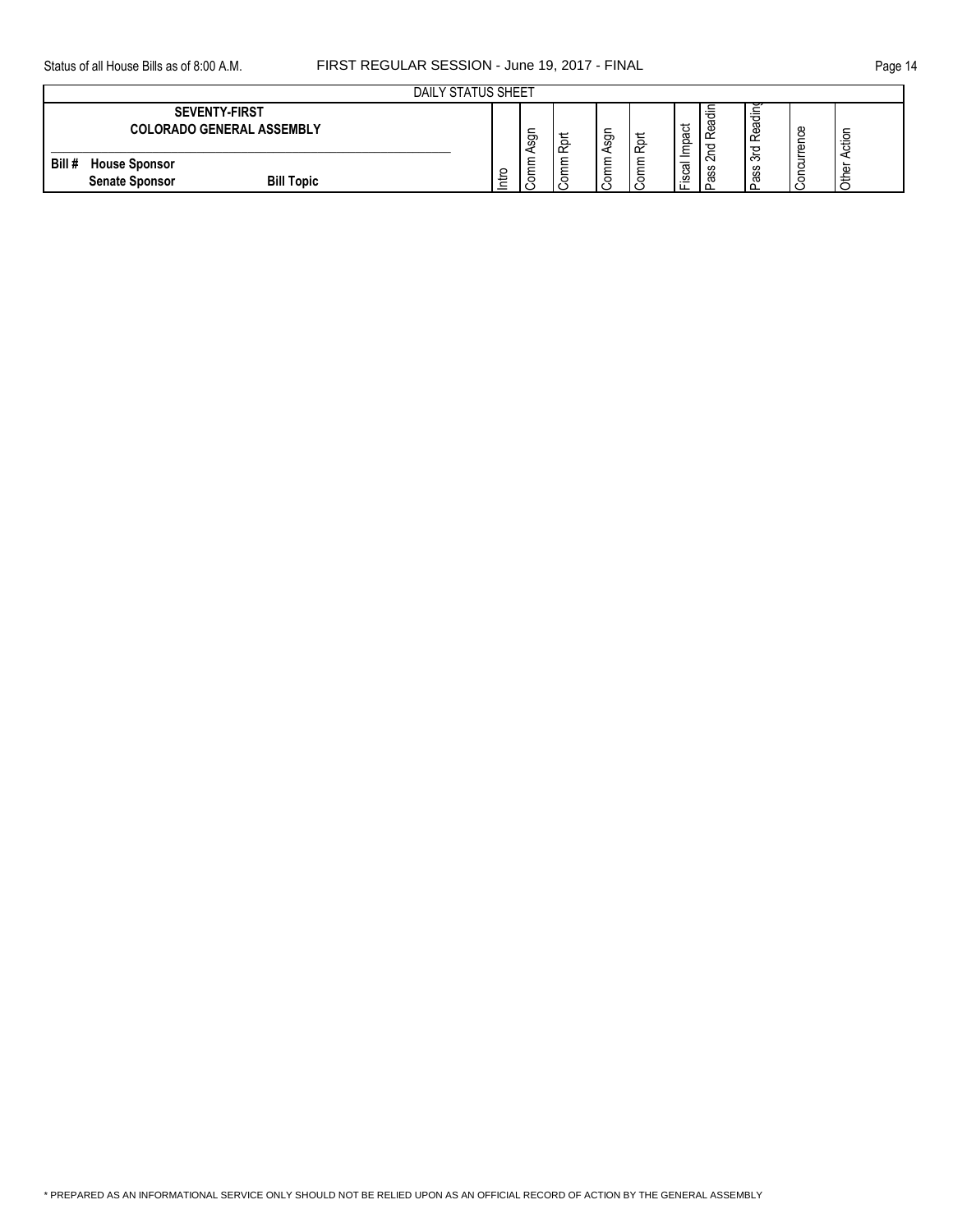DAILY STATUS SHEET

| SEVENTY-FIRST COLORADO GENERAL ASSEMBLY<br>Bill # House Sponsor<br>Senate Sponsor Bill Topic | Intro | Comm Asgn | Comm Rpt | Comm Asgn | Comm Rpt | Fiscal Impact | Pass 2nd Readin | Pass 3rd Reading | Concurrence | Other Action |
|---|---|---|---|---|---|---|---|---|---|---|

\* PREPARED AS AN INFORMATIONAL SERVICE ONLY SHOULD NOT BE RELIED UPON AS AN OFFICIAL RECORD OF ACTION BY THE GENERAL ASSEMBLY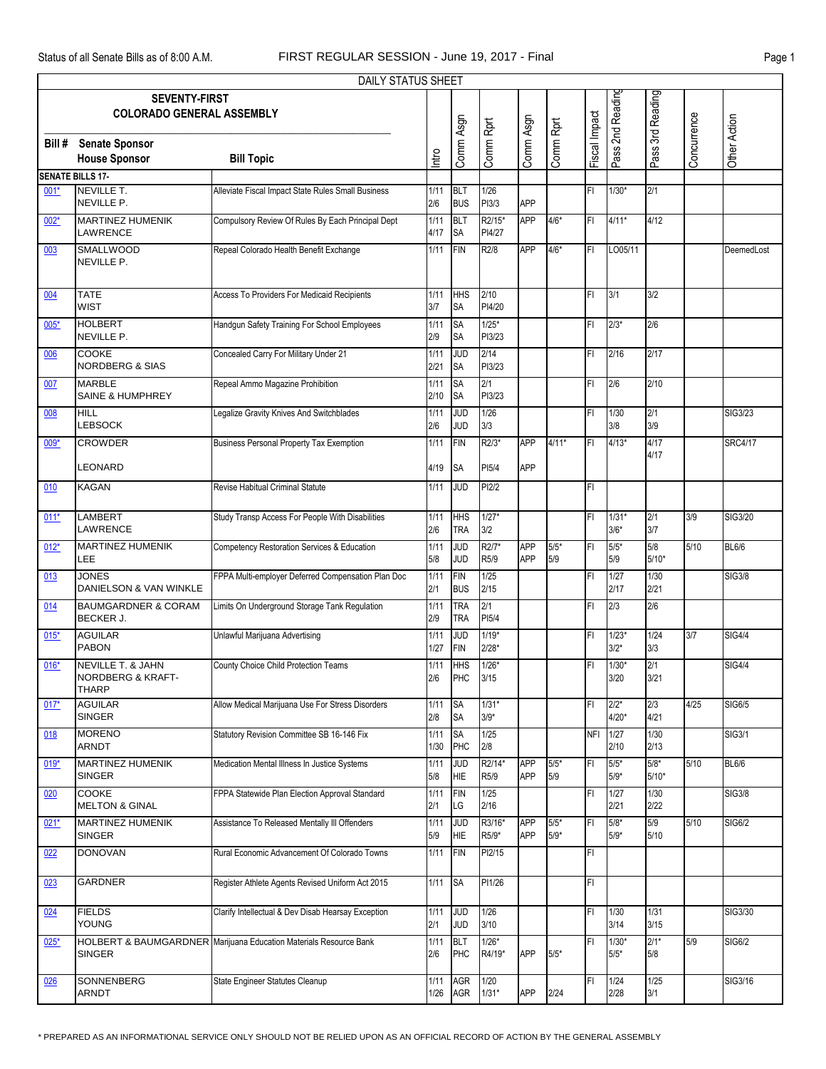Status of all Senate Bills as of 8:00 A.M. FIRST REGULAR SESSION - June 19, 2017 - Final

DAILY STATUS SHEET

**SEVENTY-FIRST COLORADO GENERAL ASSEMBLY**

| Bill # | Senate Sponsor / House Sponsor | Bill Topic | Intro | Comm Asgn | Comm Rprt | Comm Asgn | Comm Rprt | Fiscal Impact | Pass 2nd Reading | Pass 3rd Reading | Concurrence | Other Action |
|---|---|---|---|---|---|---|---|---|---|---|---|---|
| **SENATE BILLS 17-** | | | | | | | | | | | | |
| 001* | NEVILLE T. / NEVILLE P. | Alleviate Fiscal Impact State Rules Small Business | 1/11 2/6 | BLT BUS | 1/26 PI3/3 | APP | | FI | 1/30* | 2/1 | | |
| 002* | MARTINEZ HUMENIK / LAWRENCE | Compulsory Review Of Rules By Each Principal Dept | 1/11 4/17 | BLT SA | R2/15* PI4/27 | APP | 4/6* | FI | 4/11* | 4/12 | | |
| 003 | SMALLWOOD / NEVILLE P. | Repeal Colorado Health Benefit Exchange | 1/11 | FIN | R2/8 | APP | 4/6* | FI | LO05/11 | | | DeemedLost |
| 004 | TATE / WIST | Access To Providers For Medicaid Recipients | 1/11 3/7 | HHS SA | 2/10 PI4/20 | | | FI | 3/1 | 3/2 | | |
| 005* | HOLBERT / NEVILLE P. | Handgun Safety Training For School Employees | 1/11 2/9 | SA SA | 1/25* PI3/23 | | | FI | 2/3* | 2/6 | | |
| 006 | COOKE / NORDBERG & SIAS | Concealed Carry For Military Under 21 | 1/11 2/21 | JUD SA | 2/14 PI3/23 | | | FI | 2/16 | 2/17 | | |
| 007 | MARBLE / SAINE & HUMPHREY | Repeal Ammo Magazine Prohibition | 1/11 2/10 | SA SA | 2/1 PI3/23 | | | FI | 2/6 | 2/10 | | |
| 008 | HILL / LEBSOCK | Legalize Gravity Knives And Switchblades | 1/11 2/6 | JUD JUD | 1/26 3/3 | | | FI | 1/30 3/8 | 2/1 3/9 | | SIG3/23 |
| 009* | CROWDER / LEONARD | Business Personal Property Tax Exemption | 1/11 4/19 | FIN SA | R2/3* PI5/4 | APP APP | 4/11* | FI | 4/13* | 4/17 4/17 | | SRC4/17 |
| 010 | KAGAN | Revise Habitual Criminal Statute | 1/11 | JUD | PI2/2 | | | FI | | | | |
| 011* | LAMBERT / LAWRENCE | Study Transp Access For People With Disabilities | 1/11 2/6 | HHS TRA | 1/27* 3/2 | | | FI | 1/31* 3/6* | 2/1 3/7 | 3/9 | SIG3/20 |
| 012* | MARTINEZ HUMENIK / LEE | Competency Restoration Services & Education | 1/11 5/8 | JUD JUD | R2/7* R5/9 | APP APP | 5/5* 5/9 | FI | 5/5* 5/9 | 5/8 5/10* | 5/10 | BL6/6 |
| 013 | JONES / DANIELSON & VAN WINKLE | FPPA Multi-employer Deferred Compensation Plan Doc | 1/11 2/1 | FIN BUS | 1/25 2/15 | | | FI | 1/27 2/17 | 1/30 2/21 | | SIG3/8 |
| 014 | BAUMGARDNER & CORAM / BECKER J. | Limits On Underground Storage Tank Regulation | 1/11 2/9 | TRA TRA | 2/1 PI5/4 | | | FI | 2/3 | 2/6 | | |
| 015* | AGUILAR / PABON | Unlawful Marijuana Advertising | 1/11 1/27 | JUD FIN | 1/19* 2/28* | | | FI | 1/23* 3/2* | 1/24 3/3 | 3/7 | SIG4/4 |
| 016* | NEVILLE T. & JAHN / NORDBERG & KRAFT-THARP | County Choice Child Protection Teams | 1/11 2/6 | HHS PHC | 1/26* 3/15 | | | FI | 1/30* 3/20 | 2/1 3/21 | | SIG4/4 |
| 017* | AGUILAR / SINGER | Allow Medical Marijuana Use For Stress Disorders | 1/11 2/8 | SA SA | 1/31* 3/9* | | | FI | 2/2* 4/20* | 2/3 4/21 | 4/25 | SIG6/5 |
| 018 | MORENO / ARNDT | Statutory Revision Committee SB 16-146 Fix | 1/11 1/30 | SA PHC | 1/25 2/8 | | | NFI | 1/27 2/10 | 1/30 2/13 | | SIG3/1 |
| 019* | MARTINEZ HUMENIK / SINGER | Medication Mental Illness In Justice Systems | 1/11 5/8 | JUD HIE | R2/14* R5/9 | APP APP | 5/5* 5/9 | FI | 5/5* 5/9* | 5/8* 5/10* | 5/10 | BL6/6 |
| 020 | COOKE / MELTON & GINAL | FPPA Statewide Plan Election Approval Standard | 1/11 2/1 | FIN LG | 1/25 2/16 | | | FI | 1/27 2/21 | 1/30 2/22 | | SIG3/8 |
| 021* | MARTINEZ HUMENIK / SINGER | Assistance To Released Mentally Ill Offenders | 1/11 5/9 | JUD HIE | R3/16* R5/9* | APP APP | 5/5* 5/9* | FI | 5/8* 5/9* | 5/9 5/10 | 5/10 | SIG6/2 |
| 022 | DONOVAN | Rural Economic Advancement Of Colorado Towns | 1/11 | FIN | PI2/15 | | | FI | | | | |
| 023 | GARDNER | Register Athlete Agents Revised Uniform Act 2015 | 1/11 | SA | PI1/26 | | | FI | | | | |
| 024 | FIELDS / YOUNG | Clarify Intellectual & Dev Disab Hearsay Exception | 1/11 2/1 | JUD JUD | 1/26 3/10 | | | FI | 1/30 3/14 | 1/31 3/15 | | SIG3/30 |
| 025* | HOLBERT & BAUMGARDNER / SINGER | Marijuana Education Materials Resource Bank | 1/11 2/6 | BLT PHC | 1/26* R4/19* | APP | 5/5* | FI | 1/30* 5/5* | 2/1* 5/8 | 5/9 | SIG6/2 |
| 026 | SONNENBERG / ARNDT | State Engineer Statutes Cleanup | 1/11 1/26 | AGR AGR | 1/20 1/31* | APP | 2/24 | FI | 1/24 2/28 | 1/25 3/1 | | SIG3/16 |

* PREPARED AS AN INFORMATIONAL SERVICE ONLY SHOULD NOT BE RELIED UPON AS AN OFFICIAL RECORD OF ACTION BY THE GENERAL ASSEMBLY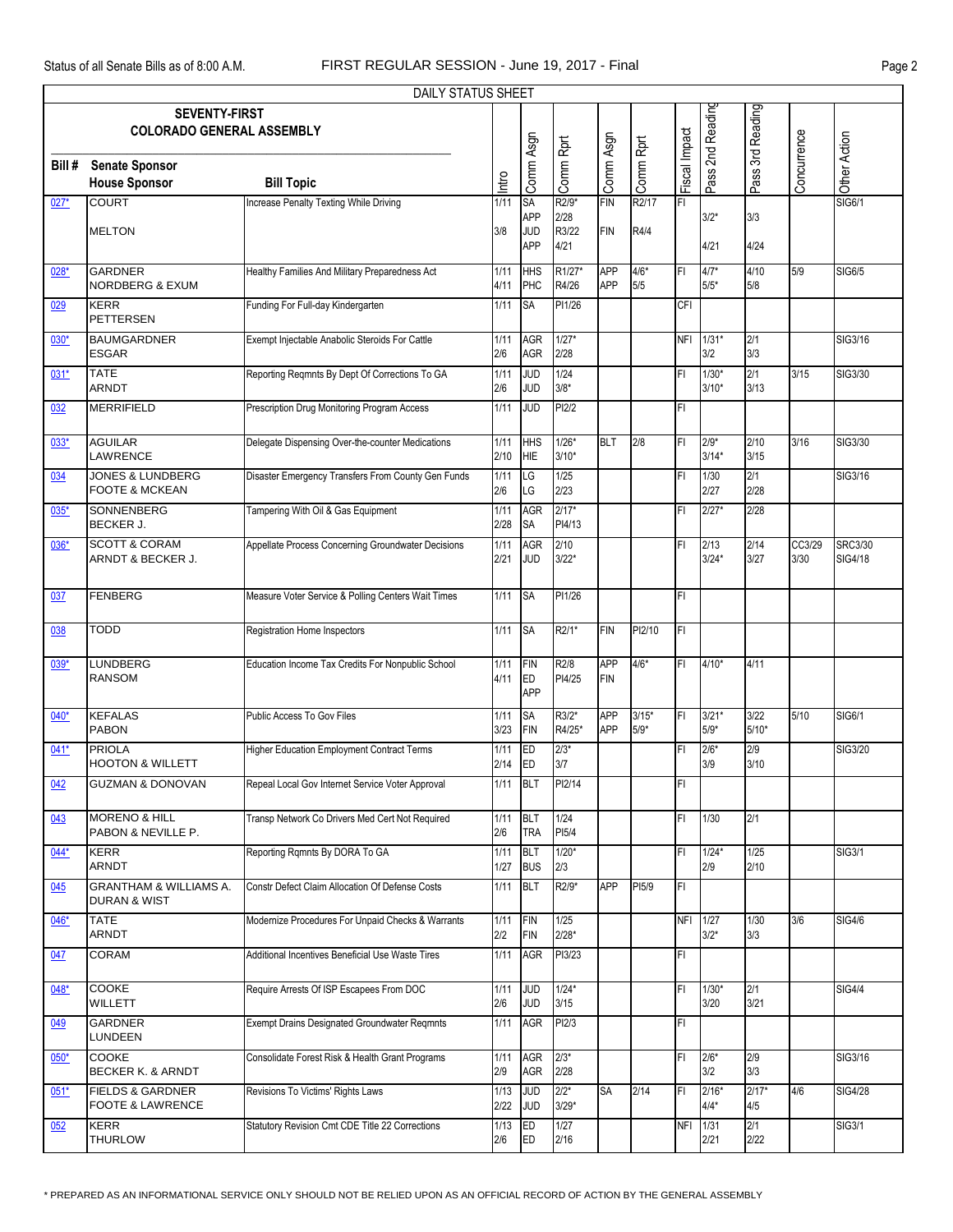DAILY STATUS SHEET

**SEVENTY-FIRST COLORADO GENERAL ASSEMBLY**

| Bill # | Senate Sponsor / House Sponsor | Bill Topic | Intro | Comm Asgn | Comm Rprt | Comm Asgn | Comm Rprt | Fiscal Impact | Pass 2nd Reading | Pass 3rd Reading | Concurrence | Other Action |
|---|---|---|---|---|---|---|---|---|---|---|---|---|
| 027* | COURT<br>MELTON | Increase Penalty Texting While Driving | 1/11<br>3/8 | SA<br>APP<br>JUD<br>APP | R2/9*<br>2/28<br>R3/22<br>4/21 | FIN<br>FIN | R2/17<br>R4/4 | FI | 3/2*<br>4/21 | 3/3<br>4/24 | | SIG6/1 |
| 028* | GARDNER<br>NORDBERG & EXUM | Healthy Families And Military Preparedness Act | 1/11<br>4/11 | HHS<br>PHC | R1/27*<br>R4/26 | APP<br>APP | 4/6*<br>5/5 | FI | 4/7*<br>5/5* | 4/10<br>5/8 | 5/9 | SIG6/5 |
| 029 | KERR<br>PETTERSEN | Funding For Full-day Kindergarten | 1/11 | SA | PI1/26 | | | CFI | | | | |
| 030* | BAUMGARDNER<br>ESGAR | Exempt Injectable Anabolic Steroids For Cattle | 1/11<br>2/6 | AGR<br>AGR | 1/27*<br>2/28 | | | NFI | 1/31*<br>3/2 | 2/1<br>3/3 | | SIG3/16 |
| 031* | TATE<br>ARNDT | Reporting Reqmnts By Dept Of Corrections To GA | 1/11<br>2/6 | JUD<br>JUD | 1/24<br>3/8* | | | FI | 1/30*<br>3/10* | 2/1<br>3/13 | 3/15 | SIG3/30 |
| 032 | MERRIFIELD | Prescription Drug Monitoring Program Access | 1/11 | JUD | PI2/2 | | | FI | | | | |
| 033* | AGUILAR<br>LAWRENCE | Delegate Dispensing Over-the-counter Medications | 1/11<br>2/10 | HHS<br>HIE | 1/26*<br>3/10* | BLT | 2/8 | FI | 2/9*<br>3/14* | 2/10<br>3/15 | 3/16 | SIG3/30 |
| 034 | JONES & LUNDBERG<br>FOOTE & MCKEAN | Disaster Emergency Transfers From County Gen Funds | 1/11<br>2/6 | LG<br>LG | 1/25<br>2/23 | | | FI | 1/30<br>2/27 | 2/1<br>2/28 | | SIG3/16 |
| 035* | SONNENBERG<br>BECKER J. | Tampering With Oil & Gas Equipment | 1/11<br>2/28 | AGR<br>SA | 2/17*<br>PI4/13 | | | FI | 2/27* | 2/28 | | |
| 036* | SCOTT & CORAM<br>ARNDT & BECKER J. | Appellate Process Concerning Groundwater Decisions | 1/11<br>2/21 | AGR<br>JUD | 2/10<br>3/22* | | | FI | 2/13<br>3/24* | 2/14<br>3/27 | CC3/29<br>3/30 | SRC3/30<br>SIG4/18 |
| 037 | FENBERG | Measure Voter Service & Polling Centers Wait Times | 1/11 | SA | PI1/26 | | | FI | | | | |
| 038 | TODD | Registration Home Inspectors | 1/11 | SA | R2/1* | FIN | PI2/10 | FI | | | | |
| 039* | LUNDBERG<br>RANSOM | Education Income Tax Credits For Nonpublic School | 1/11<br>4/11 | FIN<br>ED<br>APP | R2/8<br>PI4/25 | APP<br>FIN | 4/6* | FI | 4/10* | 4/11 | | |
| 040* | KEFALAS<br>PABON | Public Access To Gov Files | 1/11<br>3/23 | SA<br>FIN | R3/2*<br>R4/25* | APP<br>APP | 3/15*<br>5/9* | FI | 3/21*<br>5/9* | 3/22<br>5/10* | 5/10 | SIG6/1 |
| 041* | PRIOLA<br>HOOTON & WILLETT | Higher Education Employment Contract Terms | 1/11<br>2/14 | ED<br>ED | 2/3*<br>3/7 | | | FI | 2/6*<br>3/9 | 2/9<br>3/10 | | SIG3/20 |
| 042 | GUZMAN & DONOVAN | Repeal Local Gov Internet Service Voter Approval | 1/11 | BLT | PI2/14 | | | FI | | | | |
| 043 | MORENO & HILL<br>PABON & NEVILLE P. | Transp Network Co Drivers Med Cert Not Required | 1/11<br>2/6 | BLT<br>TRA | 1/24<br>PI5/4 | | | FI | 1/30 | 2/1 | | |
| 044* | KERR<br>ARNDT | Reporting Rqmnts By DORA To GA | 1/11<br>1/27 | BLT<br>BUS | 1/20*<br>2/3 | | | FI | 1/24*<br>2/9 | 1/25<br>2/10 | | SIG3/1 |
| 045 | GRANTHAM & WILLIAMS A.<br>DURAN & WIST | Constr Defect Claim Allocation Of Defense Costs | 1/11 | BLT | R2/9* | APP | PI5/9 | FI | | | | |
| 046* | TATE<br>ARNDT | Modernize Procedures For Unpaid Checks & Warrants | 1/11<br>2/2 | FIN<br>FIN | 1/25<br>2/28* | | | NFI | 1/27<br>3/2* | 1/30<br>3/3 | 3/6 | SIG4/6 |
| 047 | CORAM | Additional Incentives Beneficial Use Waste Tires | 1/11 | AGR | PI3/23 | | | FI | | | | |
| 048* | COOKE<br>WILLETT | Require Arrests Of ISP Escapees From DOC | 1/11<br>2/6 | JUD<br>JUD | 1/24*<br>3/15 | | | FI | 1/30*<br>3/20 | 2/1<br>3/21 | | SIG4/4 |
| 049 | GARDNER<br>LUNDEEN | Exempt Drains Designated Groundwater Reqmnts | 1/11 | AGR | PI2/3 | | | FI | | | | |
| 050* | COOKE<br>BECKER K. & ARNDT | Consolidate Forest Risk & Health Grant Programs | 1/11<br>2/9 | AGR<br>AGR | 2/3*<br>2/28 | | | FI | 2/6*<br>3/2 | 2/9<br>3/3 | | SIG3/16 |
| 051* | FIELDS & GARDNER<br>FOOTE & LAWRENCE | Revisions To Victims' Rights Laws | 1/13<br>2/22 | JUD<br>JUD | 2/2*<br>3/29* | SA | 2/14 | FI | 2/16*<br>4/4* | 2/17*<br>4/5 | 4/6 | SIG4/28 |
| 052 | KERR<br>THURLOW | Statutory Revision Cmt CDE Title 22 Corrections | 1/13<br>2/6 | ED<br>ED | 1/27<br>2/16 | | | NFI | 1/31<br>2/21 | 2/1<br>2/22 | | SIG3/1 |

\* PREPARED AS AN INFORMATIONAL SERVICE ONLY SHOULD NOT BE RELIED UPON AS AN OFFICIAL RECORD OF ACTION BY THE GENERAL ASSEMBLY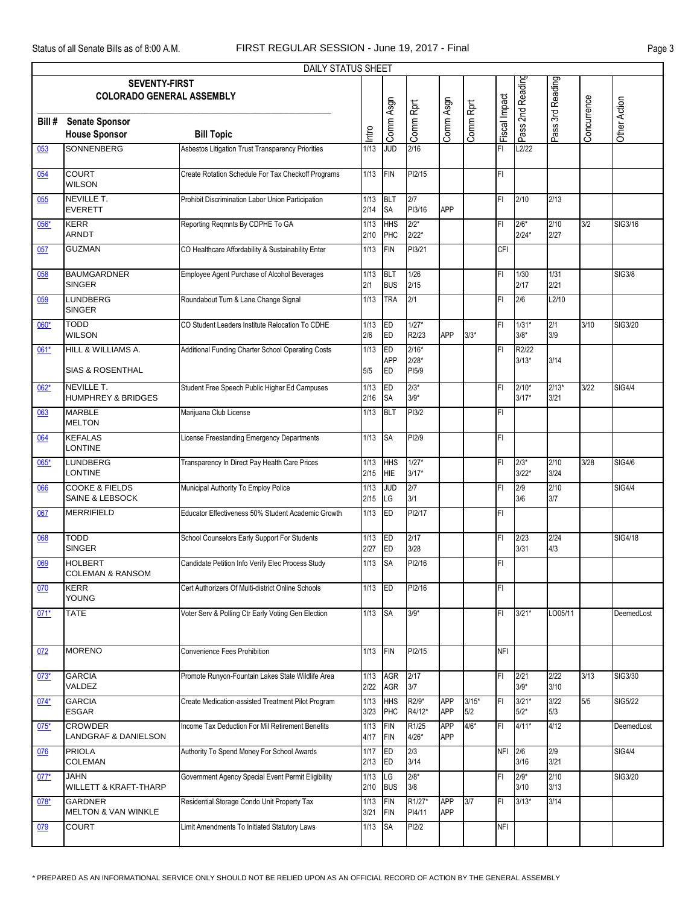DAILY STATUS SHEET

| Bill # | SEVENTY-FIRST COLORADO GENERAL ASSEMBLY Senate Sponsor / House Sponsor | Bill Topic | Intro | Comm Asgn | Comm Rprt | Comm Asgn | Comm Rprt | Fiscal Impact | Pass 2nd Reading | Pass 3rd Reading | Concurrence | Other Action |
|---|---|---|---|---|---|---|---|---|---|---|---|---|
| 053 | SONNENBERG | Asbestos Litigation Trust Transparency Priorities | 1/13 | JUD | 2/16 | | | FI | L2/22 | | | |
| 054 | COURT / WILSON | Create Rotation Schedule For Tax Checkoff Programs | 1/13 | FIN | PI2/15 | | | FI | | | | |
| 055 | NEVILLE T. / EVERETT | Prohibit Discrimination Labor Union Participation | 1/13 / 2/14 | BLT / SA | 2/7 / PI3/16 | APP | | FI | 2/10 | 2/13 | | |
| 056* | KERR / ARNDT | Reporting Reqmnts By CDPHE To GA | 1/13 / 2/10 | HHS / PHC | 2/2* / 2/22* | | | FI | 2/6* / 2/24* | 2/10 / 2/27 | 3/2 | SIG3/16 |
| 057 | GUZMAN | CO Healthcare Affordability & Sustainability Enter | 1/13 | FIN | PI3/21 | | | CFI | | | | |
| 058 | BAUMGARDNER / SINGER | Employee Agent Purchase of Alcohol Beverages | 1/13 / 2/1 | BLT / BUS | 1/26 / 2/15 | | | FI | 1/30 / 2/17 | 1/31 / 2/21 | | SIG3/8 |
| 059 | LUNDBERG / SINGER | Roundabout Turn & Lane Change Signal | 1/13 | TRA | 2/1 | | | FI | 2/6 | L2/10 | | |
| 060* | TODD / WILSON | CO Student Leaders Institute Relocation To CDHE | 1/13 / 2/6 | ED / ED | 1/27* / R2/23 | APP | 3/3* | FI | 1/31* / 3/8* | 2/1 / 3/9 | 3/10 | SIG3/20 |
| 061* | HILL & WILLIAMS A. / SIAS & ROSENTHAL | Additional Funding Charter School Operating Costs | 1/13 / 5/5 | ED / APP / ED | 2/16* / 2/28* / PI5/9 | | | FI | R2/22 / 3/13* | 3/14 | | |
| 062* | NEVILLE T. / HUMPHREY & BRIDGES | Student Free Speech Public Higher Ed Campuses | 1/13 / 2/16 | ED / SA | 2/3* / 3/9* | | | FI | 2/10* / 3/17* | 2/13* / 3/21 | 3/22 | SIG4/4 |
| 063 | MARBLE / MELTON | Marijuana Club License | 1/13 | BLT | PI3/2 | | | FI | | | | |
| 064 | KEFALAS / LONTINE | License Freestanding Emergency Departments | 1/13 | SA | PI2/9 | | | FI | | | | |
| 065* | LUNDBERG / LONTINE | Transparency In Direct Pay Health Care Prices | 1/13 / 2/15 | HHS / HIE | 1/27* / 3/17* | | | FI | 2/3* / 3/22* | 2/10 / 3/24 | 3/28 | SIG4/6 |
| 066 | COOKE & FIELDS / SAINE & LEBSOCK | Municipal Authority To Employ Police | 1/13 / 2/15 | JUD / LG | 2/7 / 3/1 | | | FI | 2/9 / 3/6 | 2/10 / 3/7 | | SIG4/4 |
| 067 | MERRIFIELD | Educator Effectiveness 50% Student Academic Growth | 1/13 | ED | PI2/17 | | | FI | | | | |
| 068 | TODD / SINGER | School Counselors Early Support For Students | 1/13 / 2/27 | ED / ED | 2/17 / 3/28 | | | FI | 2/23 / 3/31 | 2/24 / 4/3 | | SIG4/18 |
| 069 | HOLBERT / COLEMAN & RANSOM | Candidate Petition Info Verify Elec Process Study | 1/13 | SA | PI2/16 | | | FI | | | | |
| 070 | KERR / YOUNG | Cert Authorizers Of Multi-district Online Schools | 1/13 | ED | PI2/16 | | | FI | | | | |
| 071* | TATE | Voter Serv & Polling Ctr Early Voting Gen Election | 1/13 | SA | 3/9* | | | FI | 3/21* | LO05/11 | | DeemedLost |
| 072 | MORENO | Convenience Fees Prohibition | 1/13 | FIN | PI2/15 | | | NFI | | | | |
| 073* | GARCIA / VALDEZ | Promote Runyon-Fountain Lakes State Wildlife Area | 1/13 / 2/22 | AGR / AGR | 2/17 / 3/7 | | | FI | 2/21 / 3/9* | 2/22 / 3/10 | 3/13 | SIG3/30 |
| 074* | GARCIA / ESGAR | Create Medication-assisted Treatment Pilot Program | 1/13 / 3/23 | HHS / PHC | R2/9* / R4/12* | APP / APP | 3/15* / 5/2 | FI | 3/21* / 5/2* | 3/22 / 5/3 | 5/5 | SIG5/22 |
| 075* | CROWDER / LANDGRAF & DANIELSON | Income Tax Deduction For Mil Retirement Benefits | 1/13 / 4/17 | FIN / FIN | R1/25 / 4/26* | APP / APP | 4/6* | FI | 4/11* | 4/12 | | DeemedLost |
| 076 | PRIOLA / COLEMAN | Authority To Spend Money For School Awards | 1/17 / 2/13 | ED / ED | 2/3 / 3/14 | | | NFI | 2/6 / 3/16 | 2/9 / 3/21 | | SIG4/4 |
| 077* | JAHN / WILLETT & KRAFT-THARP | Government Agency Special Event Permit Eligibility | 1/13 / 2/10 | LG / BUS | 2/8* / 3/8 | | | FI | 2/9* / 3/10 | 2/10 / 3/13 | | SIG3/20 |
| 078* | GARDNER / MELTON & VAN WINKLE | Residential Storage Condo Unit Property Tax | 1/13 / 3/21 | FIN / FIN | R1/27* / PI4/11 | APP / APP | 3/7 | FI | 3/13* | 3/14 | | |
| 079 | COURT | Limit Amendments To Initiated Statutory Laws | 1/13 | SA | PI2/2 | | | NFI | | | | |

* PREPARED AS AN INFORMATIONAL SERVICE ONLY SHOULD NOT BE RELIED UPON AS AN OFFICIAL RECORD OF ACTION BY THE GENERAL ASSEMBLY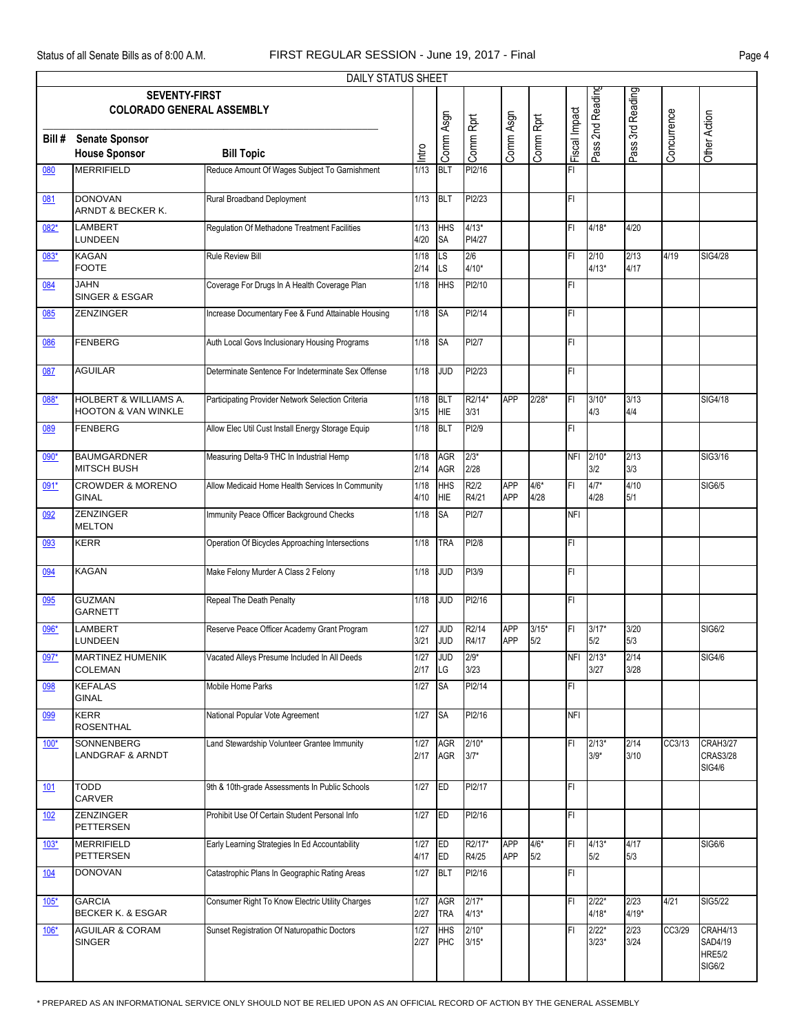DAILY STATUS SHEET

**SEVENTY-FIRST COLORADO GENERAL ASSEMBLY**

| Bill # | Senate Sponsor / House Sponsor | Bill Topic | Intro | Comm Asgn | Comm Rprt | Comm Asgn | Comm Rprt | Fiscal Impact | Pass 2nd Reading | Pass 3rd Reading | Concurrence | Other Action |
|---|---|---|---|---|---|---|---|---|---|---|---|---|
| 080 | MERRIFIELD | Reduce Amount Of Wages Subject To Garnishment | 1/13 | BLT | PI2/16 | | | FI | | | | |
| 081 | DONOVAN<br>ARNDT & BECKER K. | Rural Broadband Deployment | 1/13 | BLT | PI2/23 | | | FI | | | | |
| 082* | LAMBERT<br>LUNDEEN | Regulation Of Methadone Treatment Facilities | 1/13<br>4/20 | HHS<br>SA | 4/13*<br>PI4/27 | | | FI | 4/18* | 4/20 | | |
| 083* | KAGAN<br>FOOTE | Rule Review Bill | 1/18<br>2/14 | LS<br>LS | 2/6<br>4/10* | | | FI | 2/10<br>4/13* | 2/13<br>4/17 | 4/19 | SIG4/28 |
| 084 | JAHN<br>SINGER & ESGAR | Coverage For Drugs In A Health Coverage Plan | 1/18 | HHS | PI2/10 | | | FI | | | | |
| 085 | ZENZINGER | Increase Documentary Fee & Fund Attainable Housing | 1/18 | SA | PI2/14 | | | FI | | | | |
| 086 | FENBERG | Auth Local Govs Inclusionary Housing Programs | 1/18 | SA | PI2/7 | | | FI | | | | |
| 087 | AGUILAR | Determinate Sentence For Indeterminate Sex Offense | 1/18 | JUD | PI2/23 | | | FI | | | | |
| 088* | HOLBERT & WILLIAMS A.<br>HOOTON & VAN WINKLE | Participating Provider Network Selection Criteria | 1/18<br>3/15 | BLT<br>HIE | R2/14*<br>3/31 | APP | 2/28* | FI | 3/10*<br>4/3 | 3/13<br>4/4 | | SIG4/18 |
| 089 | FENBERG | Allow Elec Util Cust Install Energy Storage Equip | 1/18 | BLT | PI2/9 | | | FI | | | | |
| 090* | BAUMGARDNER<br>MITSCH BUSH | Measuring Delta-9 THC In Industrial Hemp | 1/18<br>2/14 | AGR<br>AGR | 2/3*<br>2/28 | | | NFI | 2/10*<br>3/2 | 2/13<br>3/3 | | SIG3/16 |
| 091* | CROWDER & MORENO<br>GINAL | Allow Medicaid Home Health Services In Community | 1/18<br>4/10 | HHS<br>HIE | R2/2<br>R4/21 | APP<br>APP | 4/6*<br>4/28 | FI | 4/7*<br>4/28 | 4/10<br>5/1 | | SIG6/5 |
| 092 | ZENZINGER<br>MELTON | Immunity Peace Officer Background Checks | 1/18 | SA | PI2/7 | | | NFI | | | | |
| 093 | KERR | Operation Of Bicycles Approaching Intersections | 1/18 | TRA | PI2/8 | | | FI | | | | |
| 094 | KAGAN | Make Felony Murder A Class 2 Felony | 1/18 | JUD | PI3/9 | | | FI | | | | |
| 095 | GUZMAN<br>GARNETT | Repeal The Death Penalty | 1/18 | JUD | PI2/16 | | | FI | | | | |
| 096* | LAMBERT<br>LUNDEEN | Reserve Peace Officer Academy Grant Program | 1/27<br>3/21 | JUD<br>JUD | R2/14<br>R4/17 | APP<br>APP | 3/15*<br>5/2 | FI | 3/17*<br>5/2 | 3/20<br>5/3 | | SIG6/2 |
| 097* | MARTINEZ HUMENIK<br>COLEMAN | Vacated Alleys Presume Included In All Deeds | 1/27<br>2/17 | JUD<br>LG | 2/9*<br>3/23 | | | NFI | 2/13*<br>3/27 | 2/14<br>3/28 | | SIG4/6 |
| 098 | KEFALAS<br>GINAL | Mobile Home Parks | 1/27 | SA | PI2/14 | | | FI | | | | |
| 099 | KERR<br>ROSENTHAL | National Popular Vote Agreement | 1/27 | SA | PI2/16 | | | NFI | | | | |
| 100* | SONNENBERG<br>LANDGRAF & ARNDT | Land Stewardship Volunteer Grantee Immunity | 1/27<br>2/17 | AGR<br>AGR | 2/10*<br>3/7* | | | FI | 2/13*<br>3/9* | 2/14<br>3/10 | CC3/13 | CRAH3/27<br>CRAS3/28<br>SIG4/6 |
| 101 | TODD<br>CARVER | 9th & 10th-grade Assessments In Public Schools | 1/27 | ED | PI2/17 | | | FI | | | | |
| 102 | ZENZINGER<br>PETTERSEN | Prohibit Use Of Certain Student Personal Info | 1/27 | ED | PI2/16 | | | FI | | | | |
| 103* | MERRIFIELD<br>PETTERSEN | Early Learning Strategies In Ed Accountability | 1/27<br>4/17 | ED<br>ED | R2/17*<br>R4/25 | APP<br>APP | 4/6*<br>5/2 | FI | 4/13*<br>5/2 | 4/17<br>5/3 | | SIG6/6 |
| 104 | DONOVAN | Catastrophic Plans In Geographic Rating Areas | 1/27 | BLT | PI2/16 | | | FI | | | | |
| 105* | GARCIA<br>BECKER K. & ESGAR | Consumer Right To Know Electric Utility Charges | 1/27<br>2/27 | AGR<br>TRA | 2/17*<br>4/13* | | | FI | 2/22*<br>4/18* | 2/23<br>4/19* | 4/21 | SIG5/22 |
| 106* | AGUILAR & CORAM<br>SINGER | Sunset Registration Of Naturopathic Doctors | 1/27<br>2/27 | HHS<br>PHC | 2/10*<br>3/15* | | | FI | 2/22*<br>3/23* | 2/23<br>3/24 | CC3/29 | CRAH4/13<br>SAD4/19<br>HRE5/2<br>SIG6/2 |

* PREPARED AS AN INFORMATIONAL SERVICE ONLY SHOULD NOT BE RELIED UPON AS AN OFFICIAL RECORD OF ACTION BY THE GENERAL ASSEMBLY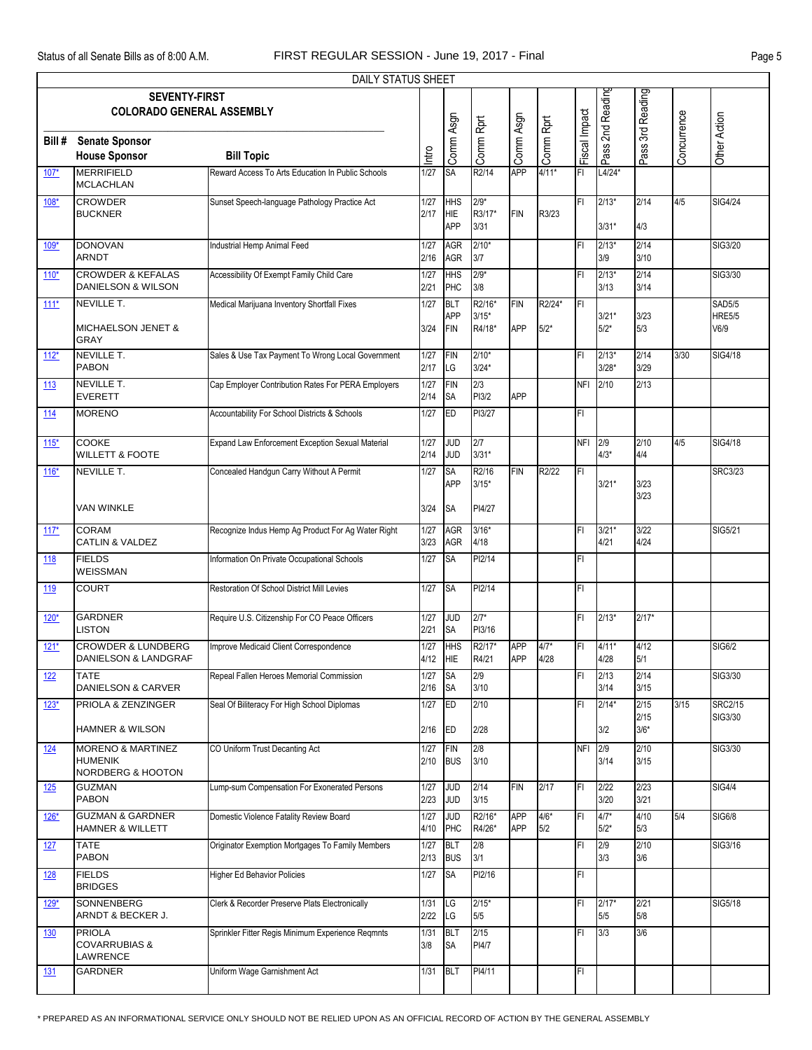DAILY STATUS SHEET

**SEVENTY-FIRST COLORADO GENERAL ASSEMBLY**

| Bill # | Senate Sponsor / House Sponsor | Bill Topic | Intro | Comm Asgn | Comm Rprt | Comm Asgn | Comm Rprt | Fiscal Impact | Pass 2nd Reading | Pass 3rd Reading | Concurrence | Other Action |
|---|---|---|---|---|---|---|---|---|---|---|---|---|
| 107* | MERRIFIELD<br>MCLACHLAN | Reward Access To Arts Education In Public Schools | 1/27 | SA | R2/14 | APP | 4/11* | FI | L4/24* | | | |
| 108* | CROWDER<br>BUCKNER | Sunset Speech-language Pathology Practice Act | 1/27<br>2/17 | HHS<br>HIE<br>APP | 2/9*<br>R3/17*<br>3/31 | FIN | R3/23 | FI | 2/13*<br>3/31* | 2/14<br>4/3 | 4/5 | SIG4/24 |
| 109* | DONOVAN<br>ARNDT | Industrial Hemp Animal Feed | 1/27<br>2/16 | AGR<br>AGR | 2/10*<br>3/7 | | | FI | 2/13*<br>3/9 | 2/14<br>3/10 | | SIG3/20 |
| 110* | CROWDER & KEFALAS<br>DANIELSON & WILSON | Accessibility Of Exempt Family Child Care | 1/27<br>2/21 | HHS<br>PHC | 2/9*<br>3/8 | | | FI | 2/13*<br>3/13 | 2/14<br>3/14 | | SIG3/30 |
| 111* | NEVILLE T.<br>MICHAELSON JENET & GRAY | Medical Marijuana Inventory Shortfall Fixes | 1/27<br>3/24 | BLT<br>APP<br>FIN | R2/16*<br>3/15*<br>R4/18* | FIN<br>APP | R2/24*<br>5/2* | FI | 3/21*<br>5/2* | 3/23<br>5/3 | | SAD5/5<br>HRE5/5<br>V6/9 |
| 112* | NEVILLE T.<br>PABON | Sales & Use Tax Payment To Wrong Local Government | 1/27<br>2/17 | FIN<br>LG | 2/10*<br>3/24* | | | FI | 2/13*<br>3/28* | 2/14<br>3/29 | 3/30 | SIG4/18 |
| 113 | NEVILLE T.<br>EVERETT | Cap Employer Contribution Rates For PERA Employers | 1/27<br>2/14 | FIN<br>SA | 2/3<br>PI3/2 | APP | | NFI | 2/10 | 2/13 | | |
| 114 | MORENO | Accountability For School Districts & Schools | 1/27 | ED | PI3/27 | | | FI | | | | |
| 115* | COOKE<br>WILLETT & FOOTE | Expand Law Enforcement Exception Sexual Material | 1/27<br>2/14 | JUD<br>JUD | 2/7<br>3/31* | | | NFI | 2/9<br>4/3* | 2/10<br>4/4 | 4/5 | SIG4/18 |
| 116* | NEVILLE T.<br>VAN WINKLE | Concealed Handgun Carry Without A Permit | 1/27<br>3/24 | SA<br>APP<br>SA | R2/16<br>3/15*<br>PI4/27 | FIN | R2/22 | FI | 3/21* | 3/23<br>3/23 | | SRC3/23 |
| 117* | CORAM<br>CATLIN & VALDEZ | Recognize Indus Hemp Ag Product For Ag Water Right | 1/27<br>3/23 | AGR<br>AGR | 3/16*<br>4/18 | | | FI | 3/21*<br>4/21 | 3/22<br>4/24 | | SIG5/21 |
| 118 | FIELDS<br>WEISSMAN | Information On Private Occupational Schools | 1/27 | SA | PI2/14 | | | FI | | | | |
| 119 | COURT | Restoration Of School District Mill Levies | 1/27 | SA | PI2/14 | | | FI | | | | |
| 120* | GARDNER<br>LISTON | Require U.S. Citizenship For CO Peace Officers | 1/27<br>2/21 | JUD<br>SA | 2/7*<br>PI3/16 | | | FI | 2/13* | 2/17* | | |
| 121* | CROWDER & LUNDBERG<br>DANIELSON & LANDGRAF | Improve Medicaid Client Correspondence | 1/27<br>4/12 | HHS<br>HIE | R2/17*<br>R4/21 | APP<br>APP | 4/7*<br>4/28 | FI | 4/11*<br>4/28 | 4/12<br>5/1 | | SIG6/2 |
| 122 | TATE<br>DANIELSON & CARVER | Repeal Fallen Heroes Memorial Commission | 1/27<br>2/16 | SA<br>SA | 2/9<br>3/10 | | | FI | 2/13<br>3/14 | 2/14<br>3/15 | | SIG3/30 |
| 123* | PRIOLA & ZENZINGER<br>HAMNER & WILSON | Seal Of Biliteracy For High School Diplomas | 1/27<br>2/16 | ED<br>ED | 2/10<br>2/28 | | | FI | 2/14*<br>3/2 | 2/15<br>2/15<br>3/6* | 3/15 | SRC2/15<br>SIG3/30 |
| 124 | MORENO & MARTINEZ HUMENIK<br>NORDBERG & HOOTON | CO Uniform Trust Decanting Act | 1/27<br>2/10 | FIN<br>BUS | 2/8<br>3/10 | | | NFI | 2/9<br>3/14 | 2/10<br>3/15 | | SIG3/30 |
| 125 | GUZMAN<br>PABON | Lump-sum Compensation For Exonerated Persons | 1/27<br>2/23 | JUD<br>JUD | 2/14<br>3/15 | FIN | 2/17 | FI | 2/22<br>3/20 | 2/23<br>3/21 | | SIG4/4 |
| 126* | GUZMAN & GARDNER<br>HAMNER & WILLETT | Domestic Violence Fatality Review Board | 1/27<br>4/10 | JUD<br>PHC | R2/16*<br>R4/26* | APP<br>APP | 4/6*<br>5/2 | FI | 4/7*<br>5/2* | 4/10<br>5/3 | 5/4 | SIG6/8 |
| 127 | TATE<br>PABON | Originator Exemption Mortgages To Family Members | 1/27<br>2/13 | BLT<br>BUS | 2/8<br>3/1 | | | FI | 2/9<br>3/3 | 2/10<br>3/6 | | SIG3/16 |
| 128 | FIELDS<br>BRIDGES | Higher Ed Behavior Policies | 1/27 | SA | PI2/16 | | | FI | | | | |
| 129* | SONNENBERG<br>ARNDT & BECKER J. | Clerk & Recorder Preserve Plats Electronically | 1/31<br>2/22 | LG<br>LG | 2/15*<br>5/5 | | | FI | 2/17*<br>5/5 | 2/21<br>5/8 | | SIG5/18 |
| 130 | PRIOLA<br>COVARRUBIAS & LAWRENCE | Sprinkler Fitter Regis Minimum Experience Reqmnts | 1/31<br>3/8 | BLT<br>SA | 2/15<br>PI4/7 | | | FI | 3/3 | 3/6 | | |
| 131 | GARDNER | Uniform Wage Garnishment Act | 1/31 | BLT | PI4/11 | | | FI | | | | |

\* PREPARED AS AN INFORMATIONAL SERVICE ONLY SHOULD NOT BE RELIED UPON AS AN OFFICIAL RECORD OF ACTION BY THE GENERAL ASSEMBLY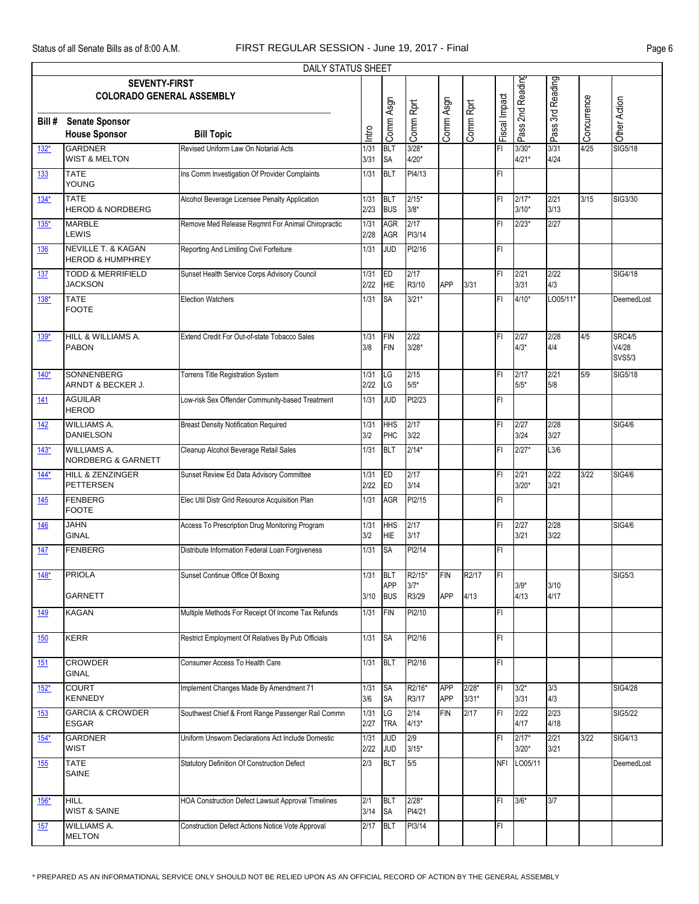DAILY STATUS SHEET

SEVENTY-FIRST COLORADO GENERAL ASSEMBLY

| Bill # | Senate Sponsor / House Sponsor | Bill Topic | Intro | Comm Asgn | Comm Rprt | Comm Asgn | Comm Rprt | Fiscal Impact | Pass 2nd Reading | Pass 3rd Reading | Concurrence | Other Action |
|---|---|---|---|---|---|---|---|---|---|---|---|---|
| 132* | GARDNER / WIST & MELTON | Revised Uniform Law On Notarial Acts | 1/31 3/31 | BLT SA | 3/28* 4/20* | | | FI | 3/30* 4/21* | 3/31 4/24 | 4/25 | SIG5/18 |
| 133 | TATE / YOUNG | Ins Comm Investigation Of Provider Complaints | 1/31 | BLT | PI4/13 | | | FI | | | | |
| 134* | TATE / HEROD & NORDBERG | Alcohol Beverage Licensee Penalty Application | 1/31 2/23 | BLT BUS | 2/15* 3/8* | | | FI | 2/17* 3/10* | 2/21 3/13 | 3/15 | SIG3/30 |
| 135* | MARBLE / LEWIS | Remove Med Release Reqmnt For Animal Chiropractic | 1/31 2/28 | AGR AGR | 2/17 PI3/14 | | | FI | 2/23* | 2/27 | | |
| 136 | NEVILLE T. & KAGAN / HEROD & HUMPHREY | Reporting And Limiting Civil Forfeiture | 1/31 | JUD | PI2/16 | | | FI | | | | |
| 137 | TODD & MERRIFIELD / JACKSON | Sunset Health Service Corps Advisory Council | 1/31 2/22 | ED HIE | 2/17 R3/10 | APP | 3/31 | FI | 2/21 3/31 | 2/22 4/3 | | SIG4/18 |
| 138* | TATE / FOOTE | Election Watchers | 1/31 | SA | 3/21* | | | FI | 4/10* | LO05/11* | | DeemedLost |
| 139* | HILL & WILLIAMS A. / PABON | Extend Credit For Out-of-state Tobacco Sales | 1/31 3/8 | FIN FIN | 2/22 3/28* | | | FI | 2/27 4/3* | 2/28 4/4 | 4/5 | SRC4/5 V4/28 SVS5/3 |
| 140* | SONNENBERG / ARNDT & BECKER J. | Torrens Title Registration System | 1/31 2/22 | LG LG | 2/15 5/5* | | | FI | 2/17 5/5* | 2/21 5/8 | 5/9 | SIG5/18 |
| 141 | AGUILAR / HEROD | Low-risk Sex Offender Community-based Treatment | 1/31 | JUD | PI2/23 | | | FI | | | | |
| 142 | WILLIAMS A. / DANIELSON | Breast Density Notification Required | 1/31 3/2 | HHS PHC | 2/17 3/22 | | | FI | 2/27 3/24 | 2/28 3/27 | | SIG4/6 |
| 143* | WILLIAMS A. / NORDBERG & GARNETT | Cleanup Alcohol Beverage Retail Sales | 1/31 | BLT | 2/14* | | | FI | 2/27* | L3/6 | | |
| 144* | HILL & ZENZINGER / PETTERSEN | Sunset Review Ed Data Advisory Committee | 1/31 2/22 | ED ED | 2/17 3/14 | | | FI | 2/21 3/20* | 2/22 3/21 | 3/22 | SIG4/6 |
| 145 | FENBERG / FOOTE | Elec Util Distr Grid Resource Acquisition Plan | 1/31 | AGR | PI2/15 | | | FI | | | | |
| 146 | JAHN / GINAL | Access To Prescription Drug Monitoring Program | 1/31 3/2 | HHS HIE | 2/17 3/17 | | | FI | 2/27 3/21 | 2/28 3/22 | | SIG4/6 |
| 147 | FENBERG | Distribute Information Federal Loan Forgiveness | 1/31 | SA | PI2/14 | | | FI | | | | |
| 148* | PRIOLA / GARNETT | Sunset Continue Office Of Boxing | 1/31 3/10 | BLT APP BUS | R2/15* 3/7* R3/29 | FIN APP | R2/17 4/13 | FI | 3/9* 4/13 | 3/10 4/17 | | SIG5/3 |
| 149 | KAGAN | Multiple Methods For Receipt Of Income Tax Refunds | 1/31 | FIN | PI2/10 | | | FI | | | | |
| 150 | KERR | Restrict Employment Of Relatives By Pub Officials | 1/31 | SA | PI2/16 | | | FI | | | | |
| 151 | CROWDER / GINAL | Consumer Access To Health Care | 1/31 | BLT | PI2/16 | | | FI | | | | |
| 152* | COURT / KENNEDY | Implement Changes Made By Amendment 71 | 1/31 3/6 | SA SA | R2/16* R3/17 | APP APP | 2/28* 3/31* | FI | 3/2* 3/31 | 3/3 4/3 | | SIG4/28 |
| 153 | GARCIA & CROWDER / ESGAR | Southwest Chief & Front Range Passenger Rail Commn | 1/31 2/27 | LG TRA | 2/14 4/13* | FIN | 2/17 | FI | 2/22 4/17 | 2/23 4/18 | | SIG5/22 |
| 154* | GARDNER / WIST | Uniform Unsworn Declarations Act Include Domestic | 1/31 2/22 | JUD JUD | 2/9 3/15* | | | FI | 2/17* 3/20* | 2/21 3/21 | 3/22 | SIG4/13 |
| 155 | TATE / SAINE | Statutory Definition Of Construction Defect | 2/3 | BLT | 5/5 | | | NFI | LO05/11 | | | DeemedLost |
| 156* | HILL / WIST & SAINE | HOA Construction Defect Lawsuit Approval Timelines | 2/1 3/14 | BLT SA | 2/28* PI4/21 | | | FI | 3/6* | 3/7 | | |
| 157 | WILLIAMS A. / MELTON | Construction Defect Actions Notice Vote Approval | 2/17 | BLT | PI3/14 | | | FI | | | | |

* PREPARED AS AN INFORMATIONAL SERVICE ONLY SHOULD NOT BE RELIED UPON AS AN OFFICIAL RECORD OF ACTION BY THE GENERAL ASSEMBLY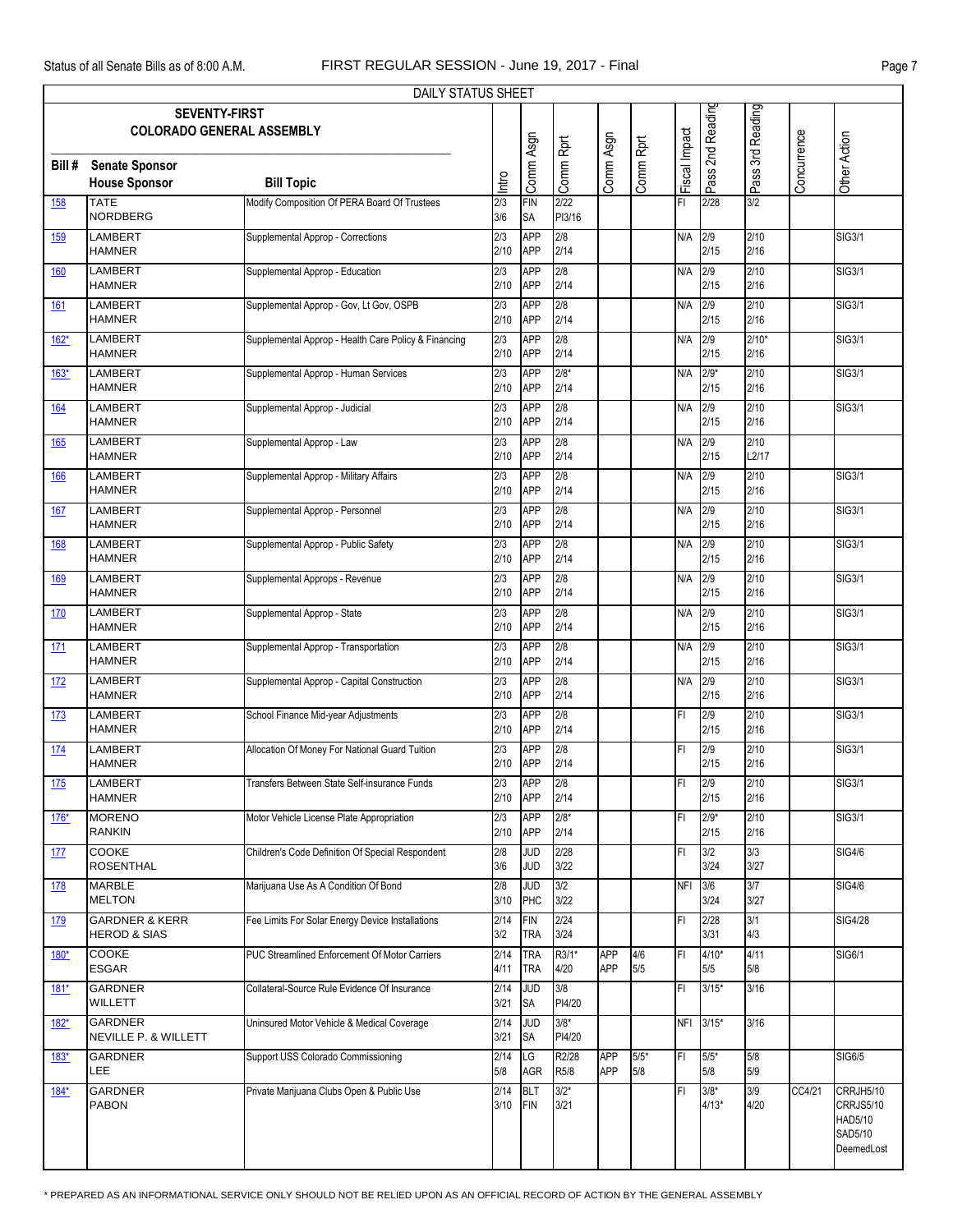DAILY STATUS SHEET

| Bill # | SEVENTY-FIRST COLORADO GENERAL ASSEMBLY Senate Sponsor / House Sponsor | Bill Topic | Intro | Comm Asgn | Comm Rprt | Comm Asgn | Comm Rprt | Fiscal Impact | Pass 2nd Reading | Pass 3rd Reading | Concurrence | Other Action |
|---|---|---|---|---|---|---|---|---|---|---|---|---|
| 158 | TATE<br>NORDBERG | Modify Composition Of PERA Board Of Trustees | 2/3<br>3/6 | FIN<br>SA | 2/22<br>PI3/16 | | | FI | 2/28 | 3/2 | | |
| 159 | LAMBERT<br>HAMNER | Supplemental Approp - Corrections | 2/3<br>2/10 | APP<br>APP | 2/8<br>2/14 | | | N/A | 2/9<br>2/15 | 2/10<br>2/16 | | SIG3/1 |
| 160 | LAMBERT<br>HAMNER | Supplemental Approp - Education | 2/3<br>2/10 | APP<br>APP | 2/8<br>2/14 | | | N/A | 2/9<br>2/15 | 2/10<br>2/16 | | SIG3/1 |
| 161 | LAMBERT<br>HAMNER | Supplemental Approp - Gov, Lt Gov, OSPB | 2/3<br>2/10 | APP<br>APP | 2/8<br>2/14 | | | N/A | 2/9<br>2/15 | 2/10<br>2/16 | | SIG3/1 |
| 162* | LAMBERT<br>HAMNER | Supplemental Approp - Health Care Policy & Financing | 2/3<br>2/10 | APP<br>APP | 2/8<br>2/14 | | | N/A | 2/9<br>2/15 | 2/10*<br>2/16 | | SIG3/1 |
| 163* | LAMBERT<br>HAMNER | Supplemental Approp - Human Services | 2/3<br>2/10 | APP<br>APP | 2/8*<br>2/14 | | | N/A | 2/9*<br>2/15 | 2/10<br>2/16 | | SIG3/1 |
| 164 | LAMBERT<br>HAMNER | Supplemental Approp - Judicial | 2/3<br>2/10 | APP<br>APP | 2/8<br>2/14 | | | N/A | 2/9<br>2/15 | 2/10<br>2/16 | | SIG3/1 |
| 165 | LAMBERT<br>HAMNER | Supplemental Approp - Law | 2/3<br>2/10 | APP<br>APP | 2/8<br>2/14 | | | N/A | 2/9<br>2/15 | 2/10<br>L2/17 | | |
| 166 | LAMBERT<br>HAMNER | Supplemental Approp - Military Affairs | 2/3<br>2/10 | APP<br>APP | 2/8<br>2/14 | | | N/A | 2/9<br>2/15 | 2/10<br>2/16 | | SIG3/1 |
| 167 | LAMBERT<br>HAMNER | Supplemental Approp - Personnel | 2/3<br>2/10 | APP<br>APP | 2/8<br>2/14 | | | N/A | 2/9<br>2/15 | 2/10<br>2/16 | | SIG3/1 |
| 168 | LAMBERT<br>HAMNER | Supplemental Approp - Public Safety | 2/3<br>2/10 | APP<br>APP | 2/8<br>2/14 | | | N/A | 2/9<br>2/15 | 2/10<br>2/16 | | SIG3/1 |
| 169 | LAMBERT<br>HAMNER | Supplemental Approps - Revenue | 2/3<br>2/10 | APP<br>APP | 2/8<br>2/14 | | | N/A | 2/9<br>2/15 | 2/10<br>2/16 | | SIG3/1 |
| 170 | LAMBERT<br>HAMNER | Supplemental Approp - State | 2/3<br>2/10 | APP<br>APP | 2/8<br>2/14 | | | N/A | 2/9<br>2/15 | 2/10<br>2/16 | | SIG3/1 |
| 171 | LAMBERT<br>HAMNER | Supplemental Approp - Transportation | 2/3<br>2/10 | APP<br>APP | 2/8<br>2/14 | | | N/A | 2/9<br>2/15 | 2/10<br>2/16 | | SIG3/1 |
| 172 | LAMBERT<br>HAMNER | Supplemental Approp - Capital Construction | 2/3<br>2/10 | APP<br>APP | 2/8<br>2/14 | | | N/A | 2/9<br>2/15 | 2/10<br>2/16 | | SIG3/1 |
| 173 | LAMBERT<br>HAMNER | School Finance Mid-year Adjustments | 2/3<br>2/10 | APP<br>APP | 2/8<br>2/14 | | | FI | 2/9<br>2/15 | 2/10<br>2/16 | | SIG3/1 |
| 174 | LAMBERT<br>HAMNER | Allocation Of Money For National Guard Tuition | 2/3<br>2/10 | APP<br>APP | 2/8<br>2/14 | | | FI | 2/9<br>2/15 | 2/10<br>2/16 | | SIG3/1 |
| 175 | LAMBERT<br>HAMNER | Transfers Between State Self-insurance Funds | 2/3<br>2/10 | APP<br>APP | 2/8<br>2/14 | | | FI | 2/9<br>2/15 | 2/10<br>2/16 | | SIG3/1 |
| 176* | MORENO<br>RANKIN | Motor Vehicle License Plate Appropriation | 2/3<br>2/10 | APP<br>APP | 2/8*<br>2/14 | | | FI | 2/9*<br>2/15 | 2/10<br>2/16 | | SIG3/1 |
| 177 | COOKE<br>ROSENTHAL | Children's Code Definition Of Special Respondent | 2/8<br>3/6 | JUD<br>JUD | 2/28<br>3/22 | | | FI | 3/2<br>3/24 | 3/3<br>3/27 | | SIG4/6 |
| 178 | MARBLE<br>MELTON | Marijuana Use As A Condition Of Bond | 2/8<br>3/10 | JUD<br>PHC | 3/2<br>3/22 | | | NFI | 3/6<br>3/24 | 3/7<br>3/27 | | SIG4/6 |
| 179 | GARDNER & KERR<br>HEROD & SIAS | Fee Limits For Solar Energy Device Installations | 2/14<br>3/2 | FIN<br>TRA | 2/24<br>3/24 | | | FI | 2/28<br>3/31 | 3/1<br>4/3 | | SIG4/28 |
| 180* | COOKE<br>ESGAR | PUC Streamlined Enforcement Of Motor Carriers | 2/14<br>4/11 | TRA<br>TRA | R3/1*<br>4/20 | APP<br>APP | 4/6<br>5/5 | FI | 4/10*<br>5/5 | 4/11<br>5/8 | | SIG6/1 |
| 181* | GARDNER<br>WILLETT | Collateral-Source Rule Evidence Of Insurance | 2/14<br>3/21 | JUD<br>SA | 3/8<br>PI4/20 | | | FI | 3/15* | 3/16 | | |
| 182* | GARDNER<br>NEVILLE P. & WILLETT | Uninsured Motor Vehicle & Medical Coverage | 2/14<br>3/21 | JUD<br>SA | 3/8*<br>PI4/20 | | | NFI | 3/15* | 3/16 | | |
| 183* | GARDNER<br>LEE | Support USS Colorado Commissioning | 2/14<br>5/8 | LG<br>AGR | R2/28<br>R5/8 | APP<br>APP | 5/5*<br>5/8 | FI | 5/5*<br>5/8 | 5/8<br>5/9 | | SIG6/5 |
| 184* | GARDNER<br>PABON | Private Marijuana Clubs Open & Public Use | 2/14<br>3/10 | BLT<br>FIN | 3/2*<br>3/21 | | | FI | 3/8*<br>4/13* | 3/9<br>4/20 | CC4/21 | CRRJH5/10<br>CRRJS5/10<br>HAD5/10<br>SAD5/10<br>DeemedLost |

* PREPARED AS AN INFORMATIONAL SERVICE ONLY SHOULD NOT BE RELIED UPON AS AN OFFICIAL RECORD OF ACTION BY THE GENERAL ASSEMBLY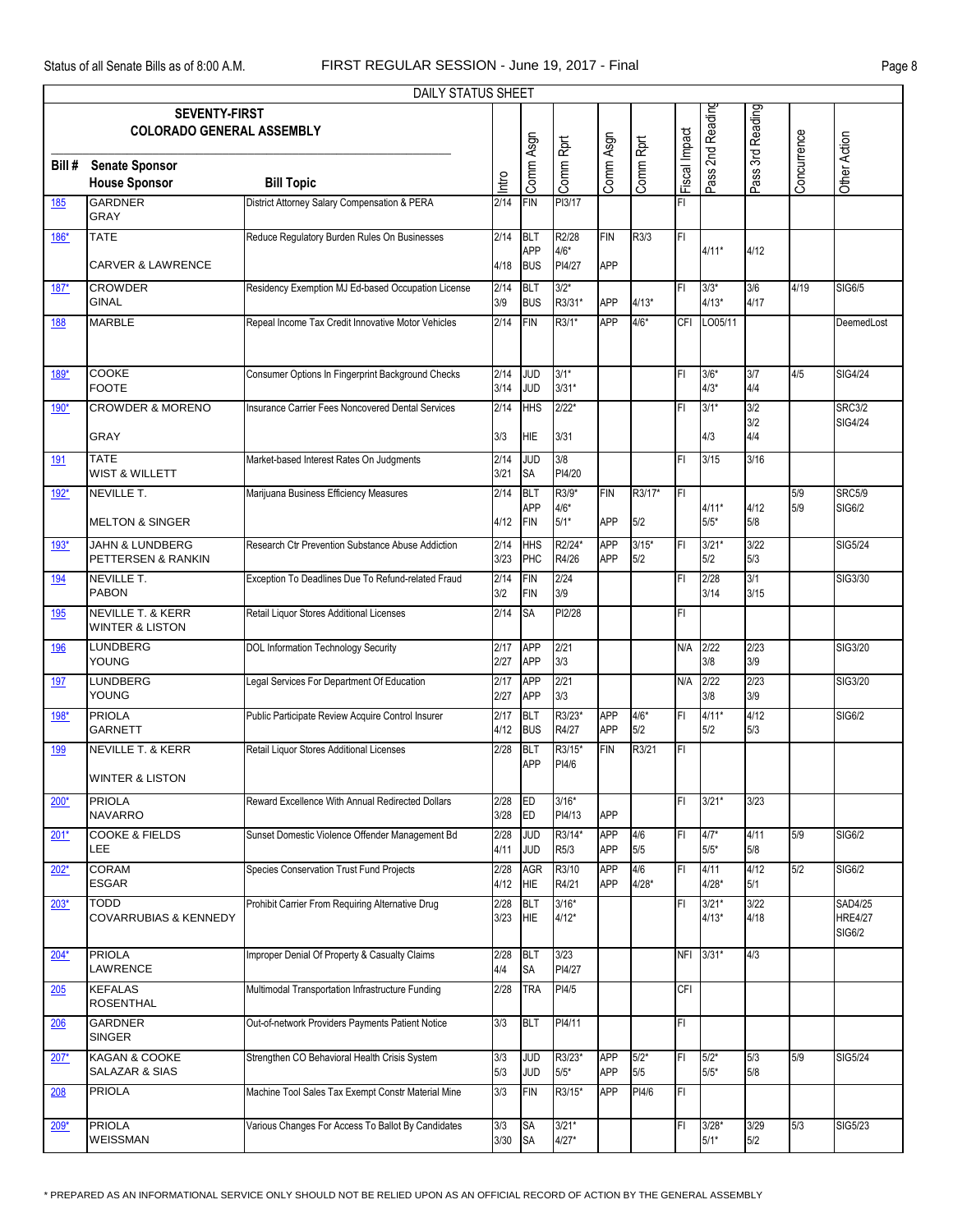DAILY STATUS SHEET

| Bill # | SEVENTY-FIRST COLORADO GENERAL ASSEMBLY Senate Sponsor / House Sponsor | Bill Topic | Intro | Comm Asgn | Comm Rprt | Comm Asgn | Comm Rprt | Fiscal Impact | Pass 2nd Reading | Pass 3rd Reading | Concurrence | Other Action |
|---|---|---|---|---|---|---|---|---|---|---|---|---|
| 185 | GARDNER<br>GRAY | District Attorney Salary Compensation & PERA | 2/14 | FIN | PI3/17 | | | FI | | | | |
| 186* | TATE<br>CARVER & LAWRENCE | Reduce Regulatory Burden Rules On Businesses | 2/14<br>4/18 | BLT<br>APP<br>BUS | R2/28<br>4/6*<br>PI4/27 | FIN<br>APP | R3/3 | FI | 4/11* | 4/12 | | |
| 187* | CROWDER<br>GINAL | Residency Exemption MJ Ed-based Occupation License | 2/14<br>3/9 | BLT<br>BUS | 3/2*<br>R3/31* | APP | 4/13* | FI | 3/3*<br>4/13* | 3/6<br>4/17 | 4/19 | SIG6/5 |
| 188 | MARBLE | Repeal Income Tax Credit Innovative Motor Vehicles | 2/14 | FIN | R3/1* | APP | 4/6* | CFI | LO05/11 | | | DeemedLost |
| 189* | COOKE<br>FOOTE | Consumer Options In Fingerprint Background Checks | 2/14<br>3/14 | JUD<br>JUD | 3/1*<br>3/31* | | | FI | 3/6*<br>4/3* | 3/7<br>4/4 | 4/5 | SIG4/24 |
| 190* | CROWDER & MORENO<br>GRAY | Insurance Carrier Fees Noncovered Dental Services | 2/14<br>3/3 | HHS<br>HIE | 2/22*<br>3/31 | | | FI | 3/1*<br>4/3 | 3/2<br>3/2<br>4/4 | | SRC3/2<br>SIG4/24 |
| 191 | TATE<br>WIST & WILLETT | Market-based Interest Rates On Judgments | 2/14<br>3/21 | JUD<br>SA | 3/8<br>PI4/20 | | | FI | 3/15 | 3/16 | | |
| 192* | NEVILLE T.<br>MELTON & SINGER | Marijuana Business Efficiency Measures | 2/14<br>4/12 | BLT<br>APP<br>FIN | R3/9*<br>4/6*<br>5/1* | FIN<br>APP | R3/17*<br>5/2 | FI | 4/11*<br>5/5* | 4/12<br>5/8 | 5/9<br>5/9 | SRC5/9<br>SIG6/2 |
| 193* | JAHN & LUNDBERG<br>PETTERSEN & RANKIN | Research Ctr Prevention Substance Abuse Addiction | 2/14<br>3/23 | HHS<br>PHC | R2/24*<br>R4/26 | APP<br>APP | 3/15*<br>5/2 | FI | 3/21*<br>5/2 | 3/22<br>5/3 | | SIG5/24 |
| 194 | NEVILLE T.<br>PABON | Exception To Deadlines Due To Refund-related Fraud | 2/14<br>3/2 | FIN<br>FIN | 2/24<br>3/9 | | | FI | 2/28<br>3/14 | 3/1<br>3/15 | | SIG3/30 |
| 195 | NEVILLE T. & KERR<br>WINTER & LISTON | Retail Liquor Stores Additional Licenses | 2/14 | SA | PI2/28 | | | FI | | | | |
| 196 | LUNDBERG<br>YOUNG | DOL Information Technology Security | 2/17<br>2/27 | APP<br>APP | 2/21<br>3/3 | | | N/A | 2/22<br>3/8 | 2/23<br>3/9 | | SIG3/20 |
| 197 | LUNDBERG<br>YOUNG | Legal Services For Department Of Education | 2/17<br>2/27 | APP<br>APP | 2/21<br>3/3 | | | N/A | 2/22<br>3/8 | 2/23<br>3/9 | | SIG3/20 |
| 198* | PRIOLA<br>GARNETT | Public Participate Review Acquire Control Insurer | 2/17<br>4/12 | BLT<br>BUS | R3/23*<br>R4/27 | APP<br>APP | 4/6*<br>5/2 | FI | 4/11*<br>5/2 | 4/12<br>5/3 | | SIG6/2 |
| 199 | NEVILLE T. & KERR<br>WINTER & LISTON | Retail Liquor Stores Additional Licenses | 2/28 | BLT<br>APP | R3/15*<br>PI4/6 | FIN | R3/21 | FI | | | | |
| 200* | PRIOLA<br>NAVARRO | Reward Excellence With Annual Redirected Dollars | 2/28<br>3/28 | ED<br>ED | 3/16*<br>PI4/13 | APP | | FI | 3/21* | 3/23 | | |
| 201* | COOKE & FIELDS<br>LEE | Sunset Domestic Violence Offender Management Bd | 2/28<br>4/11 | JUD<br>JUD | R3/14*<br>R5/3 | APP<br>APP | 4/6<br>5/5 | FI | 4/7*<br>5/5* | 4/11<br>5/8 | 5/9 | SIG6/2 |
| 202* | CORAM<br>ESGAR | Species Conservation Trust Fund Projects | 2/28<br>4/12 | AGR<br>HIE | R3/10<br>R4/21 | APP<br>APP | 4/6<br>4/28* | FI | 4/11<br>4/28* | 4/12<br>5/1 | 5/2 | SIG6/2 |
| 203* | TODD<br>COVARRUBIAS & KENNEDY | Prohibit Carrier From Requiring Alternative Drug | 2/28<br>3/23 | BLT<br>HIE | 3/16*<br>4/12* | | | FI | 3/21*<br>4/13* | 3/22<br>4/18 | | SAD4/25<br>HRE4/27<br>SIG6/2 |
| 204* | PRIOLA<br>LAWRENCE | Improper Denial Of Property & Casualty Claims | 2/28<br>4/4 | BLT<br>SA | 3/23<br>PI4/27 | | | NFI | 3/31* | 4/3 | | |
| 205 | KEFALAS<br>ROSENTHAL | Multimodal Transportation Infrastructure Funding | 2/28 | TRA | PI4/5 | | | CFI | | | | |
| 206 | GARDNER<br>SINGER | Out-of-network Providers Payments Patient Notice | 3/3 | BLT | PI4/11 | | | FI | | | | |
| 207* | KAGAN & COOKE<br>SALAZAR & SIAS | Strengthen CO Behavioral Health Crisis System | 3/3<br>5/3 | JUD<br>JUD | R3/23*<br>5/5* | APP<br>APP | 5/2*<br>5/5 | FI | 5/2*<br>5/5* | 5/3<br>5/8 | 5/9 | SIG5/24 |
| 208 | PRIOLA | Machine Tool Sales Tax Exempt Constr Material Mine | 3/3 | FIN | R3/15* | APP | PI4/6 | FI | | | | |
| 209* | PRIOLA<br>WEISSMAN | Various Changes For Access To Ballot By Candidates | 3/3<br>3/30 | SA<br>SA | 3/21*<br>4/27* | | | FI | 3/28*<br>5/1* | 3/29<br>5/2 | 5/3 | SIG5/23 |

\* PREPARED AS AN INFORMATIONAL SERVICE ONLY SHOULD NOT BE RELIED UPON AS AN OFFICIAL RECORD OF ACTION BY THE GENERAL ASSEMBLY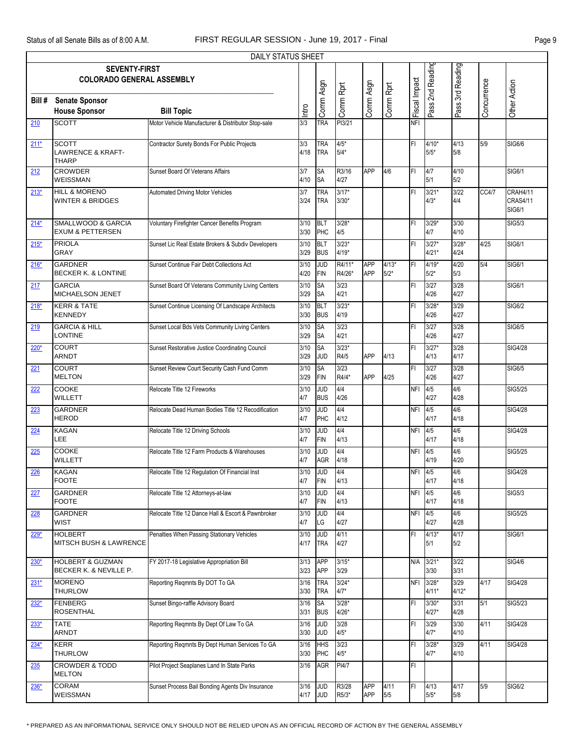DAILY STATUS SHEET

| Bill # | Senate Sponsor / House Sponsor | Bill Topic | Intro | Comm Asgn | Comm Rprt | Comm Asgn | Comm Rprt | Fiscal Impact | Pass 2nd Reading | Pass 3rd Reading | Concurrence | Other Action |
|---|---|---|---|---|---|---|---|---|---|---|---|---|
| 210 | SCOTT | Motor Vehicle Manufacturer & Distributor Stop-sale | 3/3 | TRA | PI3/21 | | | NFI | | | | |
| 211* | SCOTT / LAWRENCE & KRAFT-THARP | Contractor Surety Bonds For Public Projects | 3/3 / 4/18 | TRA / TRA | 4/5* / 5/4* | | | FI | 4/10* / 5/5* | 4/13 / 5/8 | 5/9 | SIG6/6 |
| 212 | CROWDER / WEISSMAN | Sunset Board Of Veterans Affairs | 3/7 / 4/10 | SA / SA | R3/16 / 4/27 | APP | 4/6 | FI | 4/7 / 5/1 | 4/10 / 5/2 | | SIG6/1 |
| 213* | HILL & MORENO / WINTER & BRIDGES | Automated Driving Motor Vehicles | 3/7 / 3/24 | TRA / TRA | 3/17* / 3/30* | | | FI | 3/21* / 4/3* | 3/22 / 4/4 | CC4/7 | CRAH4/11 CRAS4/11 SIG6/1 |
| 214* | SMALLWOOD & GARCIA / EXUM & PETTERSEN | Voluntary Firefighter Cancer Benefits Program | 3/10 / 3/30 | BLT / PHC | 3/28* / 4/5 | | | FI | 3/29* / 4/7 | 3/30 / 4/10 | | SIG5/3 |
| 215* | PRIOLA / GRAY | Sunset Lic Real Estate Brokers & Subdiv Developers | 3/10 / 3/29 | BLT / BUS | 3/23* / 4/19* | | | FI | 3/27* / 4/21* | 3/28* / 4/24 | 4/25 | SIG6/1 |
| 216* | GARDNER / BECKER K. & LONTINE | Sunset Continue Fair Debt Collections Act | 3/10 / 4/20 | JUD / FIN | R4/11* / R4/26* | APP / APP | 4/13* / 5/2* | FI | 4/19* / 5/2* | 4/20 / 5/3 | 5/4 | SIG6/1 |
| 217 | GARCIA / MICHAELSON JENET | Sunset Board Of Veterans Community Living Centers | 3/10 / 3/29 | SA / SA | 3/23 / 4/21 | | | FI | 3/27 / 4/26 | 3/28 / 4/27 | | SIG6/1 |
| 218* | KERR & TATE / KENNEDY | Sunset Continue Licensing Of Landscape Architects | 3/10 / 3/30 | BLT / BUS | 3/23* / 4/19 | | | FI | 3/28* / 4/26 | 3/29 / 4/27 | | SIG6/2 |
| 219 | GARCIA & HILL / LONTINE | Sunset Local Bds Vets Community Living Centers | 3/10 / 3/29 | SA / SA | 3/23 / 4/21 | | | FI | 3/27 / 4/26 | 3/28 / 4/27 | | SIG6/5 |
| 220* | COURT / ARNDT | Sunset Restorative Justice Coordinating Council | 3/10 / 3/29 | SA / JUD | 3/23* / R4/5 | APP | 4/13 | FI | 3/27* / 4/13 | 3/28 / 4/17 | | SIG4/28 |
| 221 | COURT / MELTON | Sunset Review Court Security Cash Fund Comm | 3/10 / 3/29 | SA / FIN | 3/23 / R4/4* | APP | 4/25 | FI | 3/27 / 4/26 | 3/28 / 4/27 | | SIG6/5 |
| 222 | COOKE / WILLETT | Relocate Title 12 Fireworks | 3/10 / 4/7 | JUD / BUS | 4/4 / 4/26 | | | NFI | 4/5 / 4/27 | 4/6 / 4/28 | | SIG5/25 |
| 223 | GARDNER / HEROD | Relocate Dead Human Bodies Title 12 Recodification | 3/10 / 4/7 | JUD / PHC | 4/4 / 4/12 | | | NFI | 4/5 / 4/17 | 4/6 / 4/18 | | SIG4/28 |
| 224 | KAGAN / LEE | Relocate Title 12 Driving Schools | 3/10 / 4/7 | JUD / FIN | 4/4 / 4/13 | | | NFI | 4/5 / 4/17 | 4/6 / 4/18 | | SIG4/28 |
| 225 | COOKE / WILLETT | Relocate Title 12 Farm Products & Warehouses | 3/10 / 4/7 | JUD / AGR | 4/4 / 4/18 | | | NFI | 4/5 / 4/19 | 4/6 / 4/20 | | SIG5/25 |
| 226 | KAGAN / FOOTE | Relocate Title 12 Regulation Of Financial Inst | 3/10 / 4/7 | JUD / FIN | 4/4 / 4/13 | | | NFI | 4/5 / 4/17 | 4/6 / 4/18 | | SIG4/28 |
| 227 | GARDNER / FOOTE | Relocate Title 12 Attorneys-at-law | 3/10 / 4/7 | JUD / FIN | 4/4 / 4/13 | | | NFI | 4/5 / 4/17 | 4/6 / 4/18 | | SIG5/3 |
| 228 | GARDNER / WIST | Relocate Title 12 Dance Hall & Escort & Pawnbroker | 3/10 / 4/7 | JUD / LG | 4/4 / 4/27 | | | NFI | 4/5 / 4/27 | 4/6 / 4/28 | | SIG5/25 |
| 229* | HOLBERT / MITSCH BUSH & LAWRENCE | Penalties When Passing Stationary Vehicles | 3/10 / 4/17 | JUD / TRA | 4/11 / 4/27 | | | FI | 4/13* / 5/1 | 4/17 / 5/2 | | SIG6/1 |
| 230* | HOLBERT & GUZMAN / BECKER K. & NEVILLE P. | FY 2017-18 Legislative Appropriation Bill | 3/13 / 3/23 | APP / APP | 3/15* / 3/29 | | | N/A | 3/21* / 3/30 | 3/22 / 3/31 | | SIG4/6 |
| 231* | MORENO / THURLOW | Reporting Reqmnts By DOT To GA | 3/16 / 3/30 | TRA / TRA | 3/24* / 4/7* | | | NFI | 3/28* / 4/11* | 3/29 / 4/12* | 4/17 | SIG4/28 |
| 232* | FENBERG / ROSENTHAL | Sunset Bingo-raffle Advisory Board | 3/16 / 3/31 | SA / BUS | 3/28* / 4/26* | | | FI | 3/30* / 4/27* | 3/31 / 4/28 | 5/1 | SIG5/23 |
| 233* | TATE / ARNDT | Reporting Reqmnts By Dept Of Law To GA | 3/16 / 3/30 | JUD / JUD | 3/28 / 4/5* | | | FI | 3/29 / 4/7* | 3/30 / 4/10 | 4/11 | SIG4/28 |
| 234* | KERR / THURLOW | Reporting Reqmnts By Dept Human Services To GA | 3/16 / 3/30 | HHS / PHC | 3/23 / 4/5* | | | FI | 3/28* / 4/7* | 3/29 / 4/10 | 4/11 | SIG4/28 |
| 235 | CROWDER & TODD / MELTON | Pilot Project Seaplanes Land In State Parks | 3/16 | AGR | PI4/7 | | | FI | | | | |
| 236* | CORAM / WEISSMAN | Sunset Process Bail Bonding Agents Div Insurance | 3/16 / 4/17 | JUD / JUD | R3/28 / R5/3* | APP / APP | 4/11 / 5/5 | FI | 4/13 / 5/5* | 4/17 / 5/8 | 5/9 | SIG6/2 |

\* PREPARED AS AN INFORMATIONAL SERVICE ONLY SHOULD NOT BE RELIED UPON AS AN OFFICIAL RECORD OF ACTION BY THE GENERAL ASSEMBLY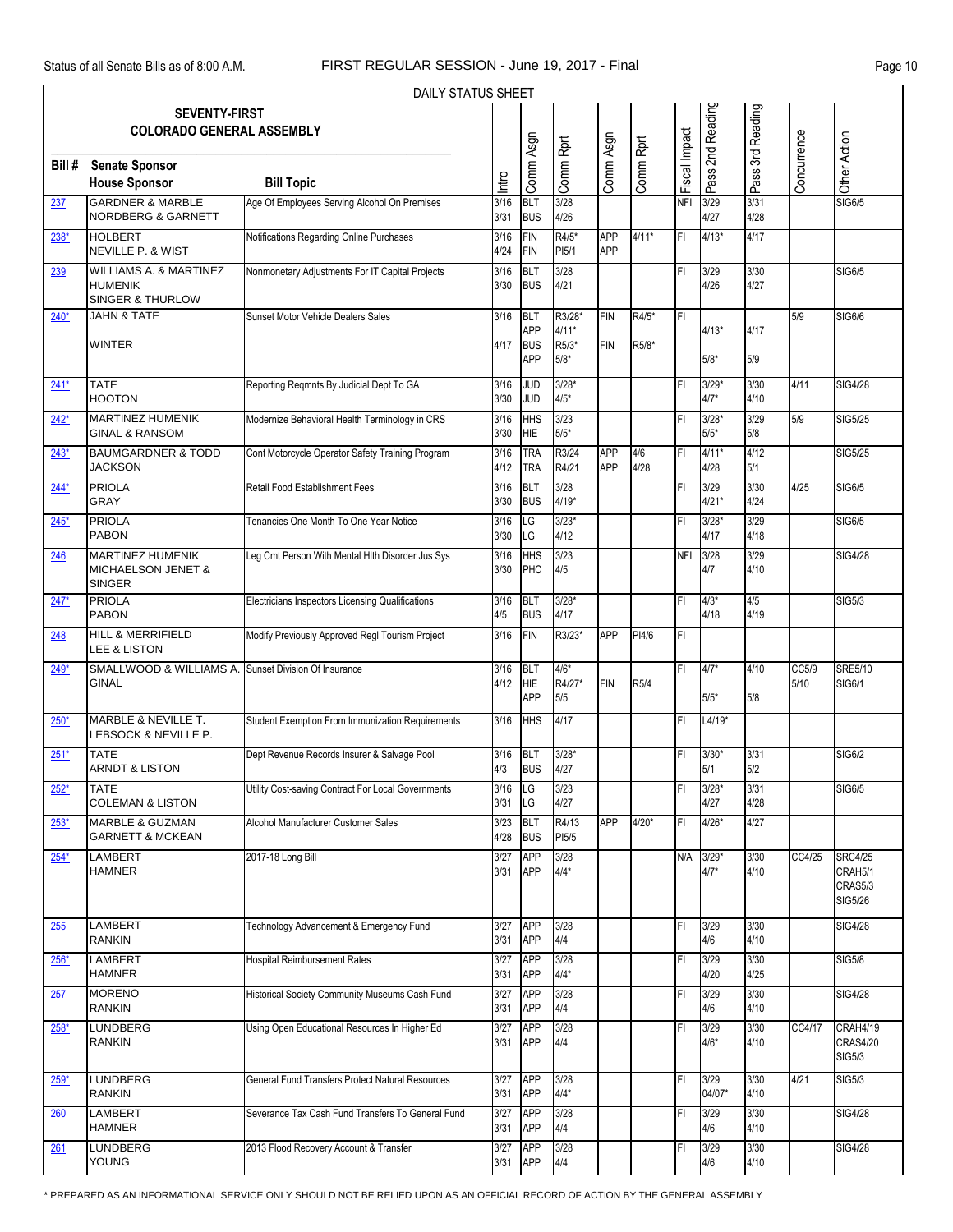DAILY STATUS SHEET

| Bill # | SEVENTY-FIRST COLORADO GENERAL ASSEMBLY<br>Senate Sponsor<br>House Sponsor | Bill Topic | Intro | Comm Asgn | Comm Rprt | Comm Asgn | Comm Rprt | Fiscal Impact | Pass 2nd Reading | Pass 3rd Reading | Concurrence | Other Action |
|---|---|---|---|---|---|---|---|---|---|---|---|---|
| 237 | GARDNER & MARBLE<br>NORDBERG & GARNETT | Age Of Employees Serving Alcohol On Premises | 3/16<br>3/31 | BLT<br>BUS | 3/28<br>4/26 | | | NFI | 3/29<br>4/27 | 3/31<br>4/28 | | SIG6/5 |
| 238* | HOLBERT<br>NEVILLE P. & WIST | Notifications Regarding Online Purchases | 3/16<br>4/24 | FIN<br>FIN | R4/5*<br>PI5/1 | APP<br>APP | 4/11* | FI | 4/13* | 4/17 | | |
| 239 | WILLIAMS A. & MARTINEZ HUMENIK<br>SINGER & THURLOW | Nonmonetary Adjustments For IT Capital Projects | 3/16<br>3/30 | BLT<br>BUS | 3/28<br>4/21 | | | FI | 3/29<br>4/26 | 3/30<br>4/27 | | SIG6/5 |
| 240* | JAHN & TATE<br>WINTER | Sunset Motor Vehicle Dealers Sales | 3/16<br>4/17 | BLT<br>APP<br>BUS<br>APP | R3/28*<br>4/11*<br>R5/3*<br>5/8* | FIN<br>FIN | R4/5*<br>R5/8* | FI | 4/13*<br>5/8* | 4/17<br>5/9 | 5/9 | SIG6/6 |
| 241* | TATE<br>HOOTON | Reporting Reqmnts By Judicial Dept To GA | 3/16<br>3/30 | JUD<br>JUD | 3/28*<br>4/5* | | | FI | 3/29*<br>4/7* | 3/30<br>4/10 | 4/11 | SIG4/28 |
| 242* | MARTINEZ HUMENIK<br>GINAL & RANSOM | Modernize Behavioral Health Terminology in CRS | 3/16<br>3/30 | HHS<br>HIE | 3/23<br>5/5* | | | FI | 3/28*<br>5/5* | 3/29<br>5/8 | 5/9 | SIG5/25 |
| 243* | BAUMGARDNER & TODD<br>JACKSON | Cont Motorcycle Operator Safety Training Program | 3/16<br>4/12 | TRA<br>TRA | R3/24<br>R4/21 | APP<br>APP | 4/6<br>4/28 | FI | 4/11*<br>4/28 | 4/12<br>5/1 | | SIG5/25 |
| 244* | PRIOLA<br>GRAY | Retail Food Establishment Fees | 3/16<br>3/30 | BLT<br>BUS | 3/28<br>4/19* | | | FI | 3/29<br>4/21* | 3/30<br>4/24 | 4/25 | SIG6/5 |
| 245* | PRIOLA<br>PABON | Tenancies One Month To One Year Notice | 3/16<br>3/30 | LG<br>LG | 3/23*<br>4/12 | | | FI | 3/28*<br>4/17 | 3/29<br>4/18 | | SIG6/5 |
| 246 | MARTINEZ HUMENIK<br>MICHAELSON JENET & SINGER | Leg Cmt Person With Mental Hlth Disorder Jus Sys | 3/16<br>3/30 | HHS<br>PHC | 3/23<br>4/5 | | | NFI | 3/28<br>4/7 | 3/29<br>4/10 | | SIG4/28 |
| 247* | PRIOLA<br>PABON | Electricians Inspectors Licensing Qualifications | 3/16<br>4/5 | BLT<br>BUS | 3/28*<br>4/17 | | | FI | 4/3*<br>4/18 | 4/5<br>4/19 | | SIG5/3 |
| 248 | HILL & MERRIFIELD<br>LEE & LISTON | Modify Previously Approved Regl Tourism Project | 3/16 | FIN | R3/23* | APP | PI4/6 | FI | | | | |
| 249* | SMALLWOOD & WILLIAMS A.<br>GINAL | Sunset Division Of Insurance | 3/16<br>4/12 | BLT<br>HIE<br>APP | 4/6*<br>R4/27*<br>5/5 | FIN | R5/4 | FI | 4/7*<br>5/5* | 4/10<br>5/8 | CC5/9<br>5/10 | SRE5/10<br>SIG6/1 |
| 250* | MARBLE & NEVILLE T.<br>LEBSOCK & NEVILLE P. | Student Exemption From Immunization Requirements | 3/16 | HHS | 4/17 | | | FI | L4/19* | | | |
| 251* | TATE<br>ARNDT & LISTON | Dept Revenue Records Insurer & Salvage Pool | 3/16<br>4/3 | BLT<br>BUS | 3/28*<br>4/27 | | | FI | 3/30*<br>5/1 | 3/31<br>5/2 | | SIG6/2 |
| 252* | TATE<br>COLEMAN & LISTON | Utility Cost-saving Contract For Local Governments | 3/16<br>3/31 | LG<br>LG | 3/23<br>4/27 | | | FI | 3/28*<br>4/27 | 3/31<br>4/28 | | SIG6/5 |
| 253* | MARBLE & GUZMAN<br>GARNETT & MCKEAN | Alcohol Manufacturer Customer Sales | 3/23<br>4/28 | BLT<br>BUS | R4/13<br>PI5/5 | APP | 4/20* | FI | 4/26* | 4/27 | | |
| 254* | LAMBERT<br>HAMNER | 2017-18 Long Bill | 3/27<br>3/31 | APP<br>APP | 3/28<br>4/4* | | | N/A | 3/29*<br>4/7* | 3/30<br>4/10 | CC4/25 | SRC4/25<br>CRAH5/1<br>CRAS5/3<br>SIG5/26 |
| 255 | LAMBERT<br>RANKIN | Technology Advancement & Emergency Fund | 3/27<br>3/31 | APP<br>APP | 3/28<br>4/4 | | | FI | 3/29<br>4/6 | 3/30<br>4/10 | | SIG4/28 |
| 256* | LAMBERT<br>HAMNER | Hospital Reimbursement Rates | 3/27<br>3/31 | APP<br>APP | 3/28<br>4/4* | | | FI | 3/29<br>4/20 | 3/30<br>4/25 | | SIG5/8 |
| 257 | MORENO<br>RANKIN | Historical Society Community Museums Cash Fund | 3/27<br>3/31 | APP<br>APP | 3/28<br>4/4 | | | FI | 3/29<br>4/6 | 3/30<br>4/10 | | SIG4/28 |
| 258* | LUNDBERG<br>RANKIN | Using Open Educational Resources In Higher Ed | 3/27<br>3/31 | APP<br>APP | 3/28<br>4/4 | | | FI | 3/29<br>4/6* | 3/30<br>4/10 | CC4/17 | CRAH4/19<br>CRAS4/20<br>SIG5/3 |
| 259* | LUNDBERG<br>RANKIN | General Fund Transfers Protect Natural Resources | 3/27<br>3/31 | APP<br>APP | 3/28<br>4/4* | | | FI | 3/29<br>04/07* | 3/30<br>4/10 | 4/21 | SIG5/3 |
| 260 | LAMBERT<br>HAMNER | Severance Tax Cash Fund Transfers To General Fund | 3/27<br>3/31 | APP<br>APP | 3/28<br>4/4 | | | FI | 3/29<br>4/6 | 3/30<br>4/10 | | SIG4/28 |
| 261 | LUNDBERG<br>YOUNG | 2013 Flood Recovery Account & Transfer | 3/27<br>3/31 | APP<br>APP | 3/28<br>4/4 | | | FI | 3/29<br>4/6 | 3/30<br>4/10 | | SIG4/28 |

* PREPARED AS AN INFORMATIONAL SERVICE ONLY SHOULD NOT BE RELIED UPON AS AN OFFICIAL RECORD OF ACTION BY THE GENERAL ASSEMBLY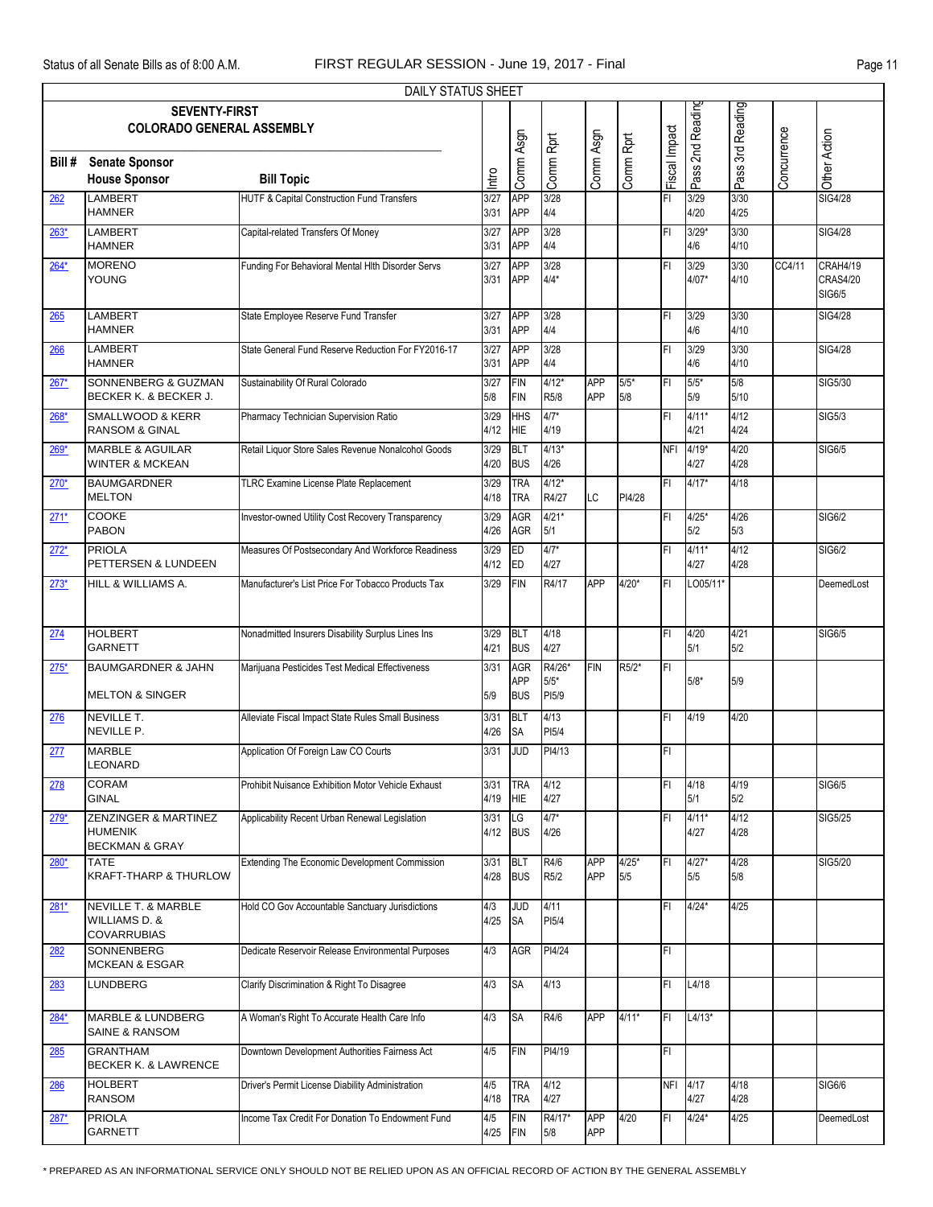DAILY STATUS SHEET

| Bill # | Senate Sponsor / House Sponsor | Bill Topic | Intro | Comm Asgn | Comm Rprt | Comm Asgn | Comm Rprt | Fiscal Impact | Pass 2nd Reading | Pass 3rd Reading | Concurrence | Other Action |
|---|---|---|---|---|---|---|---|---|---|---|---|---|
| 262 | LAMBERT / HAMNER | HUTF & Capital Construction Fund Transfers | 3/27 3/31 | APP APP | 3/28 4/4 | | | FI | 3/29 4/20 | 3/30 4/25 | | SIG4/28 |
| 263* | LAMBERT / HAMNER | Capital-related Transfers Of Money | 3/27 3/31 | APP APP | 3/28 4/4 | | | FI | 3/29* 4/6 | 3/30 4/10 | | SIG4/28 |
| 264* | MORENO / YOUNG | Funding For Behavioral Mental Hlth Disorder Servs | 3/27 3/31 | APP APP | 3/28 4/4* | | | FI | 3/29 4/07* | 3/30 4/10 | CC4/11 | CRAH4/19 CRAS4/20 SIG6/5 |
| 265 | LAMBERT / HAMNER | State Employee Reserve Fund Transfer | 3/27 3/31 | APP APP | 3/28 4/4 | | | FI | 3/29 4/6 | 3/30 4/10 | | SIG4/28 |
| 266 | LAMBERT / HAMNER | State General Fund Reserve Reduction For FY2016-17 | 3/27 3/31 | APP APP | 3/28 4/4 | | | FI | 3/29 4/6 | 3/30 4/10 | | SIG4/28 |
| 267* | SONNENBERG & GUZMAN / BECKER K. & BECKER J. | Sustainability Of Rural Colorado | 3/27 5/8 | FIN FIN | 4/12* R5/8 | APP APP | 5/5* 5/8 | FI | 5/5* 5/9 | 5/8 5/10 | | SIG5/30 |
| 268* | SMALLWOOD & KERR / RANSOM & GINAL | Pharmacy Technician Supervision Ratio | 3/29 4/12 | HHS HIE | 4/7* 4/19 | | | FI | 4/11* 4/21 | 4/12 4/24 | | SIG5/3 |
| 269* | MARBLE & AGUILAR / WINTER & MCKEAN | Retail Liquor Store Sales Revenue Nonalcohol Goods | 3/29 4/20 | BLT BUS | 4/13* 4/26 | | | NFI | 4/19* 4/27 | 4/20 4/28 | | SIG6/5 |
| 270* | BAUMGARDNER / MELTON | TLRC Examine License Plate Replacement | 3/29 4/18 | TRA TRA | 4/12* R4/27 | LC | PI4/28 | FI | 4/17* | 4/18 | | |
| 271* | COOKE / PABON | Investor-owned Utility Cost Recovery Transparency | 3/29 4/26 | AGR AGR | 4/21* 5/1 | | | FI | 4/25* 5/2 | 4/26 5/3 | | SIG6/2 |
| 272* | PRIOLA / PETTERSEN & LUNDEEN | Measures Of Postsecondary And Workforce Readiness | 3/29 4/12 | ED ED | 4/7* 4/27 | | | FI | 4/11* 4/27 | 4/12 4/28 | | SIG6/2 |
| 273* | HILL & WILLIAMS A. | Manufacturer's List Price For Tobacco Products Tax | 3/29 | FIN | R4/17 | APP | 4/20* | FI | LO05/11* | | | DeemedLost |
| 274 | HOLBERT / GARNETT | Nonadmitted Insurers Disability Surplus Lines Ins | 3/29 4/21 | BLT BUS | 4/18 4/27 | | | FI | 4/20 5/1 | 4/21 5/2 | | SIG6/5 |
| 275* | BAUMGARDNER & JAHN / MELTON & SINGER | Marijuana Pesticides Test Medical Effectiveness | 3/31 5/9 | AGR APP BUS | R4/26* 5/5* PI5/9 | FIN | R5/2* | FI | 5/8* | 5/9 | | |
| 276 | NEVILLE T. / NEVILLE P. | Alleviate Fiscal Impact State Rules Small Business | 3/31 4/26 | BLT SA | 4/13 PI5/4 | | | FI | 4/19 | 4/20 | | |
| 277 | MARBLE / LEONARD | Application Of Foreign Law CO Courts | 3/31 | JUD | PI4/13 | | | FI | | | | |
| 278 | CORAM / GINAL | Prohibit Nuisance Exhibition Motor Vehicle Exhaust | 3/31 4/19 | TRA HIE | 4/12 4/27 | | | FI | 4/18 5/1 | 4/19 5/2 | | SIG6/5 |
| 279* | ZENZINGER & MARTINEZ HUMENIK / BECKMAN & GRAY | Applicability Recent Urban Renewal Legislation | 3/31 4/12 | LG BUS | 4/7* 4/26 | | | FI | 4/11* 4/27 | 4/12 4/28 | | SIG5/25 |
| 280* | TATE / KRAFT-THARP & THURLOW | Extending The Economic Development Commission | 3/31 4/28 | BLT BUS | R4/6 R5/2 | APP APP | 4/25* 5/5 | FI | 4/27* 5/5 | 4/28 5/8 | | SIG5/20 |
| 281* | NEVILLE T. & MARBLE / WILLIAMS D. & COVARRUBIAS | Hold CO Gov Accountable Sanctuary Jurisdictions | 4/3 4/25 | JUD SA | 4/11 PI5/4 | | | FI | 4/24* | 4/25 | | |
| 282 | SONNENBERG / MCKEAN & ESGAR | Dedicate Reservoir Release Environmental Purposes | 4/3 | AGR | PI4/24 | | | FI | | | | |
| 283 | LUNDBERG | Clarify Discrimination & Right To Disagree | 4/3 | SA | 4/13 | | | FI | L4/18 | | | |
| 284* | MARBLE & LUNDBERG / SAINE & RANSOM | A Woman's Right To Accurate Health Care Info | 4/3 | SA | R4/6 | APP | 4/11* | FI | L4/13* | | | |
| 285 | GRANTHAM / BECKER K. & LAWRENCE | Downtown Development Authorities Fairness Act | 4/5 | FIN | PI4/19 | | | FI | | | | |
| 286 | HOLBERT / RANSOM | Driver's Permit License Diability Administration | 4/5 4/18 | TRA TRA | 4/12 4/27 | | | NFI | 4/17 4/27 | 4/18 4/28 | | SIG6/6 |
| 287* | PRIOLA / GARNETT | Income Tax Credit For Donation To Endowment Fund | 4/5 4/25 | FIN FIN | R4/17* 5/8 | APP APP | 4/20 | FI | 4/24* | 4/25 | | DeemedLost |

\* PREPARED AS AN INFORMATIONAL SERVICE ONLY SHOULD NOT BE RELIED UPON AS AN OFFICIAL RECORD OF ACTION BY THE GENERAL ASSEMBLY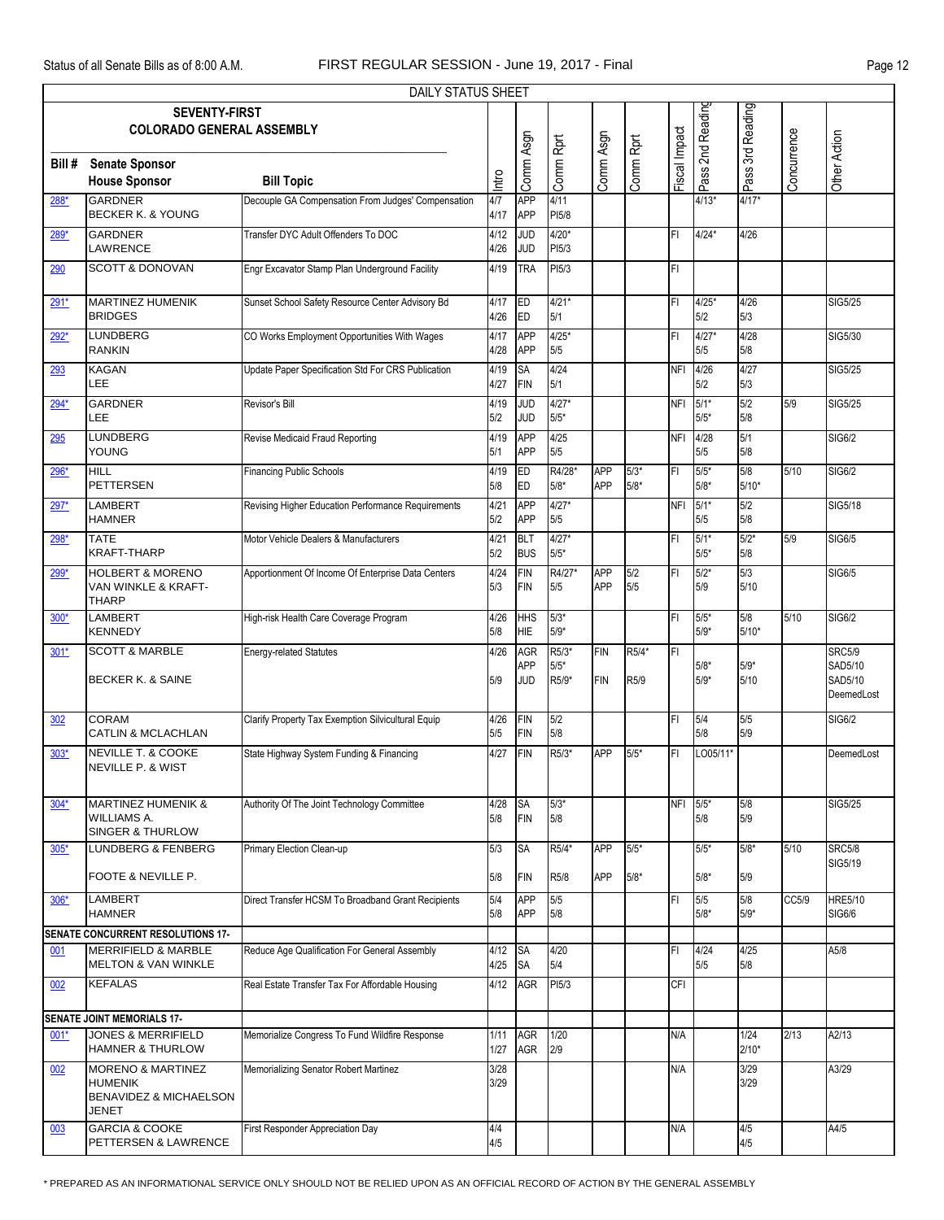DAILY STATUS SHEET

| SEVENTY-FIRST COLORADO GENERAL ASSEMBLY<br>Bill # | Senate Sponsor<br>House Sponsor | Bill Topic | Intro | Comm Asgn | Comm Rprt | Comm Asgn | Comm Rprt | Fiscal Impact | Pass 2nd Reading | Pass 3rd Reading | Concurrence | Other Action |
|---|---|---|---|---|---|---|---|---|---|---|---|---|
| 288* | GARDNER<br>BECKER K. & YOUNG | Decouple GA Compensation From Judges' Compensation | 4/7<br>4/17 | APP<br>APP | 4/11<br>PI5/8 | | | | 4/13* | 4/17* | | |
| 289* | GARDNER<br>LAWRENCE | Transfer DYC Adult Offenders To DOC | 4/12<br>4/26 | JUD<br>JUD | 4/20*<br>PI5/3 | | | FI | 4/24* | 4/26 | | |
| 290 | SCOTT & DONOVAN | Engr Excavator Stamp Plan Underground Facility | 4/19 | TRA | PI5/3 | | | FI | | | | |
| 291* | MARTINEZ HUMENIK<br>BRIDGES | Sunset School Safety Resource Center Advisory Bd | 4/17<br>4/26 | ED<br>ED | 4/21*<br>5/1 | | | FI | 4/25*<br>5/2 | 4/26<br>5/3 | | SIG5/25 |
| 292* | LUNDBERG<br>RANKIN | CO Works Employment Opportunities With Wages | 4/17<br>4/28 | APP<br>APP | 4/25*<br>5/5 | | | FI | 4/27*<br>5/5 | 4/28<br>5/8 | | SIG5/30 |
| 293 | KAGAN<br>LEE | Update Paper Specification Std For CRS Publication | 4/19<br>4/27 | SA<br>FIN | 4/24<br>5/1 | | | NFI | 4/26<br>5/2 | 4/27<br>5/3 | | SIG5/25 |
| 294* | GARDNER<br>LEE | Revisor's Bill | 4/19<br>5/2 | JUD<br>JUD | 4/27*<br>5/5* | | | NFI | 5/1*<br>5/5* | 5/2<br>5/8 | 5/9 | SIG5/25 |
| 295 | LUNDBERG<br>YOUNG | Revise Medicaid Fraud Reporting | 4/19<br>5/1 | APP<br>APP | 4/25<br>5/5 | | | NFI | 4/28<br>5/5 | 5/1<br>5/8 | | SIG6/2 |
| 296* | HILL<br>PETTERSEN | Financing Public Schools | 4/19<br>5/8 | ED<br>ED | R4/28*<br>5/8* | APP<br>APP | 5/3*<br>5/8* | FI | 5/5*<br>5/8* | 5/8<br>5/10* | 5/10 | SIG6/2 |
| 297* | LAMBERT<br>HAMNER | Revising Higher Education Performance Requirements | 4/21<br>5/2 | APP<br>APP | 4/27*<br>5/5 | | | NFI | 5/1*<br>5/5 | 5/2<br>5/8 | | SIG5/18 |
| 298* | TATE<br>KRAFT-THARP | Motor Vehicle Dealers & Manufacturers | 4/21<br>5/2 | BLT<br>BUS | 4/27*<br>5/5* | | | FI | 5/1*<br>5/5* | 5/2*<br>5/8 | 5/9 | SIG6/5 |
| 299* | HOLBERT & MORENO<br>VAN WINKLE & KRAFT-THARP | Apportionment Of Income Of Enterprise Data Centers | 4/24<br>5/3 | FIN<br>FIN | R4/27*<br>5/5 | APP<br>APP | 5/2<br>5/5 | FI | 5/2*<br>5/9 | 5/3<br>5/10 | | SIG6/5 |
| 300* | LAMBERT<br>KENNEDY | High-risk Health Care Coverage Program | 4/26<br>5/8 | HHS<br>HIE | 5/3*<br>5/9* | | | FI | 5/5*<br>5/9* | 5/8<br>5/10* | 5/10 | SIG6/2 |
| 301* | SCOTT & MARBLE<br>BECKER K. & SAINE | Energy-related Statutes | 4/26<br>5/9 | AGR<br>APP<br>JUD | R5/3*<br>5/5*<br>R5/9* | FIN<br>FIN | R5/4*<br>R5/9 | FI | 5/8*<br>5/9* | 5/9*<br>5/10 | | SRC5/9<br>SAD5/10<br>SAD5/10<br>DeemedLost |
| 302 | CORAM<br>CATLIN & MCLACHLAN | Clarify Property Tax Exemption Silvicultural Equip | 4/26<br>5/5 | FIN<br>FIN | 5/2<br>5/8 | | | FI | 5/4<br>5/8 | 5/5<br>5/9 | | SIG6/2 |
| 303* | NEVILLE T. & COOKE<br>NEVILLE P. & WIST | State Highway System Funding & Financing | 4/27 | FIN | R5/3* | APP | 5/5* | FI | LO05/11* | | | DeemedLost |
| 304* | MARTINEZ HUMENIK & WILLIAMS A.<br>SINGER & THURLOW | Authority Of The Joint Technology Committee | 4/28<br>5/8 | SA<br>FIN | 5/3*<br>5/8 | | | NFI | 5/5*<br>5/8 | 5/8<br>5/9 | | SIG5/25 |
| 305* | LUNDBERG & FENBERG<br>FOOTE & NEVILLE P. | Primary Election Clean-up | 5/3<br>5/8 | SA<br>FIN | R5/4*<br>R5/8 | APP<br>APP | 5/5*<br>5/8* | | 5/5*<br>5/8* | 5/8*<br>5/9 | 5/10 | SRC5/8<br>SIG5/19 |
| 306* | LAMBERT<br>HAMNER | Direct Transfer HCSM To Broadband Grant Recipients | 5/4<br>5/8 | APP<br>APP | 5/5<br>5/8 | | | FI | 5/5<br>5/8* | 5/8<br>5/9* | CC5/9 | HRE5/10<br>SIG6/6 |
| **SENATE CONCURRENT RESOLUTIONS 17-** | | | | | | | | | | | | |
| 001 | MERRIFIELD & MARBLE<br>MELTON & VAN WINKLE | Reduce Age Qualification For General Assembly | 4/12<br>4/25 | SA<br>SA | 4/20<br>5/4 | | | FI | 4/24<br>5/5 | 4/25<br>5/8 | | A5/8 |
| 002 | KEFALAS | Real Estate Transfer Tax For Affordable Housing | 4/12 | AGR | PI5/3 | | | CFI | | | | |
| **SENATE JOINT MEMORIALS 17-** | | | | | | | | | | | | |
| 001* | JONES & MERRIFIELD<br>HAMNER & THURLOW | Memorialize Congress To Fund Wildfire Response | 1/11<br>1/27 | AGR<br>AGR | 1/20<br>2/9 | | | N/A | | 1/24<br>2/10* | 2/13 | A2/13 |
| 002 | MORENO & MARTINEZ HUMENIK<br>BENAVIDEZ & MICHAELSON JENET | Memorializing Senator Robert Martinez | 3/28<br>3/29 | | | | | N/A | | 3/29<br>3/29 | | A3/29 |
| 003 | GARCIA & COOKE<br>PETTERSEN & LAWRENCE | First Responder Appreciation Day | 4/4<br>4/5 | | | | | N/A | | 4/5<br>4/5 | | A4/5 |

\* PREPARED AS AN INFORMATIONAL SERVICE ONLY SHOULD NOT BE RELIED UPON AS AN OFFICIAL RECORD OF ACTION BY THE GENERAL ASSEMBLY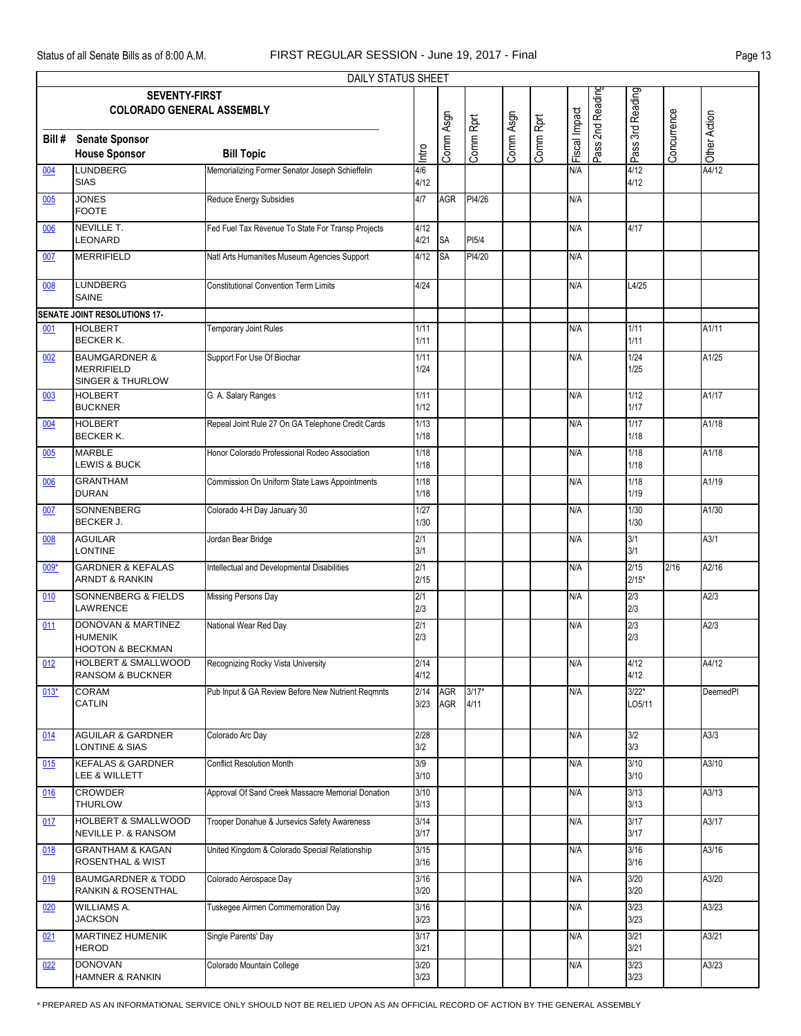DAILY STATUS SHEET

| Bill # | SEVENTY-FIRST COLORADO GENERAL ASSEMBLY<br>Senate Sponsor<br>House Sponsor | Bill Topic | Intro | Comm Asgn | Comm Rprt | Comm Asgn | Comm Rprt | Fiscal Impact | Pass 2nd Reading | Pass 3rd Reading | Concurrence | Other Action |
|---|---|---|---|---|---|---|---|---|---|---|---|---|
| 004 | LUNDBERG<br>SIAS | Memorializing Former Senator Joseph Schieffelin | 4/6<br>4/12 | | | | | N/A | | 4/12<br>4/12 | | A4/12 |
| 005 | JONES<br>FOOTE | Reduce Energy Subsidies | 4/7 | AGR | PI4/26 | | | N/A | | | | |
| 006 | NEVILLE T.<br>LEONARD | Fed Fuel Tax Revenue To State For Transp Projects | 4/12<br>4/21 | SA | PI5/4 | | | N/A | | 4/17 | | |
| 007 | MERRIFIELD | Natl Arts Humanities Museum Agencies Support | 4/12 | SA | PI4/20 | | | N/A | | | | |
| 008 | LUNDBERG<br>SAINE | Constitutional Convention Term Limits | 4/24 | | | | | N/A | | L4/25 | | |
| **SENATE JOINT RESOLUTIONS 17-** | | | | | | | | | | | | |
| 001 | HOLBERT<br>BECKER K. | Temporary Joint Rules | 1/11<br>1/11 | | | | | N/A | | 1/11<br>1/11 | | A1/11 |
| 002 | BAUMGARDNER & MERRIFIELD<br>SINGER & THURLOW | Support For Use Of Biochar | 1/11<br>1/24 | | | | | N/A | | 1/24<br>1/25 | | A1/25 |
| 003 | HOLBERT<br>BUCKNER | G. A. Salary Ranges | 1/11<br>1/12 | | | | | N/A | | 1/12<br>1/17 | | A1/17 |
| 004 | HOLBERT<br>BECKER K. | Repeal Joint Rule 27 On GA Telephone Credit Cards | 1/13<br>1/18 | | | | | N/A | | 1/17<br>1/18 | | A1/18 |
| 005 | MARBLE<br>LEWIS & BUCK | Honor Colorado Professional Rodeo Association | 1/18<br>1/18 | | | | | N/A | | 1/18<br>1/18 | | A1/18 |
| 006 | GRANTHAM<br>DURAN | Commission On Uniform State Laws Appointments | 1/18<br>1/18 | | | | | N/A | | 1/18<br>1/19 | | A1/19 |
| 007 | SONNENBERG<br>BECKER J. | Colorado 4-H Day January 30 | 1/27<br>1/30 | | | | | N/A | | 1/30<br>1/30 | | A1/30 |
| 008 | AGUILAR<br>LONTINE | Jordan Bear Bridge | 2/1<br>3/1 | | | | | N/A | | 3/1<br>3/1 | | A3/1 |
| 009* | GARDNER & KEFALAS<br>ARNDT & RANKIN | Intellectual and Developmental Disabilities | 2/1<br>2/15 | | | | | N/A | | 2/15<br>2/15* | 2/16 | A2/16 |
| 010 | SONNENBERG & FIELDS<br>LAWRENCE | Missing Persons Day | 2/1<br>2/3 | | | | | N/A | | 2/3<br>2/3 | | A2/3 |
| 011 | DONOVAN & MARTINEZ HUMENIK<br>HOOTON & BECKMAN | National Wear Red Day | 2/1<br>2/3 | | | | | N/A | | 2/3<br>2/3 | | A2/3 |
| 012 | HOLBERT & SMALLWOOD<br>RANSOM & BUCKNER | Recognizing Rocky Vista University | 2/14<br>4/12 | | | | | N/A | | 4/12<br>4/12 | | A4/12 |
| 013* | CORAM<br>CATLIN | Pub Input & GA Review Before New Nutrient Reqmnts | 2/14<br>3/23 | AGR<br>AGR | 3/17*<br>4/11 | | | N/A | | 3/22*<br>LO5/11 | | DeemedPI |
| 014 | AGUILAR & GARDNER<br>LONTINE & SIAS | Colorado Arc Day | 2/28<br>3/2 | | | | | N/A | | 3/2<br>3/3 | | A3/3 |
| 015 | KEFALAS & GARDNER<br>LEE & WILLETT | Conflict Resolution Month | 3/9<br>3/10 | | | | | N/A | | 3/10<br>3/10 | | A3/10 |
| 016 | CROWDER<br>THURLOW | Approval Of Sand Creek Massacre Memorial Donation | 3/10<br>3/13 | | | | | N/A | | 3/13<br>3/13 | | A3/13 |
| 017 | HOLBERT & SMALLWOOD<br>NEVILLE P. & RANSOM | Trooper Donahue & Jursevics Safety Awareness | 3/14<br>3/17 | | | | | N/A | | 3/17<br>3/17 | | A3/17 |
| 018 | GRANTHAM & KAGAN<br>ROSENTHAL & WIST | United Kingdom & Colorado Special Relationship | 3/15<br>3/16 | | | | | N/A | | 3/16<br>3/16 | | A3/16 |
| 019 | BAUMGARDNER & TODD<br>RANKIN & ROSENTHAL | Colorado Aerospace Day | 3/16<br>3/20 | | | | | N/A | | 3/20<br>3/20 | | A3/20 |
| 020 | WILLIAMS A.<br>JACKSON | Tuskegee Airmen Commemoration Day | 3/16<br>3/23 | | | | | N/A | | 3/23<br>3/23 | | A3/23 |
| 021 | MARTINEZ HUMENIK<br>HEROD | Single Parents' Day | 3/17<br>3/21 | | | | | N/A | | 3/21<br>3/21 | | A3/21 |
| 022 | DONOVAN<br>HAMNER & RANKIN | Colorado Mountain College | 3/20<br>3/23 | | | | | N/A | | 3/23<br>3/23 | | A3/23 |

* PREPARED AS AN INFORMATIONAL SERVICE ONLY SHOULD NOT BE RELIED UPON AS AN OFFICIAL RECORD OF ACTION BY THE GENERAL ASSEMBLY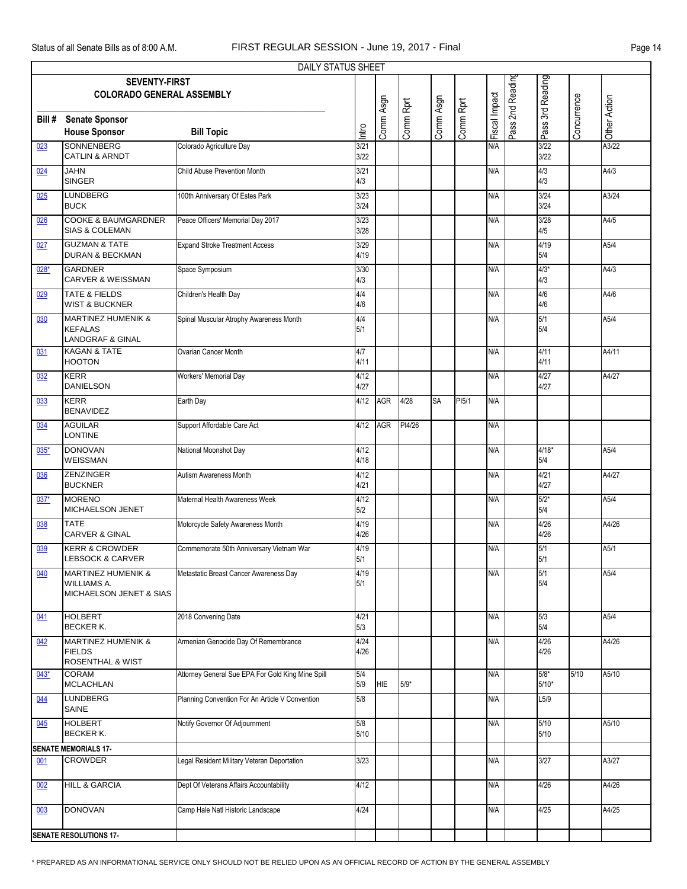DAILY STATUS SHEET

| Bill # | SEVENTY-FIRST COLORADO GENERAL ASSEMBLY Senate Sponsor / House Sponsor | Bill Topic | Intro | Comm Asgn | Comm Rprt | Comm Asgn | Comm Rprt | Fiscal Impact | Pass 2nd Reading | Pass 3rd Reading | Concurrence | Other Action |
|---|---|---|---|---|---|---|---|---|---|---|---|---|
| 023 | SONNENBERG<br>CATLIN & ARNDT | Colorado Agriculture Day | 3/21<br>3/22 | | | | | N/A | | 3/22<br>3/22 | | A3/22 |
| 024 | JAHN<br>SINGER | Child Abuse Prevention Month | 3/21<br>4/3 | | | | | N/A | | 4/3<br>4/3 | | A4/3 |
| 025 | LUNDBERG<br>BUCK | 100th Anniversary Of Estes Park | 3/23<br>3/24 | | | | | N/A | | 3/24<br>3/24 | | A3/24 |
| 026 | COOKE & BAUMGARDNER<br>SIAS & COLEMAN | Peace Officers' Memorial Day 2017 | 3/23<br>3/28 | | | | | N/A | | 3/28<br>4/5 | | A4/5 |
| 027 | GUZMAN & TATE<br>DURAN & BECKMAN | Expand Stroke Treatment Access | 3/29<br>4/19 | | | | | N/A | | 4/19<br>5/4 | | A5/4 |
| 028* | GARDNER<br>CARVER & WEISSMAN | Space Symposium | 3/30<br>4/3 | | | | | N/A | | 4/3*<br>4/3 | | A4/3 |
| 029 | TATE & FIELDS<br>WIST & BUCKNER | Children's Health Day | 4/4<br>4/6 | | | | | N/A | | 4/6<br>4/6 | | A4/6 |
| 030 | MARTINEZ HUMENIK & KEFALAS<br>LANDGRAF & GINAL | Spinal Muscular Atrophy Awareness Month | 4/4<br>5/1 | | | | | N/A | | 5/1<br>5/4 | | A5/4 |
| 031 | KAGAN & TATE<br>HOOTON | Ovarian Cancer Month | 4/7<br>4/11 | | | | | N/A | | 4/11<br>4/11 | | A4/11 |
| 032 | KERR<br>DANIELSON | Workers' Memorial Day | 4/12<br>4/27 | | | | | N/A | | 4/27<br>4/27 | | A4/27 |
| 033 | KERR<br>BENAVIDEZ | Earth Day | 4/12 | AGR | 4/28 | SA | PI5/1 | N/A | | | | |
| 034 | AGUILAR<br>LONTINE | Support Affordable Care Act | 4/12 | AGR | PI4/26 | | | N/A | | | | |
| 035* | DONOVAN<br>WEISSMAN | National Moonshot Day | 4/12<br>4/18 | | | | | N/A | | 4/18*<br>5/4 | | A5/4 |
| 036 | ZENZINGER<br>BUCKNER | Autism Awareness Month | 4/12<br>4/21 | | | | | N/A | | 4/21<br>4/27 | | A4/27 |
| 037* | MORENO<br>MICHAELSON JENET | Maternal Health Awareness Week | 4/12<br>5/2 | | | | | N/A | | 5/2*<br>5/4 | | A5/4 |
| 038 | TATE<br>CARVER & GINAL | Motorcycle Safety Awareness Month | 4/19<br>4/26 | | | | | N/A | | 4/26<br>4/26 | | A4/26 |
| 039 | KERR & CROWDER<br>LEBSOCK & CARVER | Commemorate 50th Anniversary Vietnam War | 4/19<br>5/1 | | | | | N/A | | 5/1<br>5/1 | | A5/1 |
| 040 | MARTINEZ HUMENIK & WILLIAMS A.<br>MICHAELSON JENET & SIAS | Metastatic Breast Cancer Awareness Day | 4/19<br>5/1 | | | | | N/A | | 5/1<br>5/4 | | A5/4 |
| 041 | HOLBERT<br>BECKER K. | 2018 Convening Date | 4/21<br>5/3 | | | | | N/A | | 5/3<br>5/4 | | A5/4 |
| 042 | MARTINEZ HUMENIK & FIELDS<br>ROSENTHAL & WIST | Armenian Genocide Day Of Remembrance | 4/24<br>4/26 | | | | | N/A | | 4/26<br>4/26 | | A4/26 |
| 043* | CORAM<br>MCLACHLAN | Attorney General Sue EPA For Gold King Mine Spill | 5/4<br>5/9 | HIE | 5/9* | | | N/A | | 5/8*<br>5/10* | 5/10 | A5/10 |
| 044 | LUNDBERG<br>SAINE | Planning Convention For An Article V Convention | 5/8 | | | | | N/A | | L5/9 | | |
| 045 | HOLBERT<br>BECKER K. | Notify Governor Of Adjournment | 5/8<br>5/10 | | | | | N/A | | 5/10<br>5/10 | | A5/10 |
| **SENATE MEMORIALS 17-** | | | | | | | | | | | | |
| 001 | CROWDER | Legal Resident Military Veteran Deportation | 3/23 | | | | | N/A | | 3/27 | | A3/27 |
| 002 | HILL & GARCIA | Dept Of Veterans Affairs Accountability | 4/12 | | | | | N/A | | 4/26 | | A4/26 |
| 003 | DONOVAN | Camp Hale Natl Historic Landscape | 4/24 | | | | | N/A | | 4/25 | | A4/25 |
| **SENATE RESOLUTIONS 17-** | | | | | | | | | | | | |

\* PREPARED AS AN INFORMATIONAL SERVICE ONLY SHOULD NOT BE RELIED UPON AS AN OFFICIAL RECORD OF ACTION BY THE GENERAL ASSEMBLY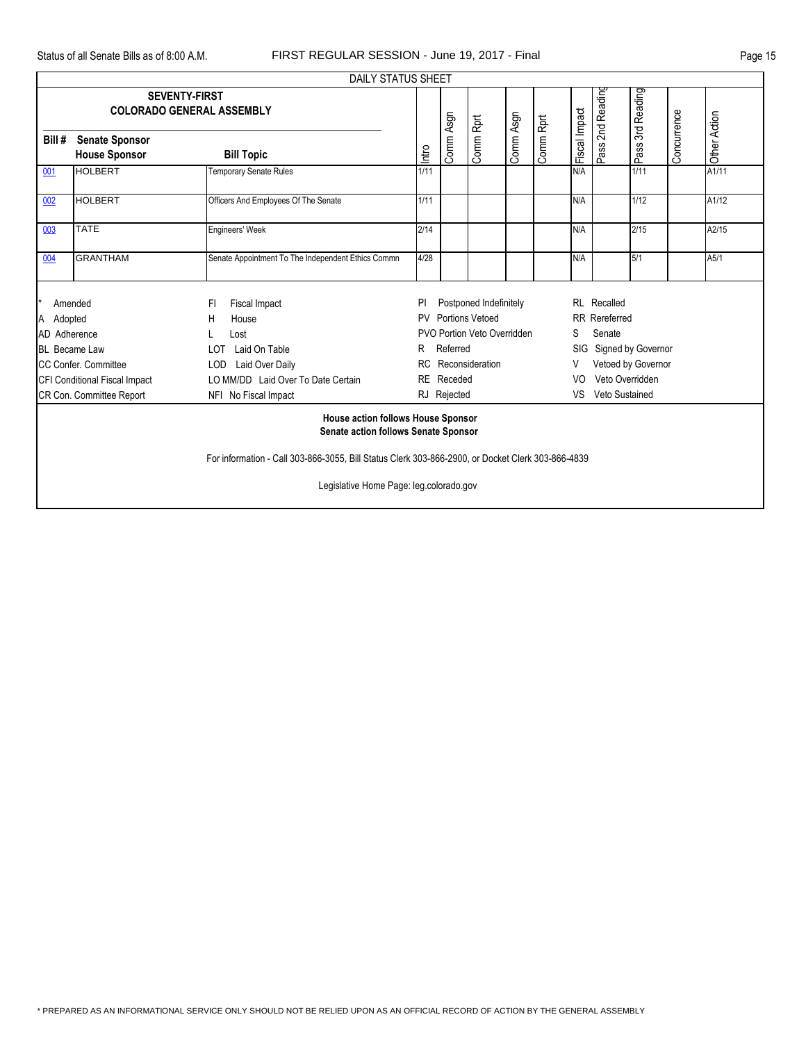| DAILY STATUS SHEET | | | | | | | | | | | | |
|---|---|---|---|---|---|---|---|---|---|---|---|---|
| **SEVENTY-FIRST COLORADO GENERAL ASSEMBLY** | | | | | | | | | | | | |
| **Bill #** | **Senate Sponsor** / **House Sponsor** | **Bill Topic** | Intro | Comm Asgn | Comm Rprt | Comm Asgn | Comm Rprt | Fiscal Impact | Pass 2nd Reading | Pass 3rd Reading | Concurrence | Other Action |
| 001 | HOLBERT | Temporary Senate Rules | 1/11 | | | | | N/A | | 1/11 | | A1/11 |
| 002 | HOLBERT | Officers And Employees Of The Senate | 1/11 | | | | | N/A | | 1/12 | | A1/12 |
| 003 | TATE | Engineers' Week | 2/14 | | | | | N/A | | 2/15 | | A2/15 |
| 004 | GRANTHAM | Senate Appointment To The Independent Ethics Commn | 4/28 | | | | | N/A | | 5/1 | | A5/1 |

| | | | |
|---|---|---|---|
| * Amended | FI Fiscal Impact | PI Postponed Indefinitely | RL Recalled |
| A Adopted | H House | PV Portions Vetoed | RR Rereferred |
| AD Adherence | L Lost | PVO Portion Veto Overridden | S Senate |
| BL Became Law | LOT Laid On Table | R Referred | SIG Signed by Governor |
| CC Confer. Committee | LOD Laid Over Daily | RC Reconsideration | V Vetoed by Governor |
| CFI Conditional Fiscal Impact | LO MM/DD Laid Over To Date Certain | RE Receded | VO Veto Overridden |
| CR Con. Committee Report | NFI No Fiscal Impact | RJ Rejected | VS Veto Sustained |

**House action follows House Sponsor**
**Senate action follows Senate Sponsor**

For information - Call 303-866-3055, Bill Status Clerk 303-866-2900, or Docket Clerk 303-866-4839

Legislative Home Page: leg.colorado.gov

* PREPARED AS AN INFORMATIONAL SERVICE ONLY SHOULD NOT BE RELIED UPON AS AN OFFICIAL RECORD OF ACTION BY THE GENERAL ASSEMBLY